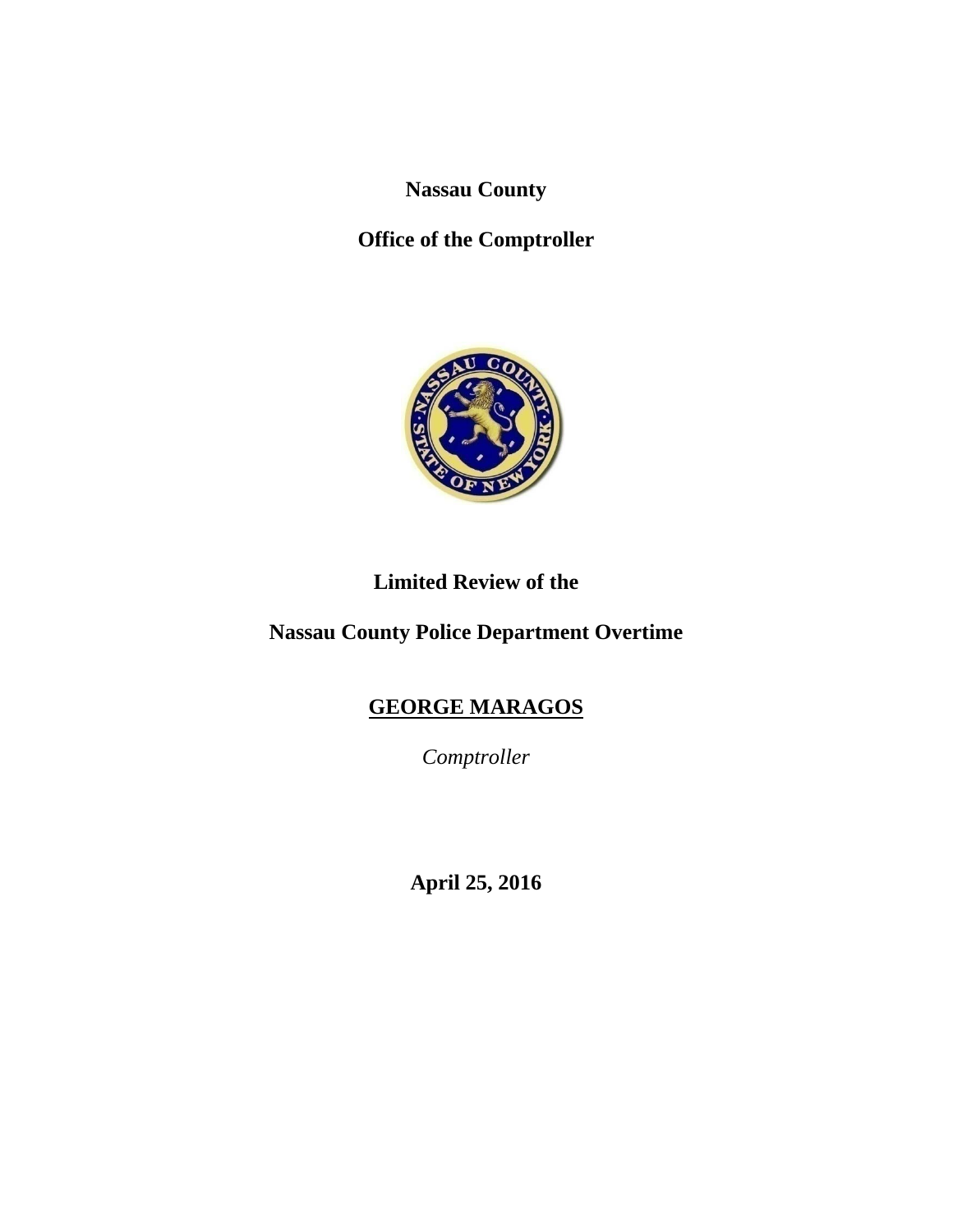**Nassau County**

**Office of the Comptroller**

**Limited Review of the**

**Nassau County Police Department Overtime**

**GEORGE MARAGOS**

*Comptroller*

**April 25, 2016**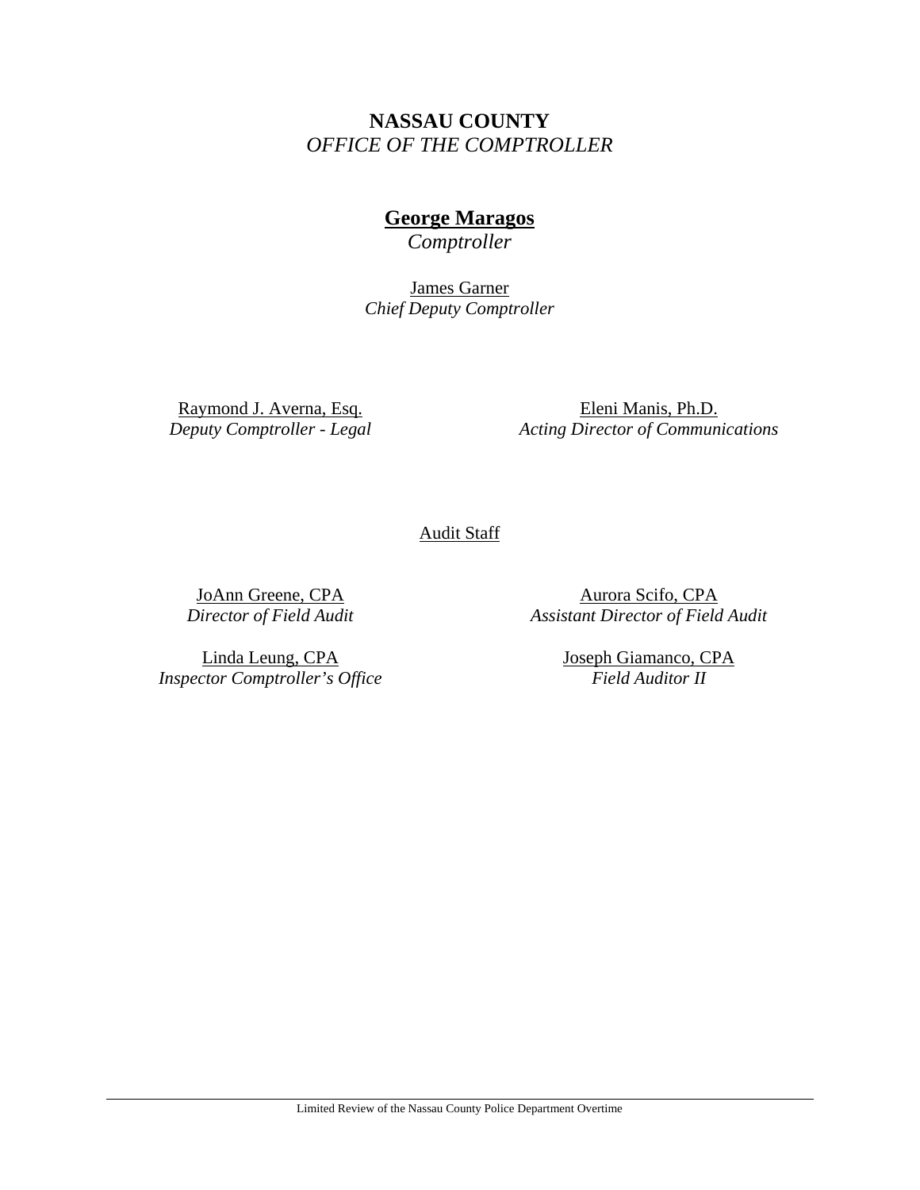**NASSAU COUNTY**
*OFFICE OF THE COMPTROLLER*

**George Maragos**
*Comptroller*

James Garner
*Chief Deputy Comptroller*

Raymond J. Averna, Esq.
*Deputy Comptroller - Legal*

Eleni Manis, Ph.D.
*Acting Director of Communications*

Audit Staff

JoAnn Greene, CPA
*Director of Field Audit*

Aurora Scifo, CPA
*Assistant Director of Field Audit*

Linda Leung, CPA
*Inspector Comptroller's Office*

Joseph Giamanco, CPA
*Field Auditor II*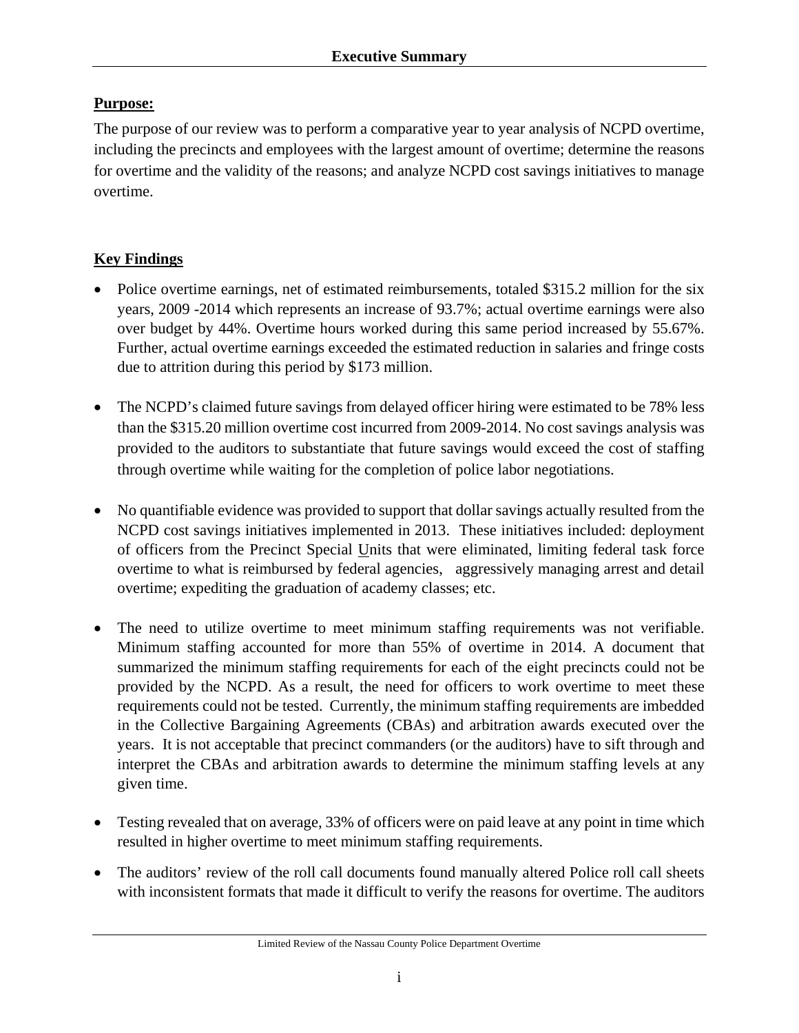# Executive Summary

**Purpose:**

The purpose of our review was to perform a comparative year to year analysis of NCPD overtime, including the precincts and employees with the largest amount of overtime; determine the reasons for overtime and the validity of the reasons; and analyze NCPD cost savings initiatives to manage overtime.

**Key Findings**

- Police overtime earnings, net of estimated reimbursements, totaled $315.2 million for the six years, 2009 -2014 which represents an increase of 93.7%; actual overtime earnings were also over budget by 44%. Overtime hours worked during this same period increased by 55.67%. Further, actual overtime earnings exceeded the estimated reduction in salaries and fringe costs due to attrition during this period by $173 million.

- The NCPD's claimed future savings from delayed officer hiring were estimated to be 78% less than the $315.20 million overtime cost incurred from 2009-2014. No cost savings analysis was provided to the auditors to substantiate that future savings would exceed the cost of staffing through overtime while waiting for the completion of police labor negotiations.

- No quantifiable evidence was provided to support that dollar savings actually resulted from the NCPD cost savings initiatives implemented in 2013. These initiatives included: deployment of officers from the Precinct Special Units that were eliminated, limiting federal task force overtime to what is reimbursed by federal agencies, aggressively managing arrest and detail overtime; expediting the graduation of academy classes; etc.

- The need to utilize overtime to meet minimum staffing requirements was not verifiable. Minimum staffing accounted for more than 55% of overtime in 2014. A document that summarized the minimum staffing requirements for each of the eight precincts could not be provided by the NCPD. As a result, the need for officers to work overtime to meet these requirements could not be tested. Currently, the minimum staffing requirements are imbedded in the Collective Bargaining Agreements (CBAs) and arbitration awards executed over the years. It is not acceptable that precinct commanders (or the auditors) have to sift through and interpret the CBAs and arbitration awards to determine the minimum staffing levels at any given time.

- Testing revealed that on average, 33% of officers were on paid leave at any point in time which resulted in higher overtime to meet minimum staffing requirements.

- The auditors' review of the roll call documents found manually altered Police roll call sheets with inconsistent formats that made it difficult to verify the reasons for overtime. The auditors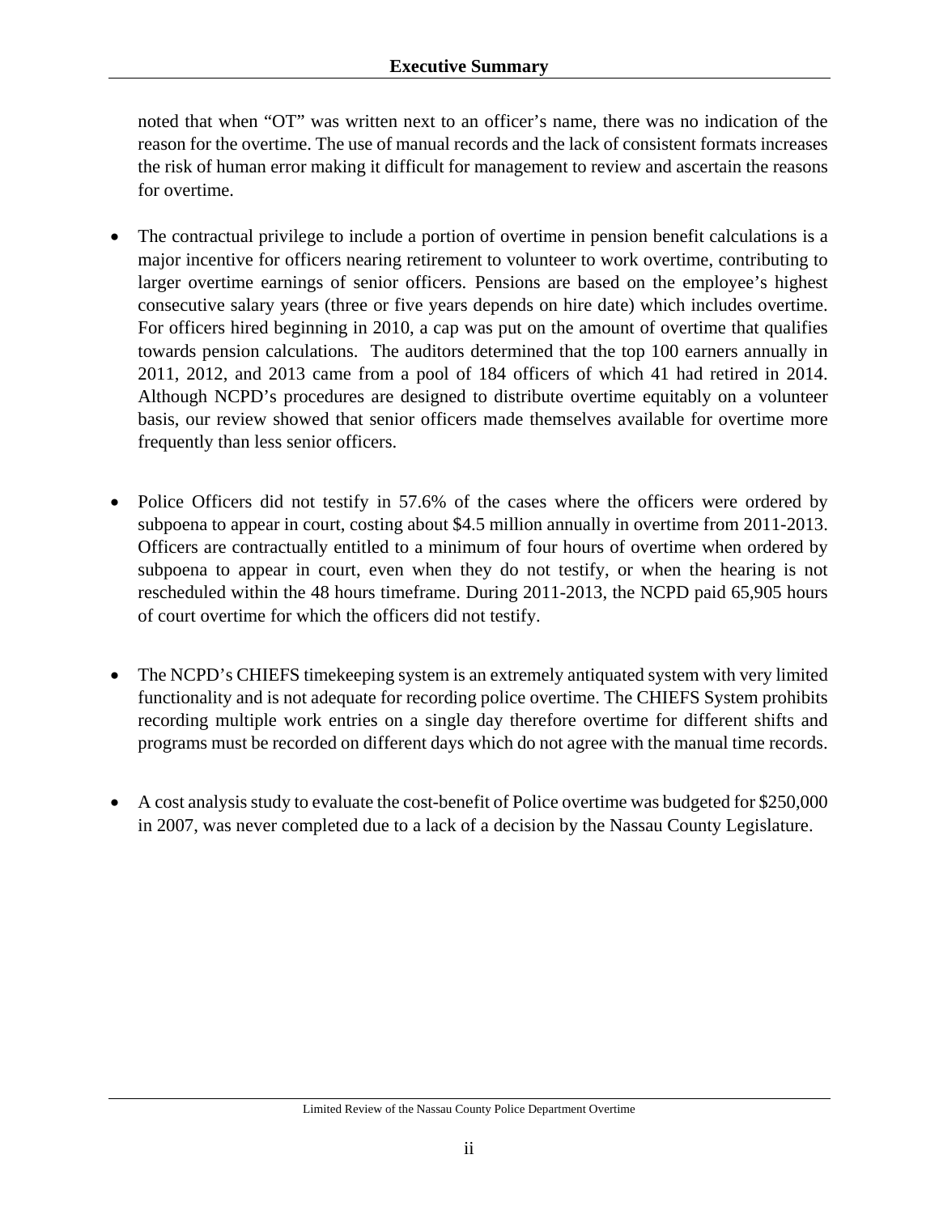noted that when "OT" was written next to an officer's name, there was no indication of the reason for the overtime. The use of manual records and the lack of consistent formats increases the risk of human error making it difficult for management to review and ascertain the reasons for overtime.

- The contractual privilege to include a portion of overtime in pension benefit calculations is a major incentive for officers nearing retirement to volunteer to work overtime, contributing to larger overtime earnings of senior officers. Pensions are based on the employee's highest consecutive salary years (three or five years depends on hire date) which includes overtime. For officers hired beginning in 2010, a cap was put on the amount of overtime that qualifies towards pension calculations. The auditors determined that the top 100 earners annually in 2011, 2012, and 2013 came from a pool of 184 officers of which 41 had retired in 2014. Although NCPD's procedures are designed to distribute overtime equitably on a volunteer basis, our review showed that senior officers made themselves available for overtime more frequently than less senior officers.

- Police Officers did not testify in 57.6% of the cases where the officers were ordered by subpoena to appear in court, costing about $4.5 million annually in overtime from 2011-2013. Officers are contractually entitled to a minimum of four hours of overtime when ordered by subpoena to appear in court, even when they do not testify, or when the hearing is not rescheduled within the 48 hours timeframe. During 2011-2013, the NCPD paid 65,905 hours of court overtime for which the officers did not testify.

- The NCPD's CHIEFS timekeeping system is an extremely antiquated system with very limited functionality and is not adequate for recording police overtime. The CHIEFS System prohibits recording multiple work entries on a single day therefore overtime for different shifts and programs must be recorded on different days which do not agree with the manual time records.

- A cost analysis study to evaluate the cost-benefit of Police overtime was budgeted for $250,000 in 2007, was never completed due to a lack of a decision by the Nassau County Legislature.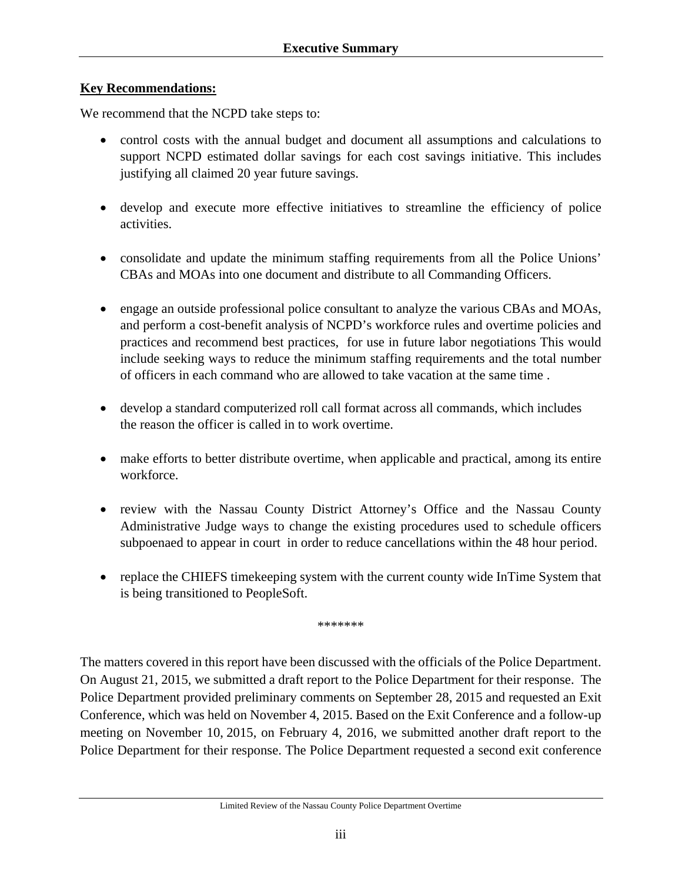**Key Recommendations:**

We recommend that the NCPD take steps to:

- control costs with the annual budget and document all assumptions and calculations to support NCPD estimated dollar savings for each cost savings initiative. This includes justifying all claimed 20 year future savings.

- develop and execute more effective initiatives to streamline the efficiency of police activities.

- consolidate and update the minimum staffing requirements from all the Police Unions' CBAs and MOAs into one document and distribute to all Commanding Officers.

- engage an outside professional police consultant to analyze the various CBAs and MOAs, and perform a cost-benefit analysis of NCPD's workforce rules and overtime policies and practices and recommend best practices, for use in future labor negotiations This would include seeking ways to reduce the minimum staffing requirements and the total number of officers in each command who are allowed to take vacation at the same time .

- develop a standard computerized roll call format across all commands, which includes the reason the officer is called in to work overtime.

- make efforts to better distribute overtime, when applicable and practical, among its entire workforce.

- review with the Nassau County District Attorney's Office and the Nassau County Administrative Judge ways to change the existing procedures used to schedule officers subpoenaed to appear in court in order to reduce cancellations within the 48 hour period.

- replace the CHIEFS timekeeping system with the current county wide InTime System that is being transitioned to PeopleSoft.

\*\*\*\*\*\*\*

The matters covered in this report have been discussed with the officials of the Police Department. On August 21, 2015, we submitted a draft report to the Police Department for their response. The Police Department provided preliminary comments on September 28, 2015 and requested an Exit Conference, which was held on November 4, 2015. Based on the Exit Conference and a follow-up meeting on November 10, 2015, on February 4, 2016, we submitted another draft report to the Police Department for their response. The Police Department requested a second exit conference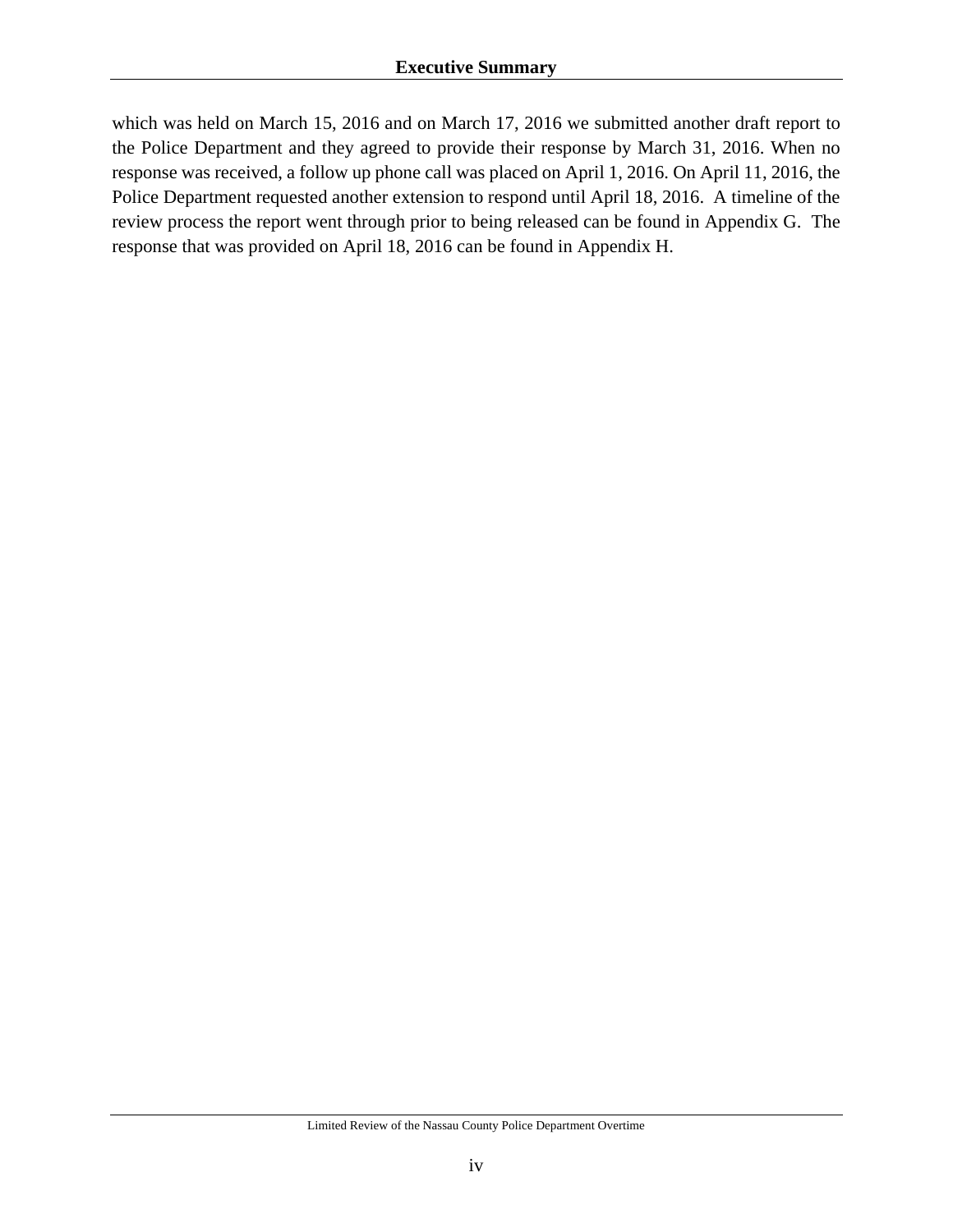which was held on March 15, 2016 and on March 17, 2016 we submitted another draft report to the Police Department and they agreed to provide their response by March 31, 2016. When no response was received, a follow up phone call was placed on April 1, 2016. On April 11, 2016, the Police Department requested another extension to respond until April 18, 2016. A timeline of the review process the report went through prior to being released can be found in Appendix G. The response that was provided on April 18, 2016 can be found in Appendix H.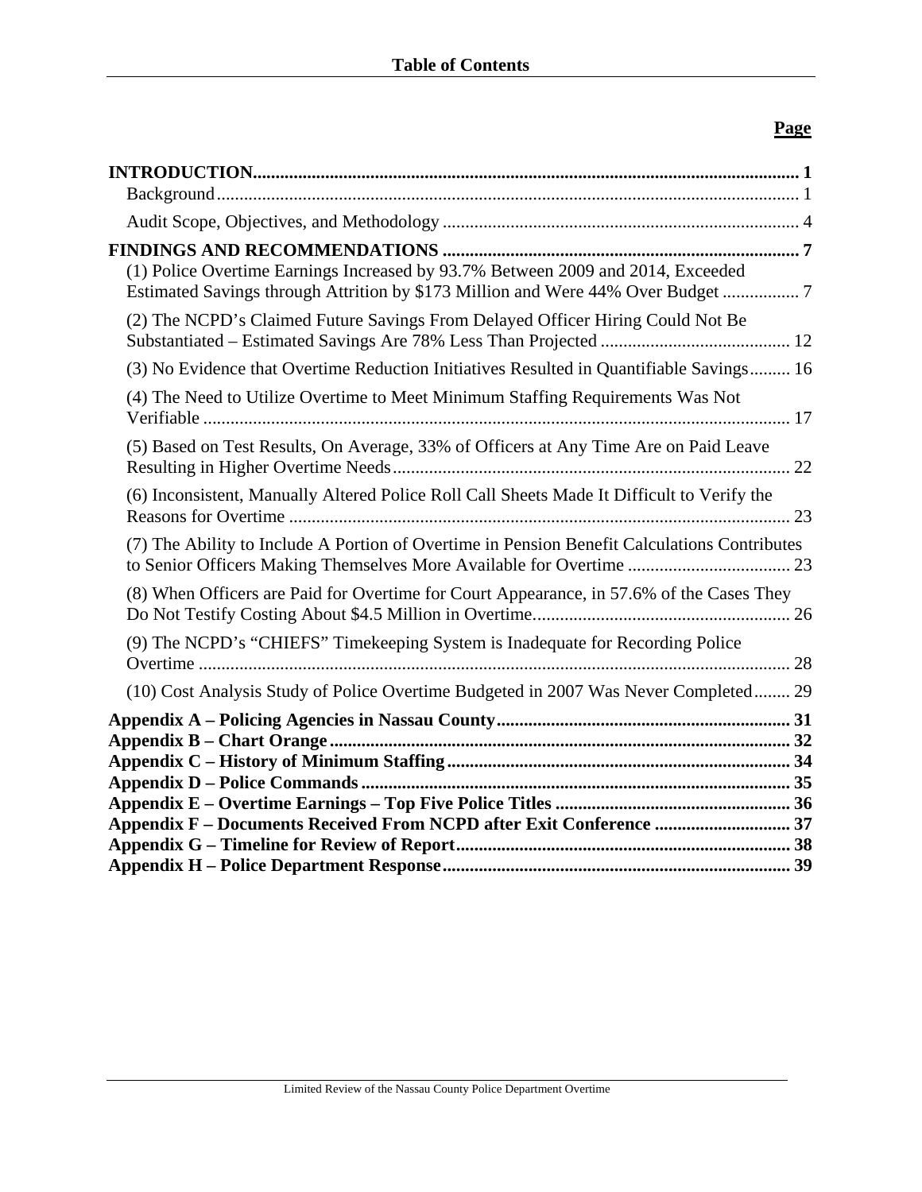# Table of Contents

| | **Page** |
|---|---|
| **INTRODUCTION** | **1** |
| Background | 1 |
| Audit Scope, Objectives, and Methodology | 4 |
| **FINDINGS AND RECOMMENDATIONS** | **7** |
| (1) Police Overtime Earnings Increased by 93.7% Between 2009 and 2014, Exceeded Estimated Savings through Attrition by $173 Million and Were 44% Over Budget | 7 |
| (2) The NCPD's Claimed Future Savings From Delayed Officer Hiring Could Not Be Substantiated – Estimated Savings Are 78% Less Than Projected | 12 |
| (3) No Evidence that Overtime Reduction Initiatives Resulted in Quantifiable Savings | 16 |
| (4) The Need to Utilize Overtime to Meet Minimum Staffing Requirements Was Not Verifiable | 17 |
| (5) Based on Test Results, On Average, 33% of Officers at Any Time Are on Paid Leave Resulting in Higher Overtime Needs | 22 |
| (6) Inconsistent, Manually Altered Police Roll Call Sheets Made It Difficult to Verify the Reasons for Overtime | 23 |
| (7) The Ability to Include A Portion of Overtime in Pension Benefit Calculations Contributes to Senior Officers Making Themselves More Available for Overtime | 23 |
| (8) When Officers are Paid for Overtime for Court Appearance, in 57.6% of the Cases They Do Not Testify Costing About $4.5 Million in Overtime | 26 |
| (9) The NCPD's "CHIEFS" Timekeeping System is Inadequate for Recording Police Overtime | 28 |
| (10) Cost Analysis Study of Police Overtime Budgeted in 2007 Was Never Completed | 29 |
| **Appendix A – Policing Agencies in Nassau County** | **31** |
| **Appendix B – Chart Orange** | **32** |
| **Appendix C – History of Minimum Staffing** | **34** |
| **Appendix D – Police Commands** | **35** |
| **Appendix E – Overtime Earnings – Top Five Police Titles** | **36** |
| **Appendix F – Documents Received From NCPD after Exit Conference** | **37** |
| **Appendix G – Timeline for Review of Report** | **38** |
| **Appendix H – Police Department Response** | **39** |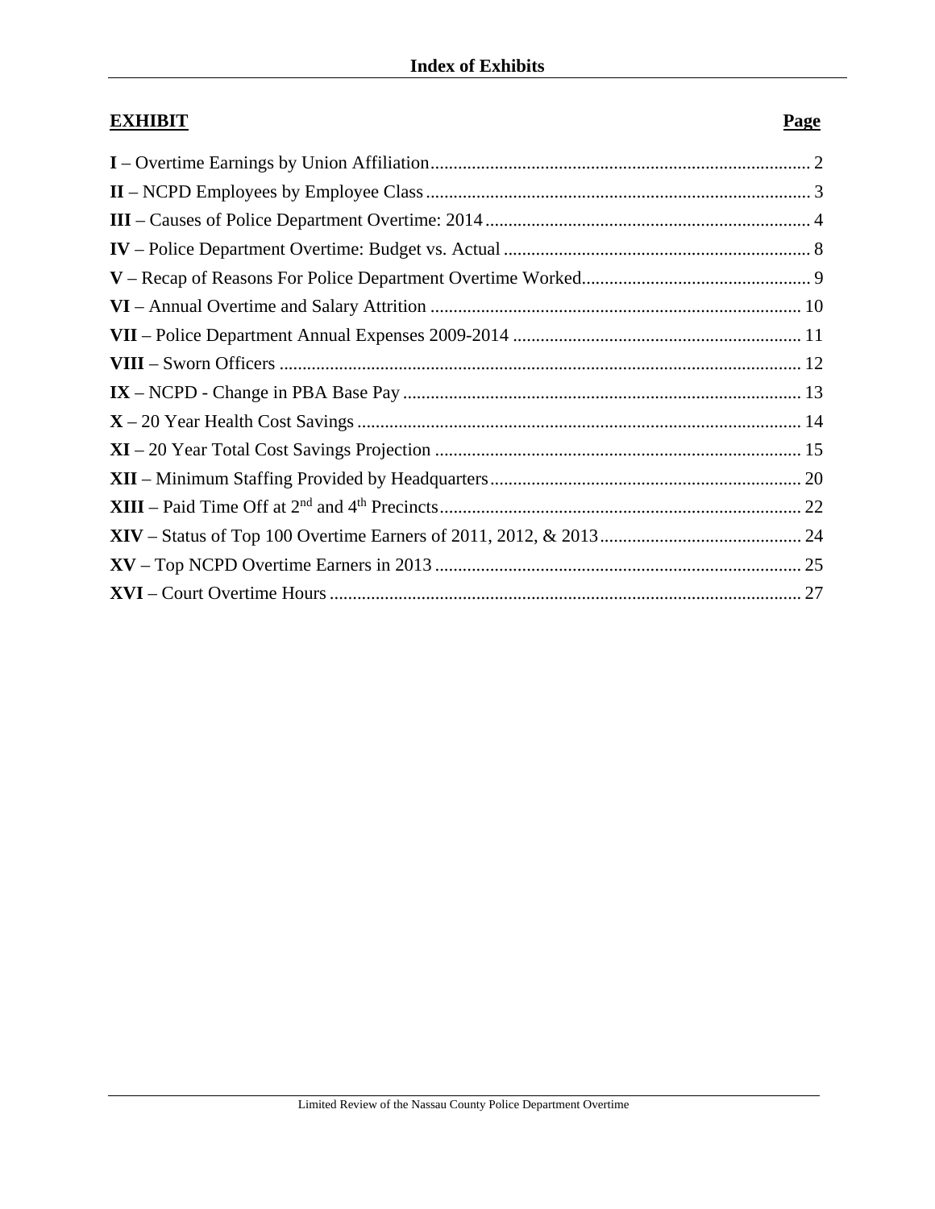# Index of Exhibits

| **EXHIBIT** | **Page** |
|---|---|
| **I** – Overtime Earnings by Union Affiliation | 2 |
| **II** – NCPD Employees by Employee Class | 3 |
| **III** – Causes of Police Department Overtime: 2014 | 4 |
| **IV** – Police Department Overtime: Budget vs. Actual | 8 |
| **V** – Recap of Reasons For Police Department Overtime Worked | 9 |
| **VI** – Annual Overtime and Salary Attrition | 10 |
| **VII** – Police Department Annual Expenses 2009-2014 | 11 |
| **VIII** – Sworn Officers | 12 |
| **IX** – NCPD - Change in PBA Base Pay | 13 |
| **X** – 20 Year Health Cost Savings | 14 |
| **XI** – 20 Year Total Cost Savings Projection | 15 |
| **XII** – Minimum Staffing Provided by Headquarters | 20 |
| **XIII** – Paid Time Off at 2nd and 4th Precincts | 22 |
| **XIV** – Status of Top 100 Overtime Earners of 2011, 2012, & 2013 | 24 |
| **XV** – Top NCPD Overtime Earners in 2013 | 25 |
| **XVI** – Court Overtime Hours | 27 |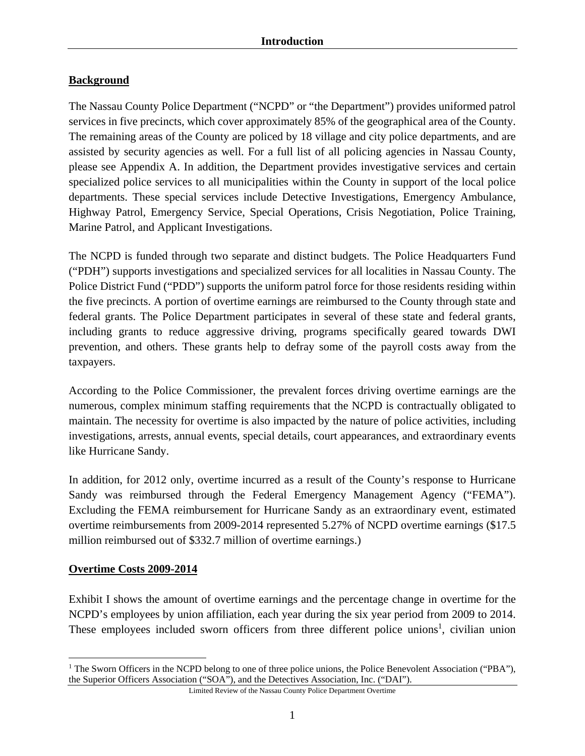# Introduction

## Background

The Nassau County Police Department ("NCPD" or "the Department") provides uniformed patrol services in five precincts, which cover approximately 85% of the geographical area of the County. The remaining areas of the County are policed by 18 village and city police departments, and are assisted by security agencies as well. For a full list of all policing agencies in Nassau County, please see Appendix A. In addition, the Department provides investigative services and certain specialized police services to all municipalities within the County in support of the local police departments. These special services include Detective Investigations, Emergency Ambulance, Highway Patrol, Emergency Service, Special Operations, Crisis Negotiation, Police Training, Marine Patrol, and Applicant Investigations.

The NCPD is funded through two separate and distinct budgets. The Police Headquarters Fund ("PDH") supports investigations and specialized services for all localities in Nassau County. The Police District Fund ("PDD") supports the uniform patrol force for those residents residing within the five precincts. A portion of overtime earnings are reimbursed to the County through state and federal grants. The Police Department participates in several of these state and federal grants, including grants to reduce aggressive driving, programs specifically geared towards DWI prevention, and others. These grants help to defray some of the payroll costs away from the taxpayers.

According to the Police Commissioner, the prevalent forces driving overtime earnings are the numerous, complex minimum staffing requirements that the NCPD is contractually obligated to maintain. The necessity for overtime is also impacted by the nature of police activities, including investigations, arrests, annual events, special details, court appearances, and extraordinary events like Hurricane Sandy.

In addition, for 2012 only, overtime incurred as a result of the County's response to Hurricane Sandy was reimbursed through the Federal Emergency Management Agency ("FEMA"). Excluding the FEMA reimbursement for Hurricane Sandy as an extraordinary event, estimated overtime reimbursements from 2009-2014 represented 5.27% of NCPD overtime earnings ($17.5 million reimbursed out of $332.7 million of overtime earnings.)

## Overtime Costs 2009-2014

Exhibit I shows the amount of overtime earnings and the percentage change in overtime for the NCPD's employees by union affiliation, each year during the six year period from 2009 to 2014. These employees included sworn officers from three different police unions[1], civilian union

[1] The Sworn Officers in the NCPD belong to one of three police unions, the Police Benevolent Association ("PBA"), the Superior Officers Association ("SOA"), and the Detectives Association, Inc. ("DAI").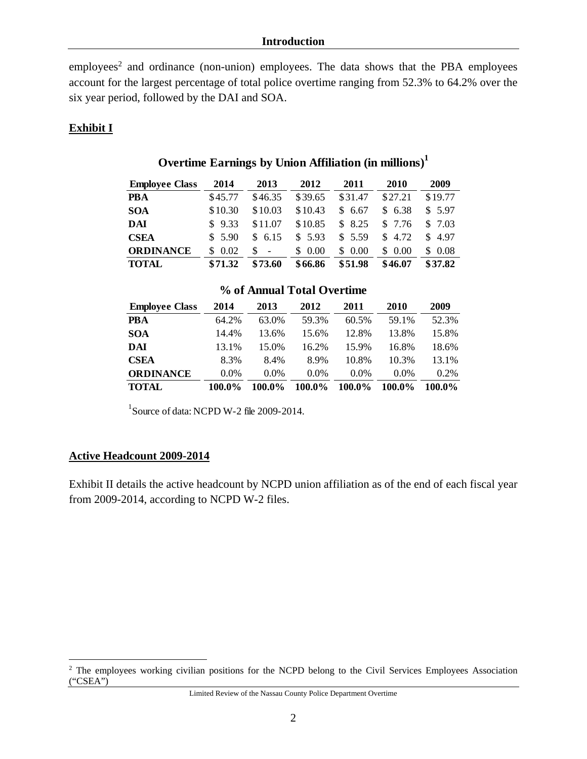employees[2] and ordinance (non-union) employees. The data shows that the PBA employees account for the largest percentage of total police overtime ranging from 52.3% to 64.2% over the six year period, followed by the DAI and SOA.

**Exhibit I**

**Overtime Earnings by Union Affiliation (in millions)[1]**

| Employee Class | 2014 | 2013 | 2012 | 2011 | 2010 | 2009 |
|---|---|---|---|---|---|---|
| **PBA** | $45.77 | $46.35 | $39.65 | $31.47 | $27.21 | $19.77 |
| **SOA** | $10.30 | $10.03 | $10.43 | $ 6.67 | $ 6.38 | $ 5.97 |
| **DAI** | $ 9.33 | $11.07 | $10.85 | $ 8.25 | $ 7.76 | $ 7.03 |
| **CSEA** | $ 5.90 | $ 6.15 | $ 5.93 | $ 5.59 | $ 4.72 | $ 4.97 |
| **ORDINANCE** | $ 0.02 | $ - | $ 0.00 | $ 0.00 | $ 0.00 | $ 0.08 |
| **TOTAL** | **$71.32** | **$73.60** | **$66.86** | **$51.98** | **$46.07** | **$37.82** |

**% of Annual Total Overtime**

| Employee Class | 2014 | 2013 | 2012 | 2011 | 2010 | 2009 |
|---|---|---|---|---|---|---|
| **PBA** | 64.2% | 63.0% | 59.3% | 60.5% | 59.1% | 52.3% |
| **SOA** | 14.4% | 13.6% | 15.6% | 12.8% | 13.8% | 15.8% |
| **DAI** | 13.1% | 15.0% | 16.2% | 15.9% | 16.8% | 18.6% |
| **CSEA** | 8.3% | 8.4% | 8.9% | 10.8% | 10.3% | 13.1% |
| **ORDINANCE** | 0.0% | 0.0% | 0.0% | 0.0% | 0.0% | 0.2% |
| **TOTAL** | **100.0%** | **100.0%** | **100.0%** | **100.0%** | **100.0%** | **100.0%** |

[1]Source of data: NCPD W-2 file 2009-2014.

**Active Headcount 2009-2014**

Exhibit II details the active headcount by NCPD union affiliation as of the end of each fiscal year from 2009-2014, according to NCPD W-2 files.

[2] The employees working civilian positions for the NCPD belong to the Civil Services Employees Association ("CSEA")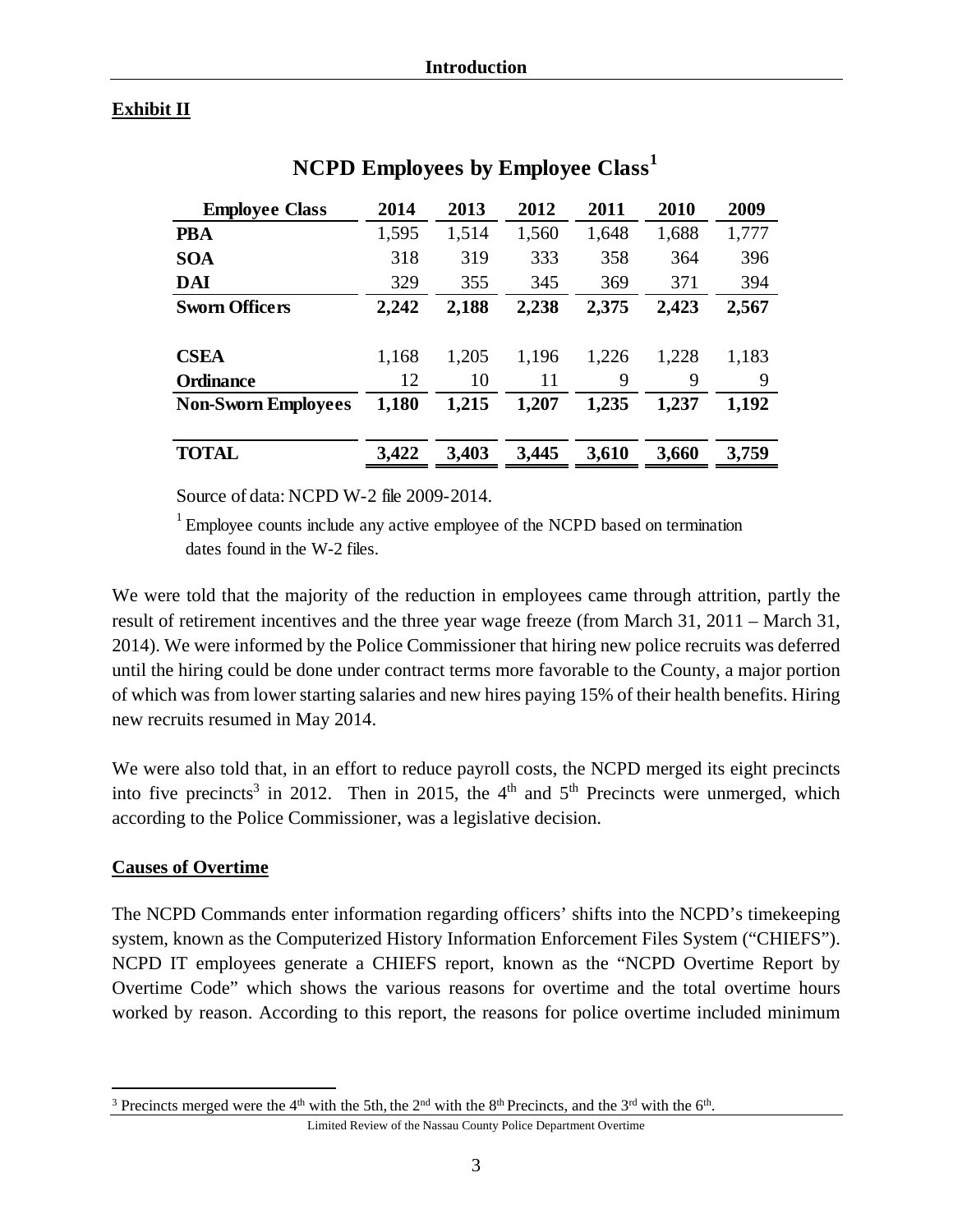**Exhibit II**

## NCPD Employees by Employee Class[1]

| Employee Class | 2014 | 2013 | 2012 | 2011 | 2010 | 2009 |
|---|---|---|---|---|---|---|
| **PBA** | 1,595 | 1,514 | 1,560 | 1,648 | 1,688 | 1,777 |
| **SOA** | 318 | 319 | 333 | 358 | 364 | 396 |
| **DAI** | 329 | 355 | 345 | 369 | 371 | 394 |
| **Sworn Officers** | **2,242** | **2,188** | **2,238** | **2,375** | **2,423** | **2,567** |
| **CSEA** | 1,168 | 1,205 | 1,196 | 1,226 | 1,228 | 1,183 |
| **Ordinance** | 12 | 10 | 11 | 9 | 9 | 9 |
| **Non-Sworn Employees** | **1,180** | **1,215** | **1,207** | **1,235** | **1,237** | **1,192** |
| **TOTAL** | **3,422** | **3,403** | **3,445** | **3,610** | **3,660** | **3,759** |

Source of data: NCPD W-2 file 2009-2014.

[1] Employee counts include any active employee of the NCPD based on termination dates found in the W-2 files.

We were told that the majority of the reduction in employees came through attrition, partly the result of retirement incentives and the three year wage freeze (from March 31, 2011 – March 31, 2014). We were informed by the Police Commissioner that hiring new police recruits was deferred until the hiring could be done under contract terms more favorable to the County, a major portion of which was from lower starting salaries and new hires paying 15% of their health benefits. Hiring new recruits resumed in May 2014.

We were also told that, in an effort to reduce payroll costs, the NCPD merged its eight precincts into five precincts[3] in 2012. Then in 2015, the 4th and 5th Precincts were unmerged, which according to the Police Commissioner, was a legislative decision.

**Causes of Overtime**

The NCPD Commands enter information regarding officers' shifts into the NCPD's timekeeping system, known as the Computerized History Information Enforcement Files System ("CHIEFS"). NCPD IT employees generate a CHIEFS report, known as the "NCPD Overtime Report by Overtime Code" which shows the various reasons for overtime and the total overtime hours worked by reason. According to this report, the reasons for police overtime included minimum

[3] Precincts merged were the 4th with the 5th, the 2nd with the 8th Precincts, and the 3rd with the 6th.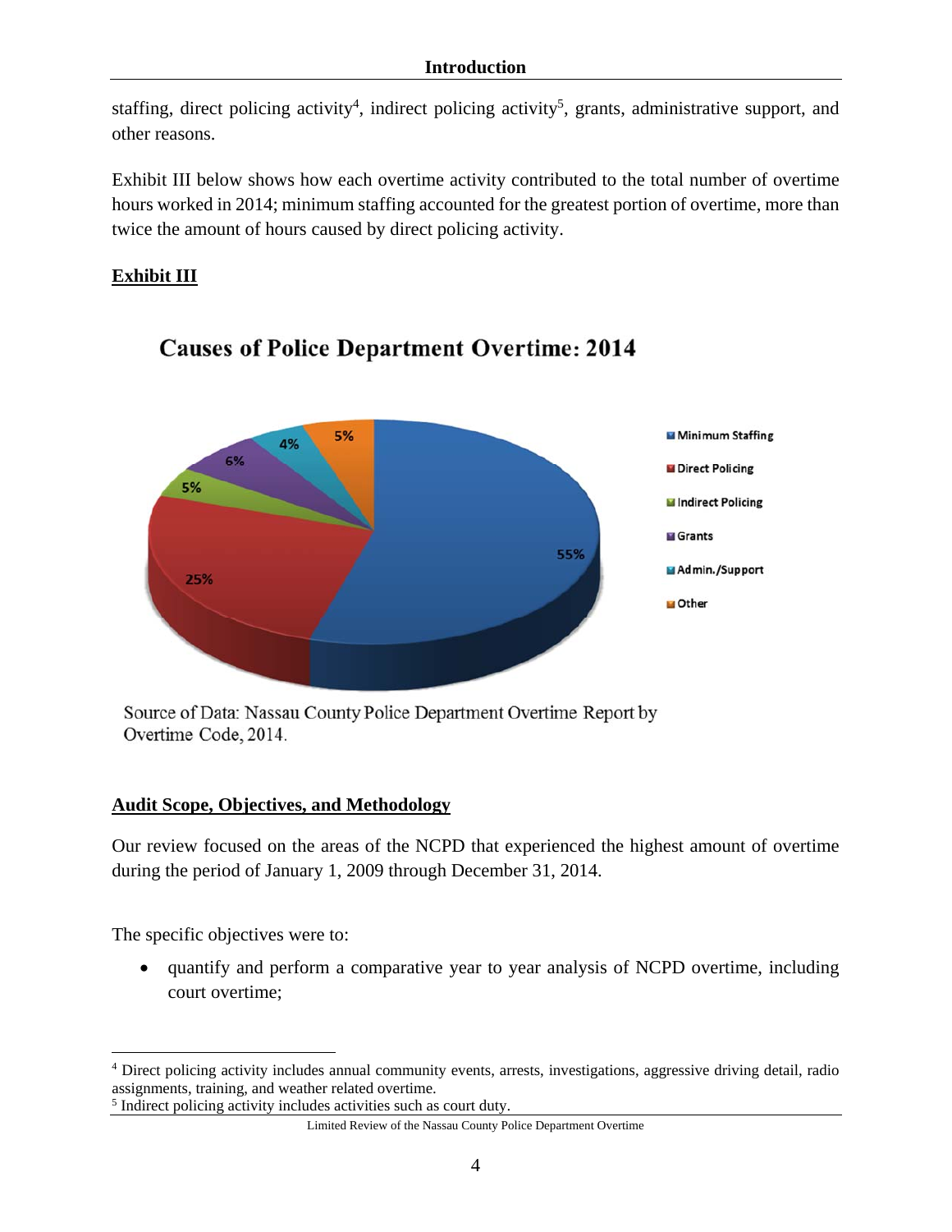staffing, direct policing activity[4], indirect policing activity[5], grants, administrative support, and other reasons.

Exhibit III below shows how each overtime activity contributed to the total number of overtime hours worked in 2014; minimum staffing accounted for the greatest portion of overtime, more than twice the amount of hours caused by direct policing activity.

**Exhibit III**

**Causes of Police Department Overtime: 2014**

| Cause | Percentage |
|---|---|
| Minimum Staffing | 55% |
| Direct Policing | 25% |
| Indirect Policing | 5% |
| Grants | 6% |
| Admin./Support | 4% |
| Other | 5% |

Source of Data: Nassau County Police Department Overtime Report by Overtime Code, 2014.

**Audit Scope, Objectives, and Methodology**

Our review focused on the areas of the NCPD that experienced the highest amount of overtime during the period of January 1, 2009 through December 31, 2014.

The specific objectives were to:

- quantify and perform a comparative year to year analysis of NCPD overtime, including court overtime;

[4] Direct policing activity includes annual community events, arrests, investigations, aggressive driving detail, radio assignments, training, and weather related overtime.

[5] Indirect policing activity includes activities such as court duty.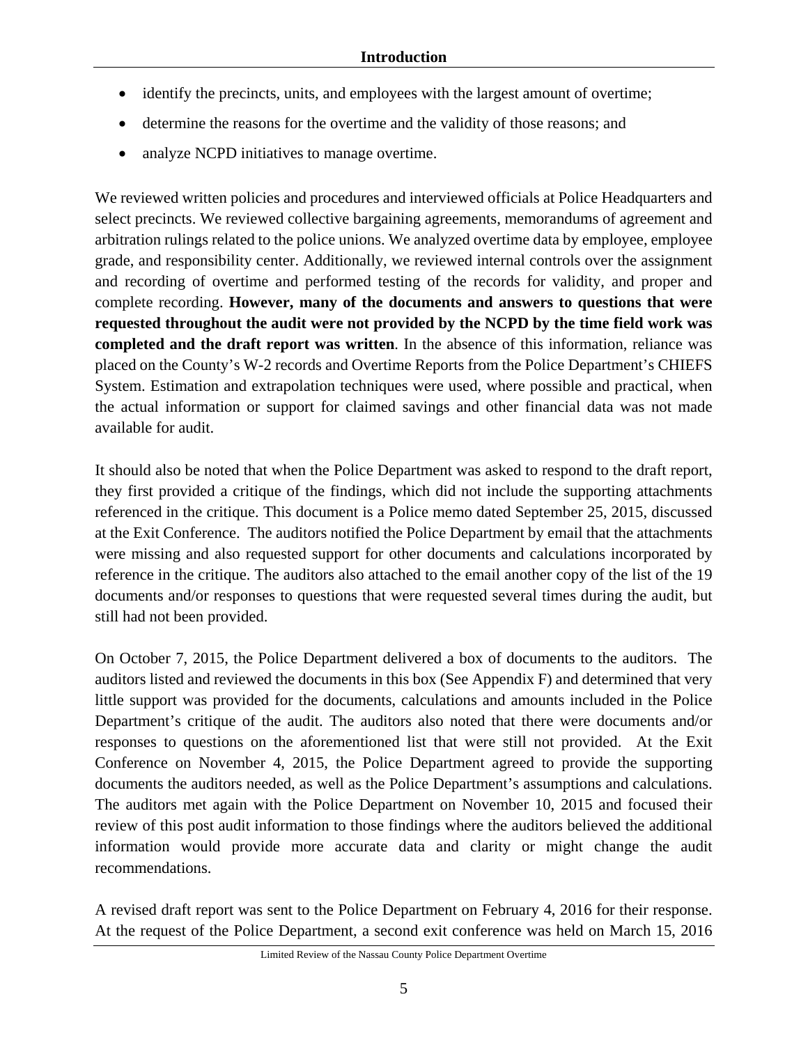- identify the precincts, units, and employees with the largest amount of overtime;
- determine the reasons for the overtime and the validity of those reasons; and
- analyze NCPD initiatives to manage overtime.

We reviewed written policies and procedures and interviewed officials at Police Headquarters and select precincts. We reviewed collective bargaining agreements, memorandums of agreement and arbitration rulings related to the police unions. We analyzed overtime data by employee, employee grade, and responsibility center. Additionally, we reviewed internal controls over the assignment and recording of overtime and performed testing of the records for validity, and proper and complete recording. **However, many of the documents and answers to questions that were requested throughout the audit were not provided by the NCPD by the time field work was completed and the draft report was written**. In the absence of this information, reliance was placed on the County's W-2 records and Overtime Reports from the Police Department's CHIEFS System. Estimation and extrapolation techniques were used, where possible and practical, when the actual information or support for claimed savings and other financial data was not made available for audit.

It should also be noted that when the Police Department was asked to respond to the draft report, they first provided a critique of the findings, which did not include the supporting attachments referenced in the critique. This document is a Police memo dated September 25, 2015, discussed at the Exit Conference. The auditors notified the Police Department by email that the attachments were missing and also requested support for other documents and calculations incorporated by reference in the critique. The auditors also attached to the email another copy of the list of the 19 documents and/or responses to questions that were requested several times during the audit, but still had not been provided.

On October 7, 2015, the Police Department delivered a box of documents to the auditors. The auditors listed and reviewed the documents in this box (See Appendix F) and determined that very little support was provided for the documents, calculations and amounts included in the Police Department's critique of the audit. The auditors also noted that there were documents and/or responses to questions on the aforementioned list that were still not provided. At the Exit Conference on November 4, 2015, the Police Department agreed to provide the supporting documents the auditors needed, as well as the Police Department's assumptions and calculations. The auditors met again with the Police Department on November 10, 2015 and focused their review of this post audit information to those findings where the auditors believed the additional information would provide more accurate data and clarity or might change the audit recommendations.

A revised draft report was sent to the Police Department on February 4, 2016 for their response. At the request of the Police Department, a second exit conference was held on March 15, 2016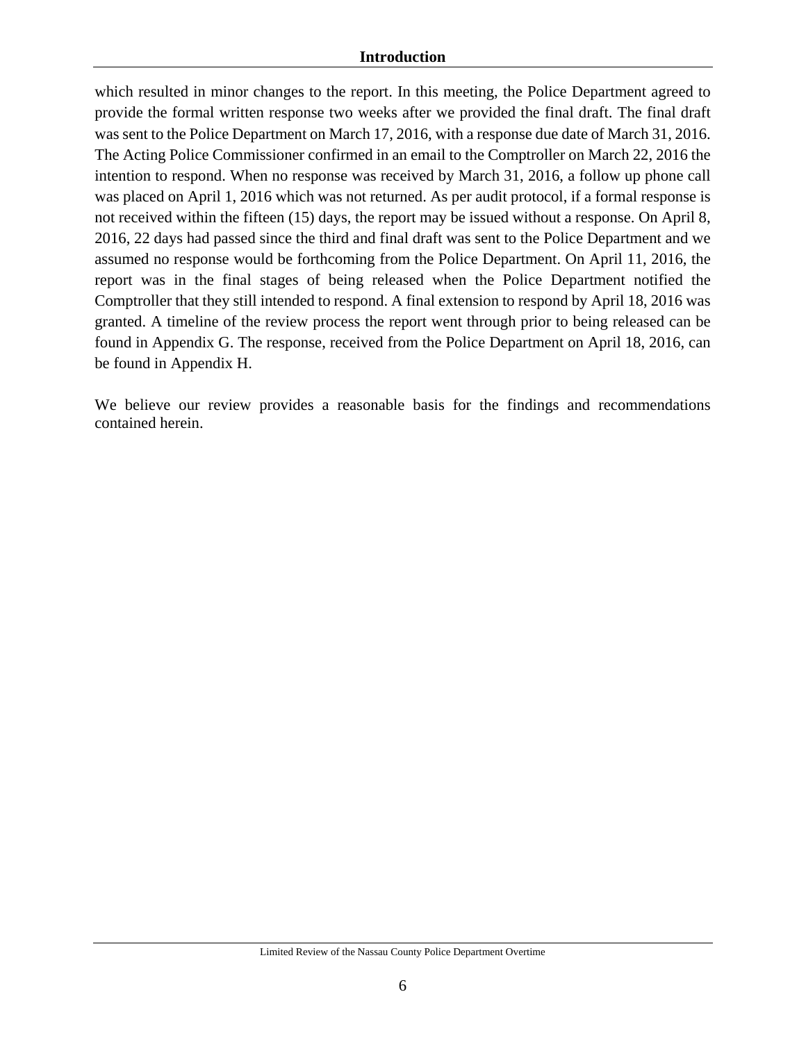which resulted in minor changes to the report. In this meeting, the Police Department agreed to provide the formal written response two weeks after we provided the final draft. The final draft was sent to the Police Department on March 17, 2016, with a response due date of March 31, 2016. The Acting Police Commissioner confirmed in an email to the Comptroller on March 22, 2016 the intention to respond. When no response was received by March 31, 2016, a follow up phone call was placed on April 1, 2016 which was not returned. As per audit protocol, if a formal response is not received within the fifteen (15) days, the report may be issued without a response. On April 8, 2016, 22 days had passed since the third and final draft was sent to the Police Department and we assumed no response would be forthcoming from the Police Department. On April 11, 2016, the report was in the final stages of being released when the Police Department notified the Comptroller that they still intended to respond. A final extension to respond by April 18, 2016 was granted. A timeline of the review process the report went through prior to being released can be found in Appendix G. The response, received from the Police Department on April 18, 2016, can be found in Appendix H.

We believe our review provides a reasonable basis for the findings and recommendations contained herein.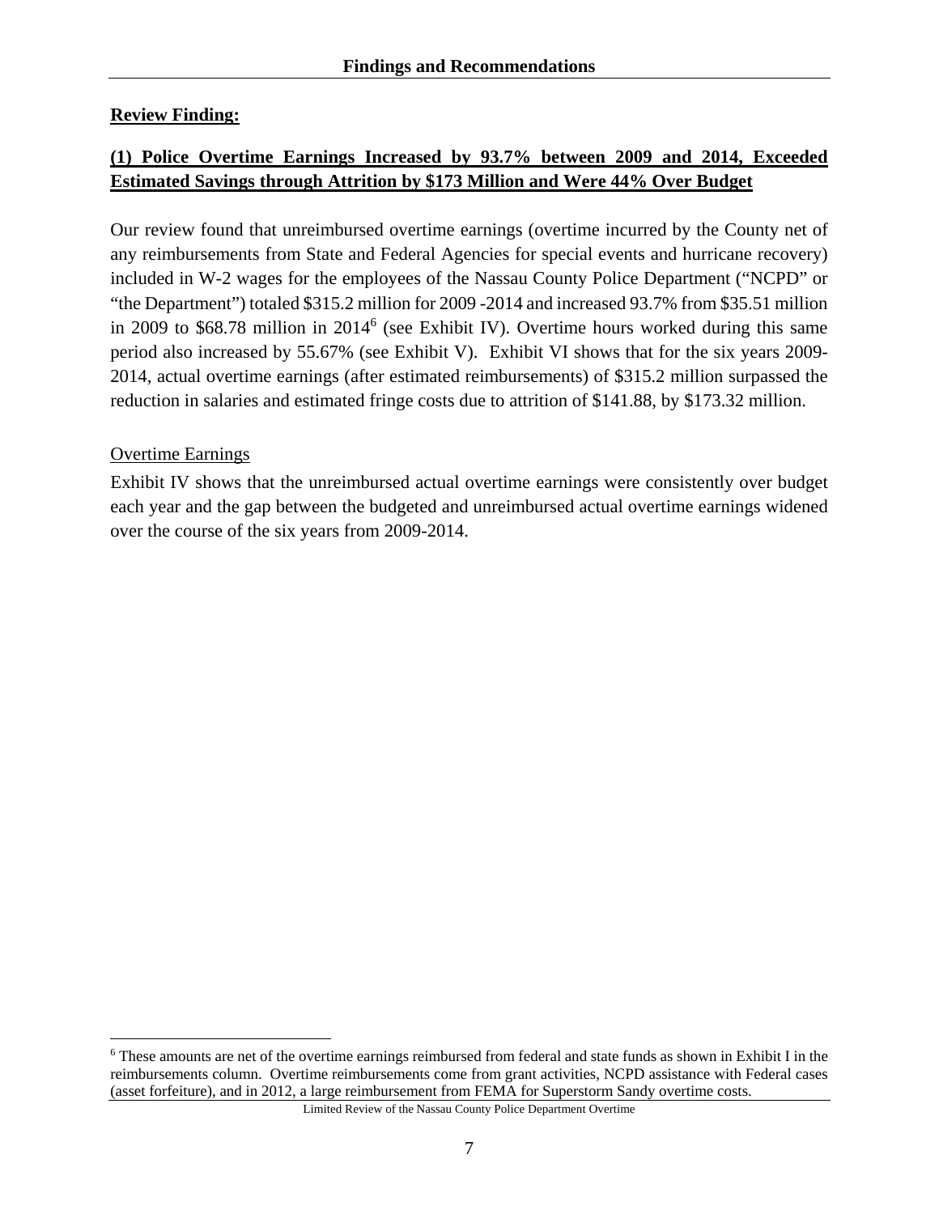## Findings and Recommendations

**Review Finding:**

**(1) Police Overtime Earnings Increased by 93.7% between 2009 and 2014, Exceeded Estimated Savings through Attrition by $173 Million and Were 44% Over Budget**

Our review found that unreimbursed overtime earnings (overtime incurred by the County net of any reimbursements from State and Federal Agencies for special events and hurricane recovery) included in W-2 wages for the employees of the Nassau County Police Department ("NCPD" or "the Department") totaled $315.2 million for 2009 -2014 and increased 93.7% from $35.51 million in 2009 to $68.78 million in 2014[6] (see Exhibit IV). Overtime hours worked during this same period also increased by 55.67% (see Exhibit V). Exhibit VI shows that for the six years 2009-2014, actual overtime earnings (after estimated reimbursements) of $315.2 million surpassed the reduction in salaries and estimated fringe costs due to attrition of $141.88, by $173.32 million.

Overtime Earnings

Exhibit IV shows that the unreimbursed actual overtime earnings were consistently over budget each year and the gap between the budgeted and unreimbursed actual overtime earnings widened over the course of the six years from 2009-2014.

[6] These amounts are net of the overtime earnings reimbursed from federal and state funds as shown in Exhibit I in the reimbursements column. Overtime reimbursements come from grant activities, NCPD assistance with Federal cases (asset forfeiture), and in 2012, a large reimbursement from FEMA for Superstorm Sandy overtime costs.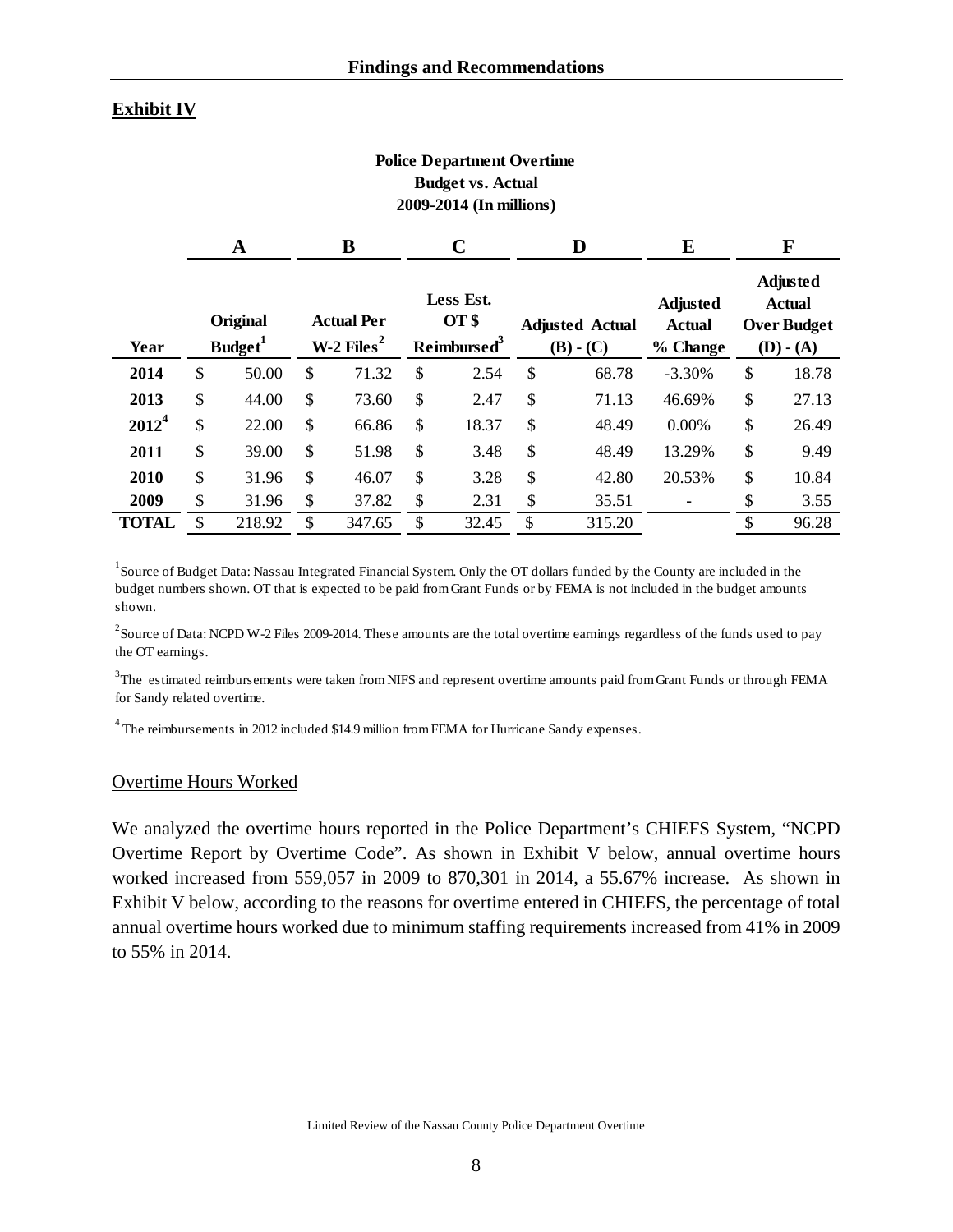## Exhibit IV

**Police Department Overtime**
**Budget vs. Actual**
**2009-2014 (In millions)**

| | A | B | C | D | E | F |
|---|---|---|---|---|---|---|
| **Year** | **Original Budget[1]** | **Actual Per W-2 Files[2]** | **Less Est. OT $ Reimbursed[3]** | **Adjusted Actual (B) - (C)** | **Adjusted Actual % Change** | **Adjusted Actual Over Budget (D) - (A)** |
| **2014** | $ 50.00 | $ 71.32 | $ 2.54 | $ 68.78 | -3.30% | $ 18.78 |
| **2013** | $ 44.00 | $ 73.60 | $ 2.47 | $ 71.13 | 46.69% | $ 27.13 |
| **2012[4]** | $ 22.00 | $ 66.86 | $ 18.37 | $ 48.49 | 0.00% | $ 26.49 |
| **2011** | $ 39.00 | $ 51.98 | $ 3.48 | $ 48.49 | 13.29% | $ 9.49 |
| **2010** | $ 31.96 | $ 46.07 | $ 3.28 | $ 42.80 | 20.53% | $ 10.84 |
| **2009** | $ 31.96 | $ 37.82 | $ 2.31 | $ 35.51 | - | $ 3.55 |
| **TOTAL** | $ 218.92 | $ 347.65 | $ 32.45 | $ 315.20 | | $ 96.28 |

[1]Source of Budget Data: Nassau Integrated Financial System. Only the OT dollars funded by the County are included in the budget numbers shown. OT that is expected to be paid from Grant Funds or by FEMA is not included in the budget amounts shown.

[2]Source of Data: NCPD W-2 Files 2009-2014. These amounts are the total overtime earnings regardless of the funds used to pay the OT earnings.

[3]The estimated reimbursements were taken from NIFS and represent overtime amounts paid from Grant Funds or through FEMA for Sandy related overtime.

[4] The reimbursements in 2012 included $14.9 million from FEMA for Hurricane Sandy expenses.

### Overtime Hours Worked

We analyzed the overtime hours reported in the Police Department's CHIEFS System, "NCPD Overtime Report by Overtime Code". As shown in Exhibit V below, annual overtime hours worked increased from 559,057 in 2009 to 870,301 in 2014, a 55.67% increase. As shown in Exhibit V below, according to the reasons for overtime entered in CHIEFS, the percentage of total annual overtime hours worked due to minimum staffing requirements increased from 41% in 2009 to 55% in 2014.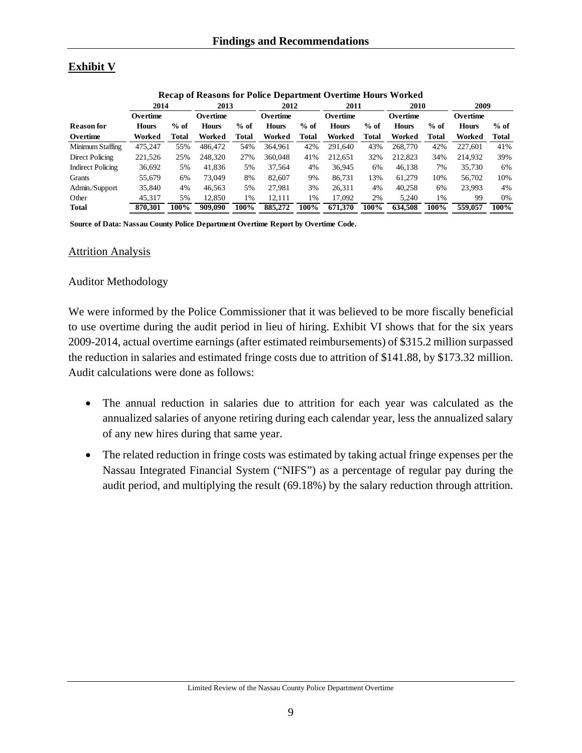## Exhibit V

**Recap of Reasons for Police Department Overtime Hours Worked**

| Reason for Overtime | 2014 Overtime Hours Worked | 2014 % of Total | 2013 Overtime Hours Worked | 2013 % of Total | 2012 Overtime Hours Worked | 2012 % of Total | 2011 Overtime Hours Worked | 2011 % of Total | 2010 Overtime Hours Worked | 2010 % of Total | 2009 Overtime Hours Worked | 2009 % of Total |
|---|---|---|---|---|---|---|---|---|---|---|---|---|
| Minimum Staffing | 475,247 | 55% | 486,472 | 54% | 364,961 | 42% | 291,640 | 43% | 268,770 | 42% | 227,601 | 41% |
| Direct Policing | 221,526 | 25% | 248,320 | 27% | 360,048 | 41% | 212,651 | 32% | 212,823 | 34% | 214,932 | 39% |
| Indirect Policing | 36,692 | 5% | 41,836 | 5% | 37,564 | 4% | 36,945 | 6% | 46,138 | 7% | 35,730 | 6% |
| Grants | 55,679 | 6% | 73,049 | 8% | 82,607 | 9% | 86,731 | 13% | 61,279 | 10% | 56,702 | 10% |
| Admin./Support | 35,840 | 4% | 46,563 | 5% | 27,981 | 3% | 26,311 | 4% | 40,258 | 6% | 23,993 | 4% |
| Other | 45,317 | 5% | 12,850 | 1% | 12,111 | 1% | 17,092 | 2% | 5,240 | 1% | 99 | 0% |
| **Total** | **870,301** | **100%** | **909,090** | **100%** | **885,272** | **100%** | **671,370** | **100%** | **634,508** | **100%** | **559,057** | **100%** |

**Source of Data: Nassau County Police Department Overtime Report by Overtime Code.**

### Attrition Analysis

Auditor Methodology

We were informed by the Police Commissioner that it was believed to be more fiscally beneficial to use overtime during the audit period in lieu of hiring. Exhibit VI shows that for the six years 2009-2014, actual overtime earnings (after estimated reimbursements) of $315.2 million surpassed the reduction in salaries and estimated fringe costs due to attrition of $141.88, by $173.32 million. Audit calculations were done as follows:

- The annual reduction in salaries due to attrition for each year was calculated as the annualized salaries of anyone retiring during each calendar year, less the annualized salary of any new hires during that same year.
- The related reduction in fringe costs was estimated by taking actual fringe expenses per the Nassau Integrated Financial System ("NIFS") as a percentage of regular pay during the audit period, and multiplying the result (69.18%) by the salary reduction through attrition.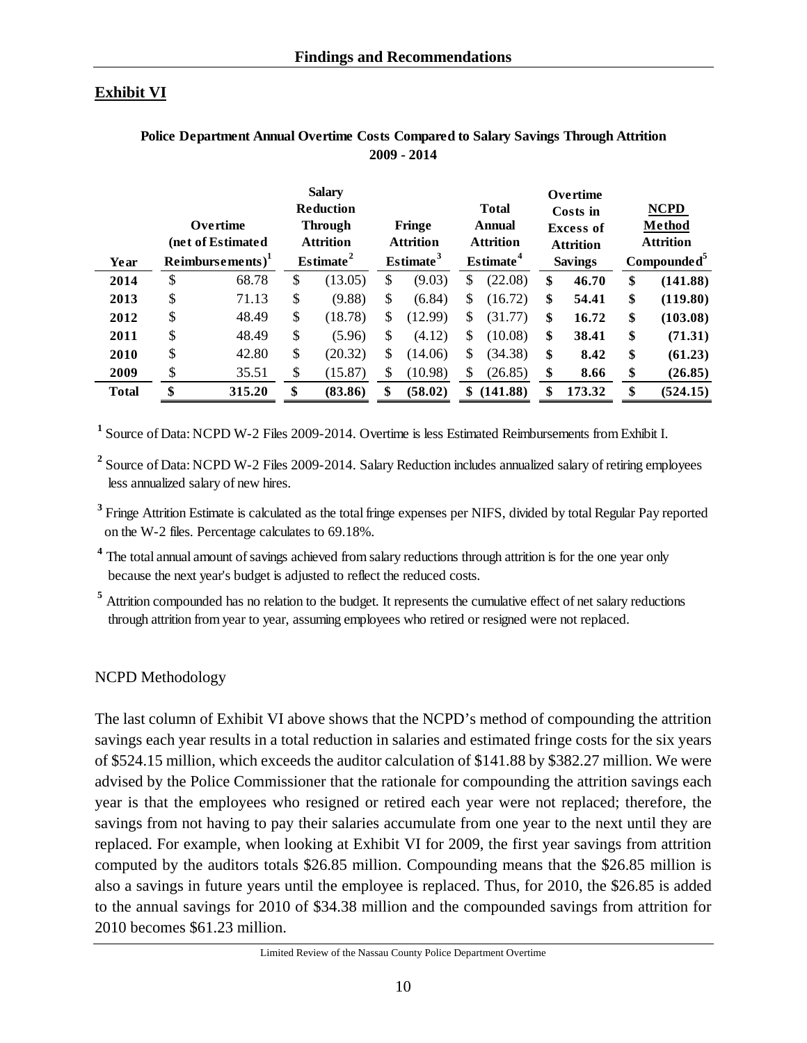## Exhibit VI

**Police Department Annual Overtime Costs Compared to Salary Savings Through Attrition 2009 - 2014**

| Year | Overtime (net of Estimated Reimbursements)[1] | Salary Reduction Through Attrition Estimate[2] | Fringe Attrition Estimate[3] | Total Annual Attrition Estimate[4] | Overtime Costs in Excess of Attrition Savings | NCPD Method Attrition Compounded[5] |
|---|---|---|---|---|---|---|
| **2014** | $ 68.78 | $ (13.05) | $ (9.03) | $ (22.08) | **$ 46.70** | **$ (141.88)** |
| **2013** | $ 71.13 | $ (9.88) | $ (6.84) | $ (16.72) | **$ 54.41** | **$ (119.80)** |
| **2012** | $ 48.49 | $ (18.78) | $ (12.99) | $ (31.77) | **$ 16.72** | **$ (103.08)** |
| **2011** | $ 48.49 | $ (5.96) | $ (4.12) | $ (10.08) | **$ 38.41** | **$ (71.31)** |
| **2010** | $ 42.80 | $ (20.32) | $ (14.06) | $ (34.38) | **$ 8.42** | **$ (61.23)** |
| **2009** | $ 35.51 | $ (15.87) | $ (10.98) | $ (26.85) | **$ 8.66** | **$ (26.85)** |
| **Total** | **$ 315.20** | **$ (83.86)** | **$ (58.02)** | **$ (141.88)** | **$ 173.32** | **$ (524.15)** |

[1] Source of Data: NCPD W-2 Files 2009-2014. Overtime is less Estimated Reimbursements from Exhibit I.

[2] Source of Data: NCPD W-2 Files 2009-2014. Salary Reduction includes annualized salary of retiring employees less annualized salary of new hires.

[3] Fringe Attrition Estimate is calculated as the total fringe expenses per NIFS, divided by total Regular Pay reported on the W-2 files. Percentage calculates to 69.18%.

[4] The total annual amount of savings achieved from salary reductions through attrition is for the one year only because the next year's budget is adjusted to reflect the reduced costs.

[5] Attrition compounded has no relation to the budget. It represents the cumulative effect of net salary reductions through attrition from year to year, assuming employees who retired or resigned were not replaced.

### NCPD Methodology

The last column of Exhibit VI above shows that the NCPD's method of compounding the attrition savings each year results in a total reduction in salaries and estimated fringe costs for the six years of $524.15 million, which exceeds the auditor calculation of $141.88 by $382.27 million. We were advised by the Police Commissioner that the rationale for compounding the attrition savings each year is that the employees who resigned or retired each year were not replaced; therefore, the savings from not having to pay their salaries accumulate from one year to the next until they are replaced. For example, when looking at Exhibit VI for 2009, the first year savings from attrition computed by the auditors totals $26.85 million. Compounding means that the $26.85 million is also a savings in future years until the employee is replaced. Thus, for 2010, the $26.85 is added to the annual savings for 2010 of $34.38 million and the compounded savings from attrition for 2010 becomes $61.23 million.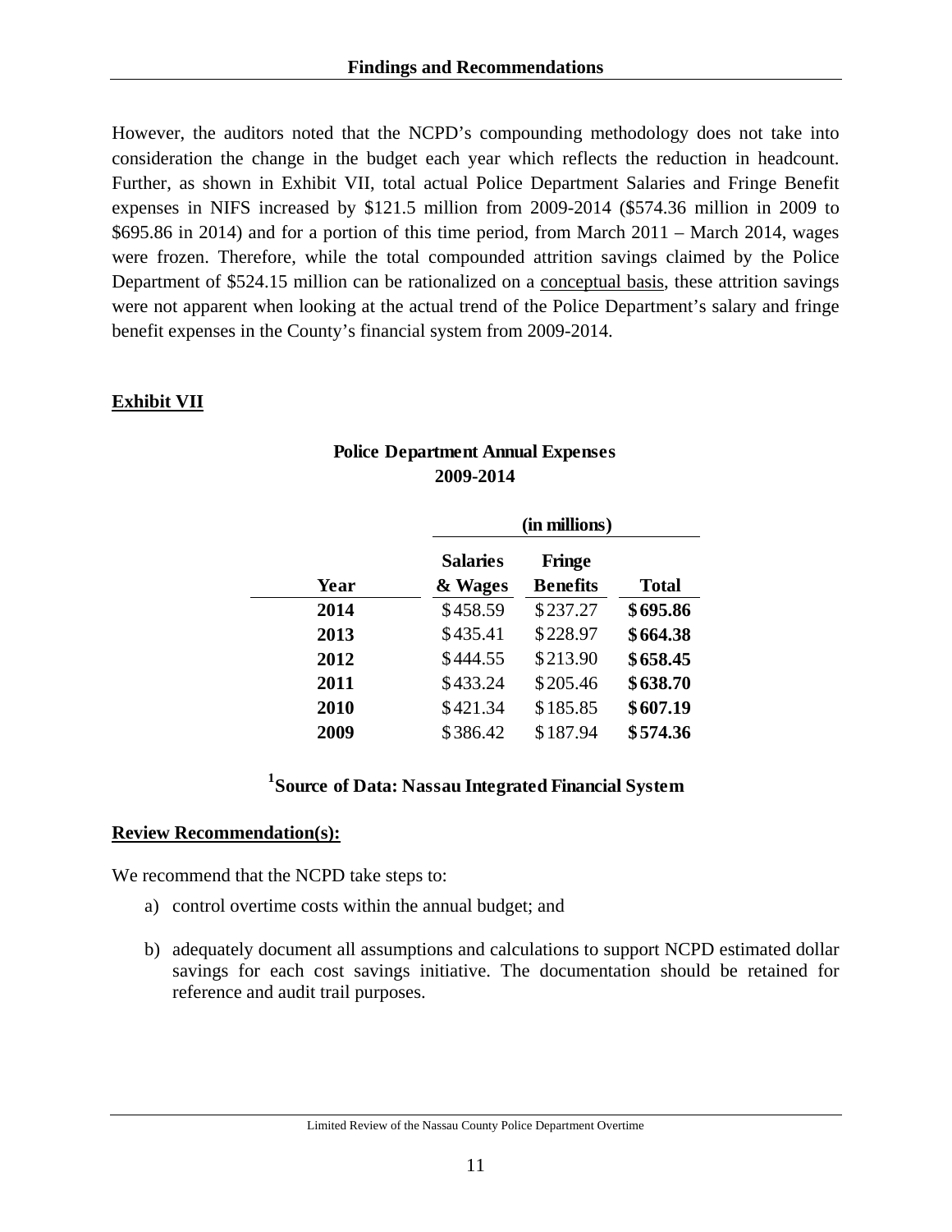However, the auditors noted that the NCPD's compounding methodology does not take into consideration the change in the budget each year which reflects the reduction in headcount. Further, as shown in Exhibit VII, total actual Police Department Salaries and Fringe Benefit expenses in NIFS increased by $121.5 million from 2009-2014 ($574.36 million in 2009 to $695.86 in 2014) and for a portion of this time period, from March 2011 – March 2014, wages were frozen. Therefore, while the total compounded attrition savings claimed by the Police Department of $524.15 million can be rationalized on a conceptual basis, these attrition savings were not apparent when looking at the actual trend of the Police Department's salary and fringe benefit expenses in the County's financial system from 2009-2014.

**Exhibit VII**

**Police Department Annual Expenses**
**2009-2014**

| | (in millions) | | |
|---|---|---|---|
| **Year** | **Salaries & Wages** | **Fringe Benefits** | **Total** |
| **2014** | $458.59 | $237.27 | **$695.86** |
| **2013** | $435.41 | $228.97 | **$664.38** |
| **2012** | $444.55 | $213.90 | **$658.45** |
| **2011** | $433.24 | $205.46 | **$638.70** |
| **2010** | $421.34 | $185.85 | **$607.19** |
| **2009** | $386.42 | $187.94 | **$574.36** |

**[1]Source of Data: Nassau Integrated Financial System**

**Review Recommendation(s):**

We recommend that the NCPD take steps to:

a) control overtime costs within the annual budget; and

b) adequately document all assumptions and calculations to support NCPD estimated dollar savings for each cost savings initiative. The documentation should be retained for reference and audit trail purposes.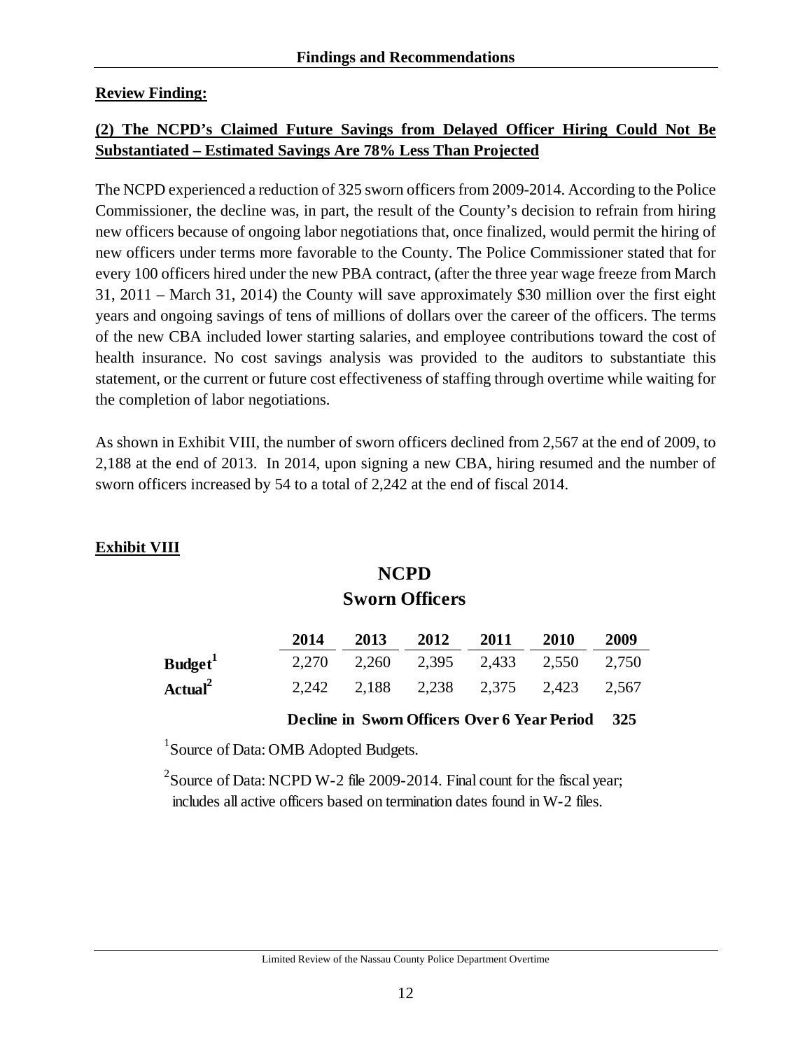**Review Finding:**

**(2) The NCPD's Claimed Future Savings from Delayed Officer Hiring Could Not Be Substantiated – Estimated Savings Are 78% Less Than Projected**

The NCPD experienced a reduction of 325 sworn officers from 2009-2014. According to the Police Commissioner, the decline was, in part, the result of the County's decision to refrain from hiring new officers because of ongoing labor negotiations that, once finalized, would permit the hiring of new officers under terms more favorable to the County. The Police Commissioner stated that for every 100 officers hired under the new PBA contract, (after the three year wage freeze from March 31, 2011 – March 31, 2014) the County will save approximately $30 million over the first eight years and ongoing savings of tens of millions of dollars over the career of the officers. The terms of the new CBA included lower starting salaries, and employee contributions toward the cost of health insurance. No cost savings analysis was provided to the auditors to substantiate this statement, or the current or future cost effectiveness of staffing through overtime while waiting for the completion of labor negotiations.

As shown in Exhibit VIII, the number of sworn officers declined from 2,567 at the end of 2009, to 2,188 at the end of 2013. In 2014, upon signing a new CBA, hiring resumed and the number of sworn officers increased by 54 to a total of 2,242 at the end of fiscal 2014.

**Exhibit VIII**

**NCPD**
**Sworn Officers**

| | 2014 | 2013 | 2012 | 2011 | 2010 | 2009 |
|---|---|---|---|---|---|---|
| **Budget**[1] | 2,270 | 2,260 | 2,395 | 2,433 | 2,550 | 2,750 |
| **Actual**[2] | 2,242 | 2,188 | 2,238 | 2,375 | 2,423 | 2,567 |
| **Decline in Sworn Officers Over 6 Year Period** | | | | | | **325** |

[1] Source of Data: OMB Adopted Budgets.

[2] Source of Data: NCPD W-2 file 2009-2014. Final count for the fiscal year; includes all active officers based on termination dates found in W-2 files.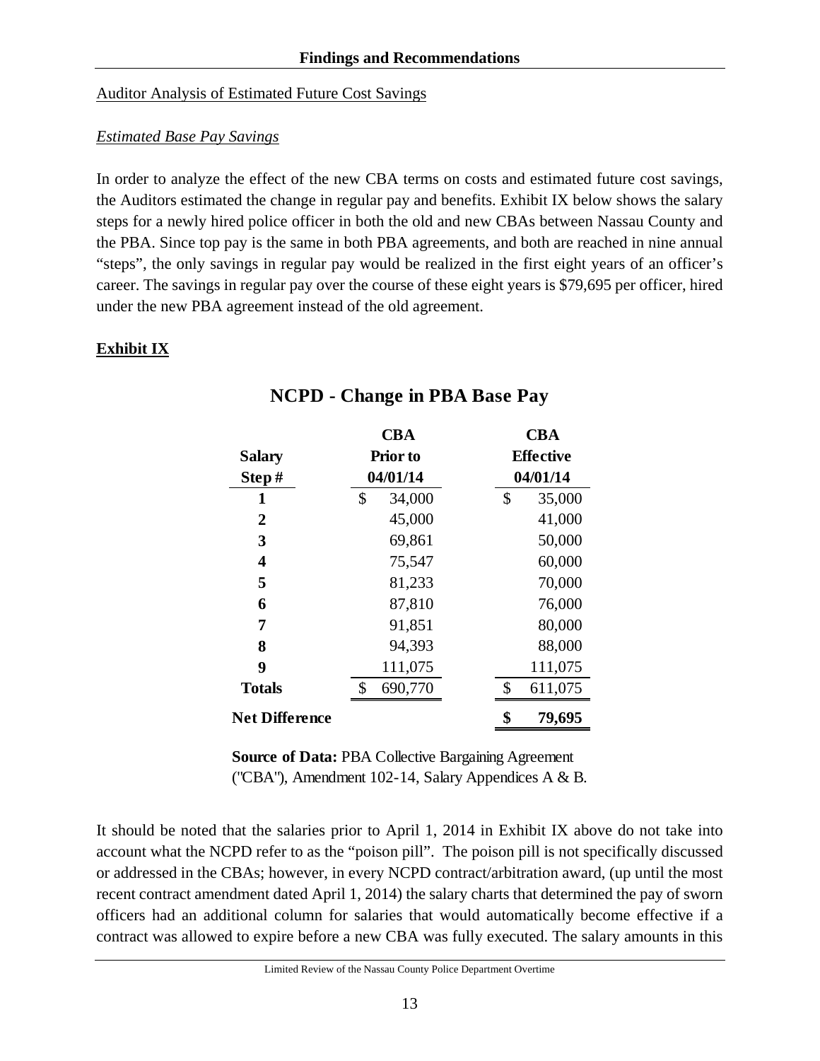## Findings and Recommendations

Auditor Analysis of Estimated Future Cost Savings

*Estimated Base Pay Savings*

In order to analyze the effect of the new CBA terms on costs and estimated future cost savings, the Auditors estimated the change in regular pay and benefits. Exhibit IX below shows the salary steps for a newly hired police officer in both the old and new CBAs between Nassau County and the PBA. Since top pay is the same in both PBA agreements, and both are reached in nine annual "steps", the only savings in regular pay would be realized in the first eight years of an officer's career. The savings in regular pay over the course of these eight years is $79,695 per officer, hired under the new PBA agreement instead of the old agreement.

**Exhibit IX**

**NCPD - Change in PBA Base Pay**

| Salary Step # | CBA Prior to 04/01/14 | CBA Effective 04/01/14 |
|---|---|---|
| 1 | $ 34,000 | $ 35,000 |
| 2 | 45,000 | 41,000 |
| 3 | 69,861 | 50,000 |
| 4 | 75,547 | 60,000 |
| 5 | 81,233 | 70,000 |
| 6 | 87,810 | 76,000 |
| 7 | 91,851 | 80,000 |
| 8 | 94,393 | 88,000 |
| 9 | 111,075 | 111,075 |
| **Totals** | $ 690,770 | $ 611,075 |
| **Net Difference** | | **$ 79,695** |

**Source of Data:** PBA Collective Bargaining Agreement ("CBA"), Amendment 102-14, Salary Appendices A & B.

It should be noted that the salaries prior to April 1, 2014 in Exhibit IX above do not take into account what the NCPD refer to as the "poison pill". The poison pill is not specifically discussed or addressed in the CBAs; however, in every NCPD contract/arbitration award, (up until the most recent contract amendment dated April 1, 2014) the salary charts that determined the pay of sworn officers had an additional column for salaries that would automatically become effective if a contract was allowed to expire before a new CBA was fully executed. The salary amounts in this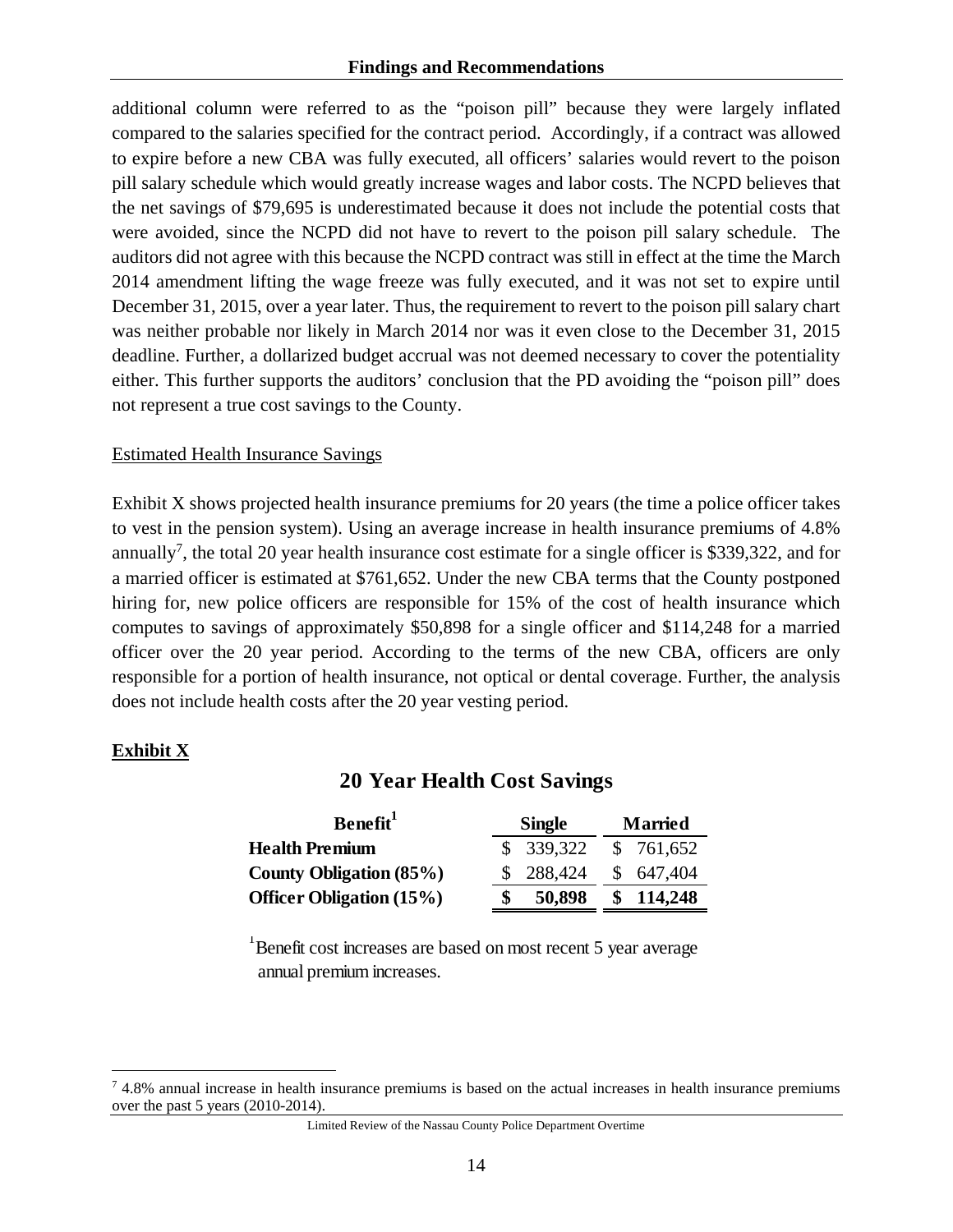additional column were referred to as the "poison pill" because they were largely inflated compared to the salaries specified for the contract period. Accordingly, if a contract was allowed to expire before a new CBA was fully executed, all officers' salaries would revert to the poison pill salary schedule which would greatly increase wages and labor costs. The NCPD believes that the net savings of $79,695 is underestimated because it does not include the potential costs that were avoided, since the NCPD did not have to revert to the poison pill salary schedule. The auditors did not agree with this because the NCPD contract was still in effect at the time the March 2014 amendment lifting the wage freeze was fully executed, and it was not set to expire until December 31, 2015, over a year later. Thus, the requirement to revert to the poison pill salary chart was neither probable nor likely in March 2014 nor was it even close to the December 31, 2015 deadline. Further, a dollarized budget accrual was not deemed necessary to cover the potentiality either. This further supports the auditors' conclusion that the PD avoiding the "poison pill" does not represent a true cost savings to the County.

Estimated Health Insurance Savings

Exhibit X shows projected health insurance premiums for 20 years (the time a police officer takes to vest in the pension system). Using an average increase in health insurance premiums of 4.8% annually[7], the total 20 year health insurance cost estimate for a single officer is $339,322, and for a married officer is estimated at $761,652. Under the new CBA terms that the County postponed hiring for, new police officers are responsible for 15% of the cost of health insurance which computes to savings of approximately $50,898 for a single officer and $114,248 for a married officer over the 20 year period. According to the terms of the new CBA, officers are only responsible for a portion of health insurance, not optical or dental coverage. Further, the analysis does not include health costs after the 20 year vesting period.

**Exhibit X**

## 20 Year Health Cost Savings

| Benefit[1] | Single | Married |
|---|---|---|
| **Health Premium** | $ 339,322 | $ 761,652 |
| **County Obligation (85%)** | $ 288,424 | $ 647,404 |
| **Officer Obligation (15%)** | **$ 50,898** | **$ 114,248** |

[1]Benefit cost increases are based on most recent 5 year average annual premium increases.

---

[7] 4.8% annual increase in health insurance premiums is based on the actual increases in health insurance premiums over the past 5 years (2010-2014).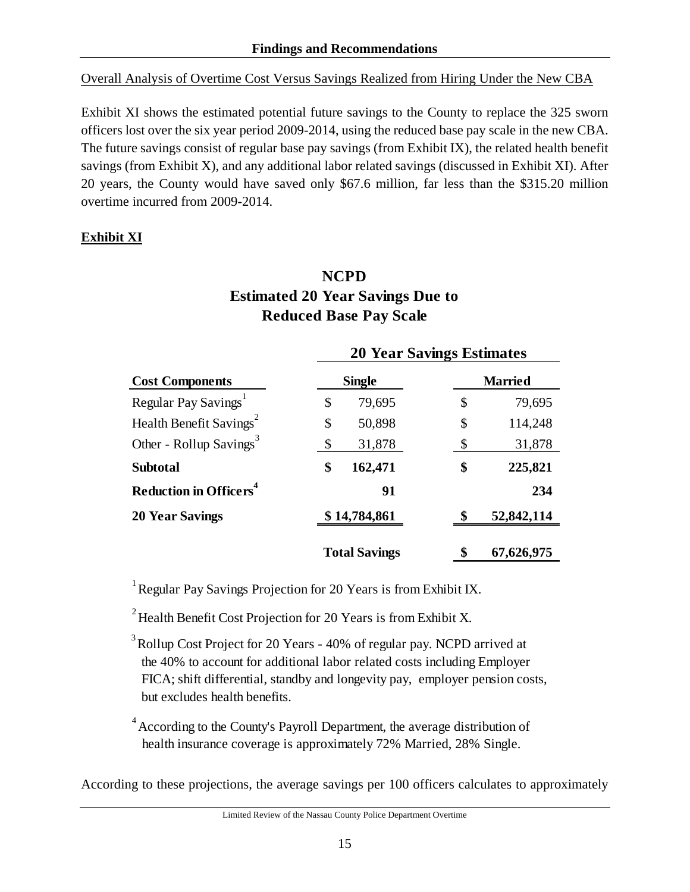Overall Analysis of Overtime Cost Versus Savings Realized from Hiring Under the New CBA

Exhibit XI shows the estimated potential future savings to the County to replace the 325 sworn officers lost over the six year period 2009-2014, using the reduced base pay scale in the new CBA. The future savings consist of regular base pay savings (from Exhibit IX), the related health benefit savings (from Exhibit X), and any additional labor related savings (discussed in Exhibit XI). After 20 years, the County would have saved only \$67.6 million, far less than the \$315.20 million overtime incurred from 2009-2014.

**Exhibit XI**

## NCPD
## Estimated 20 Year Savings Due to Reduced Base Pay Scale

| | 20 Year Savings Estimates | |
|---|---|---|
| **Cost Components** | **Single** | **Married** |
| Regular Pay Savings[1] | \$ 79,695 | \$ 79,695 |
| Health Benefit Savings[2] | \$ 50,898 | \$ 114,248 |
| Other - Rollup Savings[3] | \$ 31,878 | \$ 31,878 |
| **Subtotal** | **\$ 162,471** | **\$ 225,821** |
| **Reduction in Officers[4]** | **91** | **234** |
| **20 Year Savings** | **\$ 14,784,861** | **\$ 52,842,114** |
| | **Total Savings** | **\$ 67,626,975** |

[1] Regular Pay Savings Projection for 20 Years is from Exhibit IX.

[2] Health Benefit Cost Projection for 20 Years is from Exhibit X.

[3] Rollup Cost Project for 20 Years - 40% of regular pay. NCPD arrived at the 40% to account for additional labor related costs including Employer FICA; shift differential, standby and longevity pay, employer pension costs, but excludes health benefits.

[4] According to the County's Payroll Department, the average distribution of health insurance coverage is approximately 72% Married, 28% Single.

According to these projections, the average savings per 100 officers calculates to approximately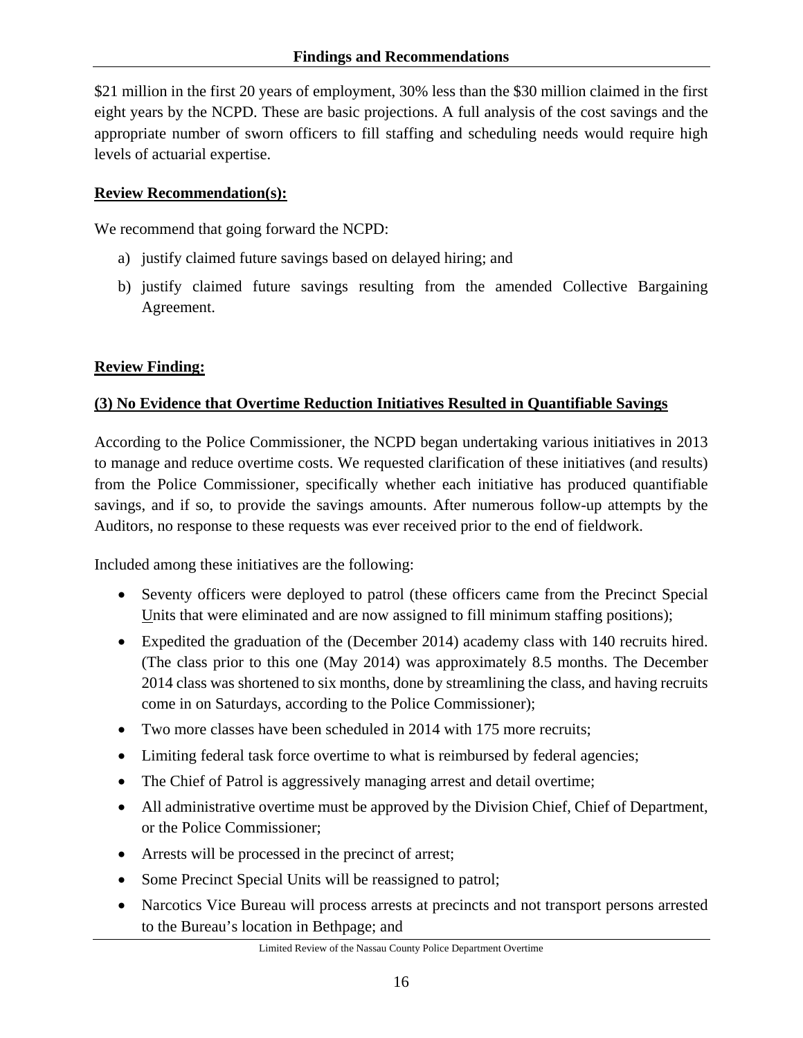$21 million in the first 20 years of employment, 30% less than the $30 million claimed in the first eight years by the NCPD. These are basic projections. A full analysis of the cost savings and the appropriate number of sworn officers to fill staffing and scheduling needs would require high levels of actuarial expertise.

**Review Recommendation(s):**

We recommend that going forward the NCPD:

a) justify claimed future savings based on delayed hiring; and

b) justify claimed future savings resulting from the amended Collective Bargaining Agreement.

**Review Finding:**

**(3) No Evidence that Overtime Reduction Initiatives Resulted in Quantifiable Savings**

According to the Police Commissioner, the NCPD began undertaking various initiatives in 2013 to manage and reduce overtime costs. We requested clarification of these initiatives (and results) from the Police Commissioner, specifically whether each initiative has produced quantifiable savings, and if so, to provide the savings amounts. After numerous follow-up attempts by the Auditors, no response to these requests was ever received prior to the end of fieldwork.

Included among these initiatives are the following:

- Seventy officers were deployed to patrol (these officers came from the Precinct Special Units that were eliminated and are now assigned to fill minimum staffing positions);
- Expedited the graduation of the (December 2014) academy class with 140 recruits hired. (The class prior to this one (May 2014) was approximately 8.5 months. The December 2014 class was shortened to six months, done by streamlining the class, and having recruits come in on Saturdays, according to the Police Commissioner);
- Two more classes have been scheduled in 2014 with 175 more recruits;
- Limiting federal task force overtime to what is reimbursed by federal agencies;
- The Chief of Patrol is aggressively managing arrest and detail overtime;
- All administrative overtime must be approved by the Division Chief, Chief of Department, or the Police Commissioner;
- Arrests will be processed in the precinct of arrest;
- Some Precinct Special Units will be reassigned to patrol;
- Narcotics Vice Bureau will process arrests at precincts and not transport persons arrested to the Bureau's location in Bethpage; and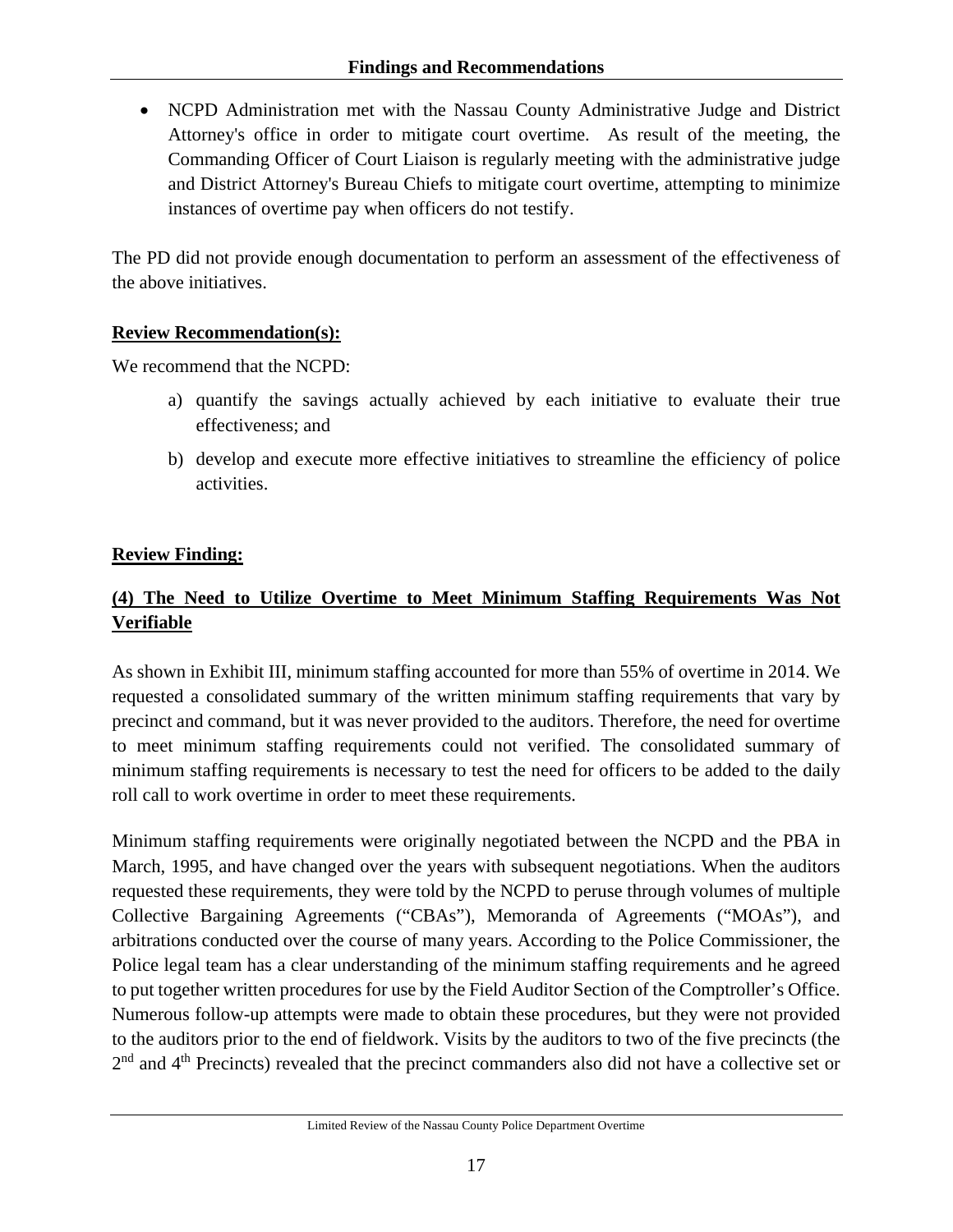- NCPD Administration met with the Nassau County Administrative Judge and District Attorney's office in order to mitigate court overtime. As result of the meeting, the Commanding Officer of Court Liaison is regularly meeting with the administrative judge and District Attorney's Bureau Chiefs to mitigate court overtime, attempting to minimize instances of overtime pay when officers do not testify.

The PD did not provide enough documentation to perform an assessment of the effectiveness of the above initiatives.

**Review Recommendation(s):**

We recommend that the NCPD:

a) quantify the savings actually achieved by each initiative to evaluate their true effectiveness; and

b) develop and execute more effective initiatives to streamline the efficiency of police activities.

**Review Finding:**

**(4) The Need to Utilize Overtime to Meet Minimum Staffing Requirements Was Not Verifiable**

As shown in Exhibit III, minimum staffing accounted for more than 55% of overtime in 2014. We requested a consolidated summary of the written minimum staffing requirements that vary by precinct and command, but it was never provided to the auditors. Therefore, the need for overtime to meet minimum staffing requirements could not verified. The consolidated summary of minimum staffing requirements is necessary to test the need for officers to be added to the daily roll call to work overtime in order to meet these requirements.

Minimum staffing requirements were originally negotiated between the NCPD and the PBA in March, 1995, and have changed over the years with subsequent negotiations. When the auditors requested these requirements, they were told by the NCPD to peruse through volumes of multiple Collective Bargaining Agreements ("CBAs"), Memoranda of Agreements ("MOAs"), and arbitrations conducted over the course of many years. According to the Police Commissioner, the Police legal team has a clear understanding of the minimum staffing requirements and he agreed to put together written procedures for use by the Field Auditor Section of the Comptroller's Office. Numerous follow-up attempts were made to obtain these procedures, but they were not provided to the auditors prior to the end of fieldwork. Visits by the auditors to two of the five precincts (the 2nd and 4th Precincts) revealed that the precinct commanders also did not have a collective set or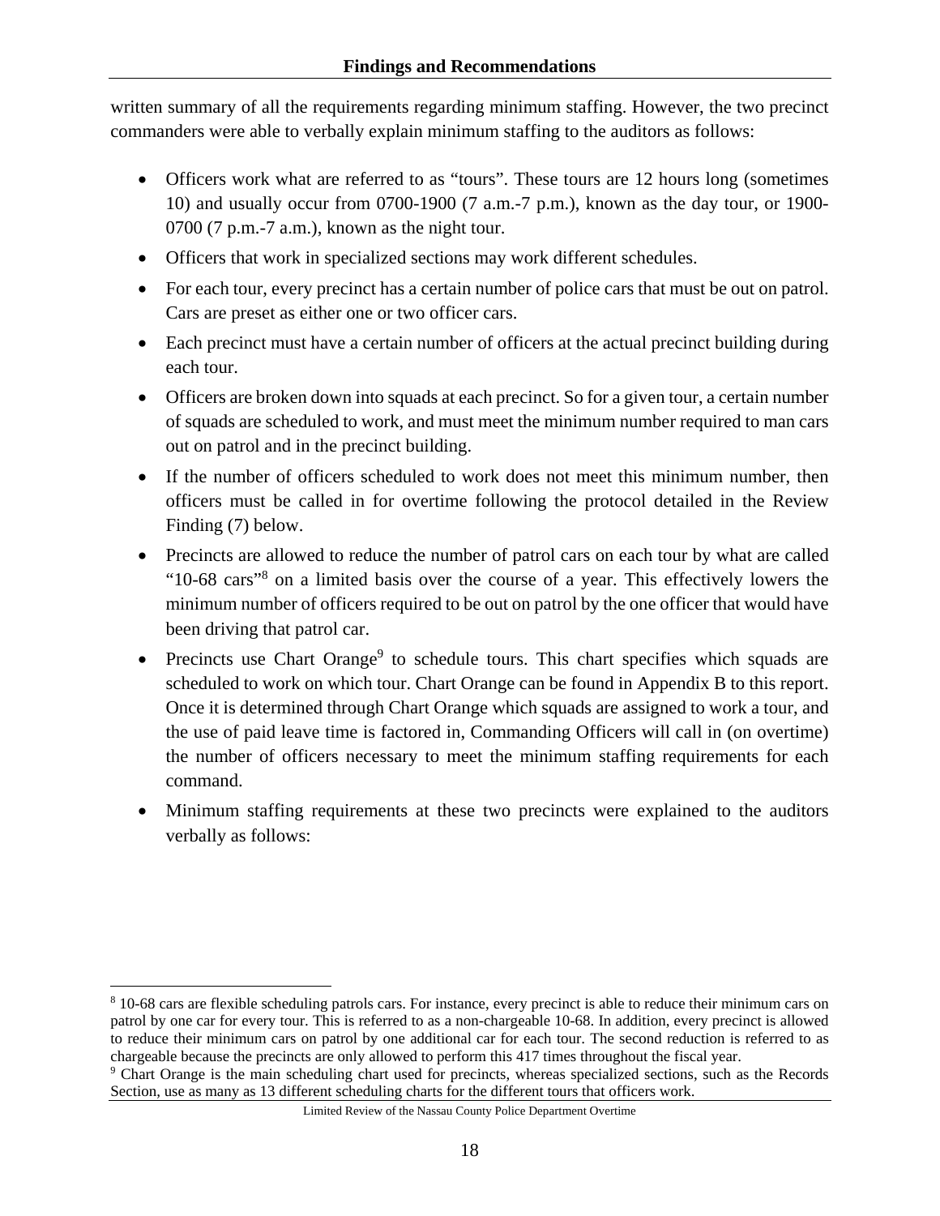written summary of all the requirements regarding minimum staffing. However, the two precinct commanders were able to verbally explain minimum staffing to the auditors as follows:

- Officers work what are referred to as "tours". These tours are 12 hours long (sometimes 10) and usually occur from 0700-1900 (7 a.m.-7 p.m.), known as the day tour, or 1900-0700 (7 p.m.-7 a.m.), known as the night tour.
- Officers that work in specialized sections may work different schedules.
- For each tour, every precinct has a certain number of police cars that must be out on patrol. Cars are preset as either one or two officer cars.
- Each precinct must have a certain number of officers at the actual precinct building during each tour.
- Officers are broken down into squads at each precinct. So for a given tour, a certain number of squads are scheduled to work, and must meet the minimum number required to man cars out on patrol and in the precinct building.
- If the number of officers scheduled to work does not meet this minimum number, then officers must be called in for overtime following the protocol detailed in the Review Finding (7) below.
- Precincts are allowed to reduce the number of patrol cars on each tour by what are called "10-68 cars"[8] on a limited basis over the course of a year. This effectively lowers the minimum number of officers required to be out on patrol by the one officer that would have been driving that patrol car.
- Precincts use Chart Orange[9] to schedule tours. This chart specifies which squads are scheduled to work on which tour. Chart Orange can be found in Appendix B to this report. Once it is determined through Chart Orange which squads are assigned to work a tour, and the use of paid leave time is factored in, Commanding Officers will call in (on overtime) the number of officers necessary to meet the minimum staffing requirements for each command.
- Minimum staffing requirements at these two precincts were explained to the auditors verbally as follows:

---

[8] 10-68 cars are flexible scheduling patrols cars. For instance, every precinct is able to reduce their minimum cars on patrol by one car for every tour. This is referred to as a non-chargeable 10-68. In addition, every precinct is allowed to reduce their minimum cars on patrol by one additional car for each tour. The second reduction is referred to as chargeable because the precincts are only allowed to perform this 417 times throughout the fiscal year.

[9] Chart Orange is the main scheduling chart used for precincts, whereas specialized sections, such as the Records Section, use as many as 13 different scheduling charts for the different tours that officers work.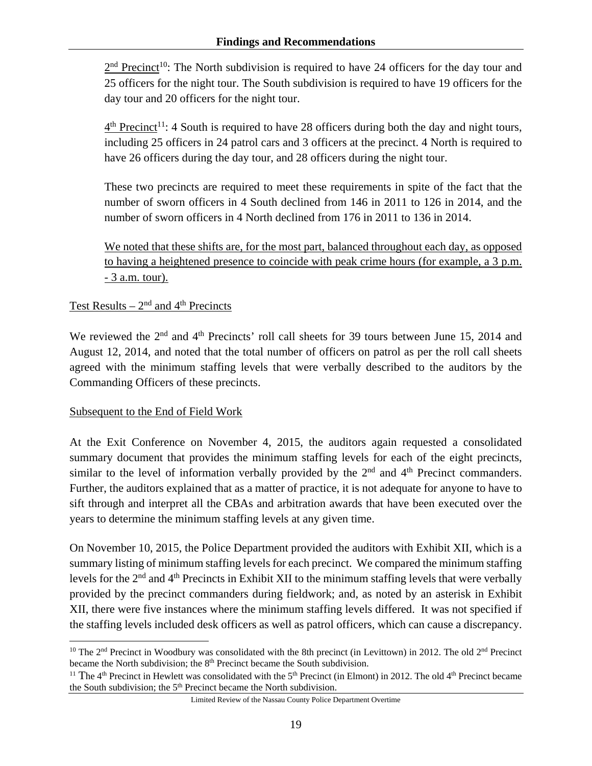2nd Precinct[10]: The North subdivision is required to have 24 officers for the day tour and 25 officers for the night tour. The South subdivision is required to have 19 officers for the day tour and 20 officers for the night tour.

4th Precinct[11]: 4 South is required to have 28 officers during both the day and night tours, including 25 officers in 24 patrol cars and 3 officers at the precinct. 4 North is required to have 26 officers during the day tour, and 28 officers during the night tour.

These two precincts are required to meet these requirements in spite of the fact that the number of sworn officers in 4 South declined from 146 in 2011 to 126 in 2014, and the number of sworn officers in 4 North declined from 176 in 2011 to 136 in 2014.

<u>We noted that these shifts are, for the most part, balanced throughout each day, as opposed to having a heightened presence to coincide with peak crime hours (for example, a 3 p.m. - 3 a.m. tour).</u>

<u>Test Results – 2nd and 4th Precincts</u>

We reviewed the 2nd and 4th Precincts' roll call sheets for 39 tours between June 15, 2014 and August 12, 2014, and noted that the total number of officers on patrol as per the roll call sheets agreed with the minimum staffing levels that were verbally described to the auditors by the Commanding Officers of these precincts.

<u>Subsequent to the End of Field Work</u>

At the Exit Conference on November 4, 2015, the auditors again requested a consolidated summary document that provides the minimum staffing levels for each of the eight precincts, similar to the level of information verbally provided by the 2nd and 4th Precinct commanders. Further, the auditors explained that as a matter of practice, it is not adequate for anyone to have to sift through and interpret all the CBAs and arbitration awards that have been executed over the years to determine the minimum staffing levels at any given time.

On November 10, 2015, the Police Department provided the auditors with Exhibit XII, which is a summary listing of minimum staffing levels for each precinct. We compared the minimum staffing levels for the 2nd and 4th Precincts in Exhibit XII to the minimum staffing levels that were verbally provided by the precinct commanders during fieldwork; and, as noted by an asterisk in Exhibit XII, there were five instances where the minimum staffing levels differed. It was not specified if the staffing levels included desk officers as well as patrol officers, which can cause a discrepancy.

---

[10] The 2nd Precinct in Woodbury was consolidated with the 8th precinct (in Levittown) in 2012. The old 2nd Precinct became the North subdivision; the 8th Precinct became the South subdivision.

[11] The 4th Precinct in Hewlett was consolidated with the 5th Precinct (in Elmont) in 2012. The old 4th Precinct became the South subdivision; the 5th Precinct became the North subdivision.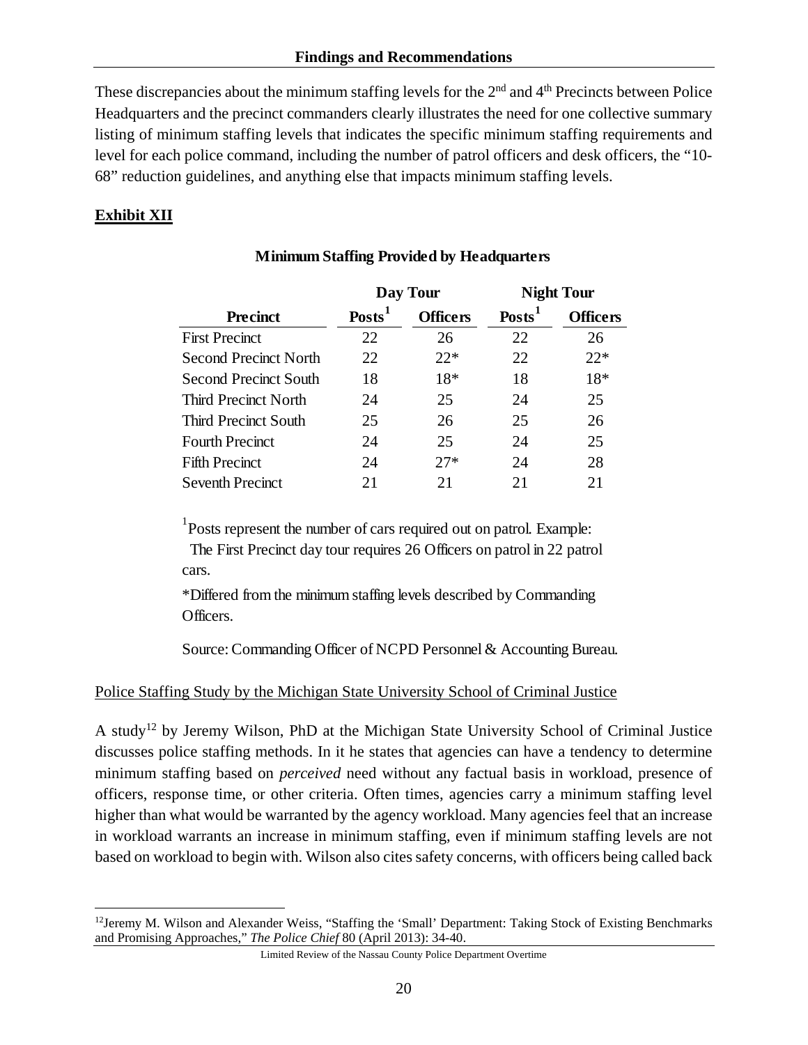These discrepancies about the minimum staffing levels for the 2nd and 4th Precincts between Police Headquarters and the precinct commanders clearly illustrates the need for one collective summary listing of minimum staffing levels that indicates the specific minimum staffing requirements and level for each police command, including the number of patrol officers and desk officers, the "10-68" reduction guidelines, and anything else that impacts minimum staffing levels.

**Exhibit XII**

**Minimum Staffing Provided by Headquarters**

| | Day Tour | | Night Tour | |
|---|---|---|---|---|
| **Precinct** | **Posts[1]** | **Officers** | **Posts[1]** | **Officers** |
| First Precinct | 22 | 26 | 22 | 26 |
| Second Precinct North | 22 | 22* | 22 | 22* |
| Second Precinct South | 18 | 18* | 18 | 18* |
| Third Precinct North | 24 | 25 | 24 | 25 |
| Third Precinct South | 25 | 26 | 25 | 26 |
| Fourth Precinct | 24 | 25 | 24 | 25 |
| Fifth Precinct | 24 | 27* | 24 | 28 |
| Seventh Precinct | 21 | 21 | 21 | 21 |

[1] Posts represent the number of cars required out on patrol. Example: The First Precinct day tour requires 26 Officers on patrol in 22 patrol cars.

*Differed from the minimum staffing levels described by Commanding Officers.

Source: Commanding Officer of NCPD Personnel & Accounting Bureau.

Police Staffing Study by the Michigan State University School of Criminal Justice

A study[12] by Jeremy Wilson, PhD at the Michigan State University School of Criminal Justice discusses police staffing methods. In it he states that agencies can have a tendency to determine minimum staffing based on *perceived* need without any factual basis in workload, presence of officers, response time, or other criteria. Often times, agencies carry a minimum staffing level higher than what would be warranted by the agency workload. Many agencies feel that an increase in workload warrants an increase in minimum staffing, even if minimum staffing levels are not based on workload to begin with. Wilson also cites safety concerns, with officers being called back

[12] Jeremy M. Wilson and Alexander Weiss, "Staffing the 'Small' Department: Taking Stock of Existing Benchmarks and Promising Approaches," *The Police Chief* 80 (April 2013): 34-40.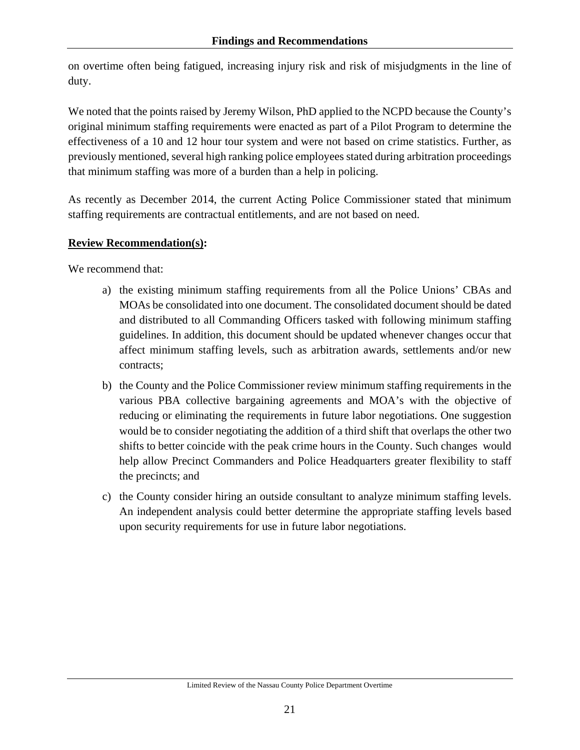on overtime often being fatigued, increasing injury risk and risk of misjudgments in the line of duty.

We noted that the points raised by Jeremy Wilson, PhD applied to the NCPD because the County's original minimum staffing requirements were enacted as part of a Pilot Program to determine the effectiveness of a 10 and 12 hour tour system and were not based on crime statistics. Further, as previously mentioned, several high ranking police employees stated during arbitration proceedings that minimum staffing was more of a burden than a help in policing.

As recently as December 2014, the current Acting Police Commissioner stated that minimum staffing requirements are contractual entitlements, and are not based on need.

**Review Recommendation(s):**

We recommend that:

a) the existing minimum staffing requirements from all the Police Unions' CBAs and MOAs be consolidated into one document. The consolidated document should be dated and distributed to all Commanding Officers tasked with following minimum staffing guidelines. In addition, this document should be updated whenever changes occur that affect minimum staffing levels, such as arbitration awards, settlements and/or new contracts;

b) the County and the Police Commissioner review minimum staffing requirements in the various PBA collective bargaining agreements and MOA's with the objective of reducing or eliminating the requirements in future labor negotiations. One suggestion would be to consider negotiating the addition of a third shift that overlaps the other two shifts to better coincide with the peak crime hours in the County. Such changes would help allow Precinct Commanders and Police Headquarters greater flexibility to staff the precincts; and

c) the County consider hiring an outside consultant to analyze minimum staffing levels. An independent analysis could better determine the appropriate staffing levels based upon security requirements for use in future labor negotiations.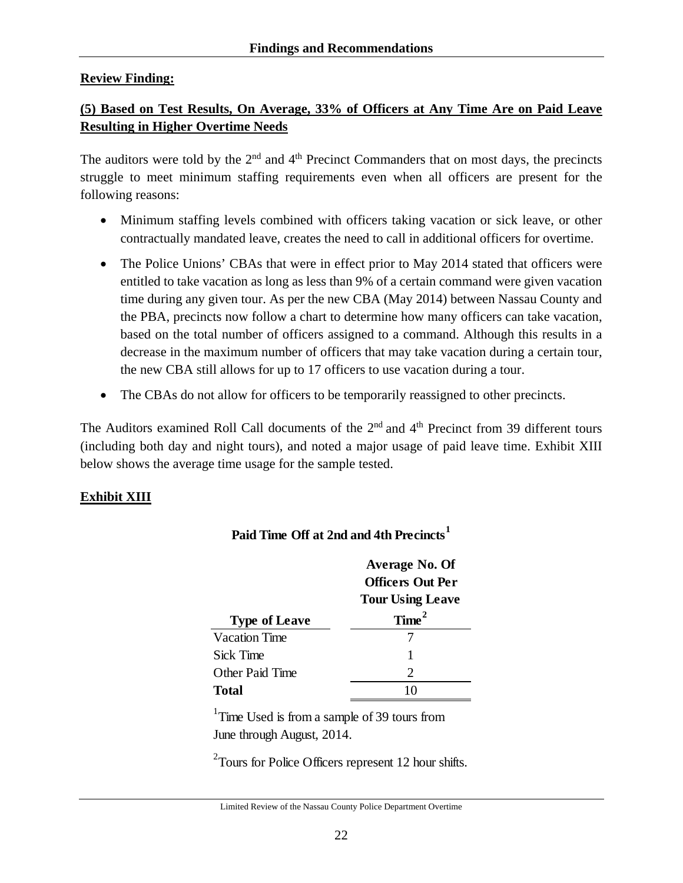## Review Finding:

### (5) Based on Test Results, On Average, 33% of Officers at Any Time Are on Paid Leave Resulting in Higher Overtime Needs

The auditors were told by the 2nd and 4th Precinct Commanders that on most days, the precincts struggle to meet minimum staffing requirements even when all officers are present for the following reasons:

- Minimum staffing levels combined with officers taking vacation or sick leave, or other contractually mandated leave, creates the need to call in additional officers for overtime.
- The Police Unions' CBAs that were in effect prior to May 2014 stated that officers were entitled to take vacation as long as less than 9% of a certain command were given vacation time during any given tour. As per the new CBA (May 2014) between Nassau County and the PBA, precincts now follow a chart to determine how many officers can take vacation, based on the total number of officers assigned to a command. Although this results in a decrease in the maximum number of officers that may take vacation during a certain tour, the new CBA still allows for up to 17 officers to use vacation during a tour.
- The CBAs do not allow for officers to be temporarily reassigned to other precincts.

The Auditors examined Roll Call documents of the 2nd and 4th Precinct from 39 different tours (including both day and night tours), and noted a major usage of paid leave time. Exhibit XIII below shows the average time usage for the sample tested.

### Exhibit XIII

**Paid Time Off at 2nd and 4th Precincts[1]**

| Type of Leave | Average No. Of Officers Out Per Tour Using Leave Time[2] |
|---|---|
| Vacation Time | 7 |
| Sick Time | 1 |
| Other Paid Time | 2 |
| **Total** | 10 |

[1]Time Used is from a sample of 39 tours from June through August, 2014.

[2]Tours for Police Officers represent 12 hour shifts.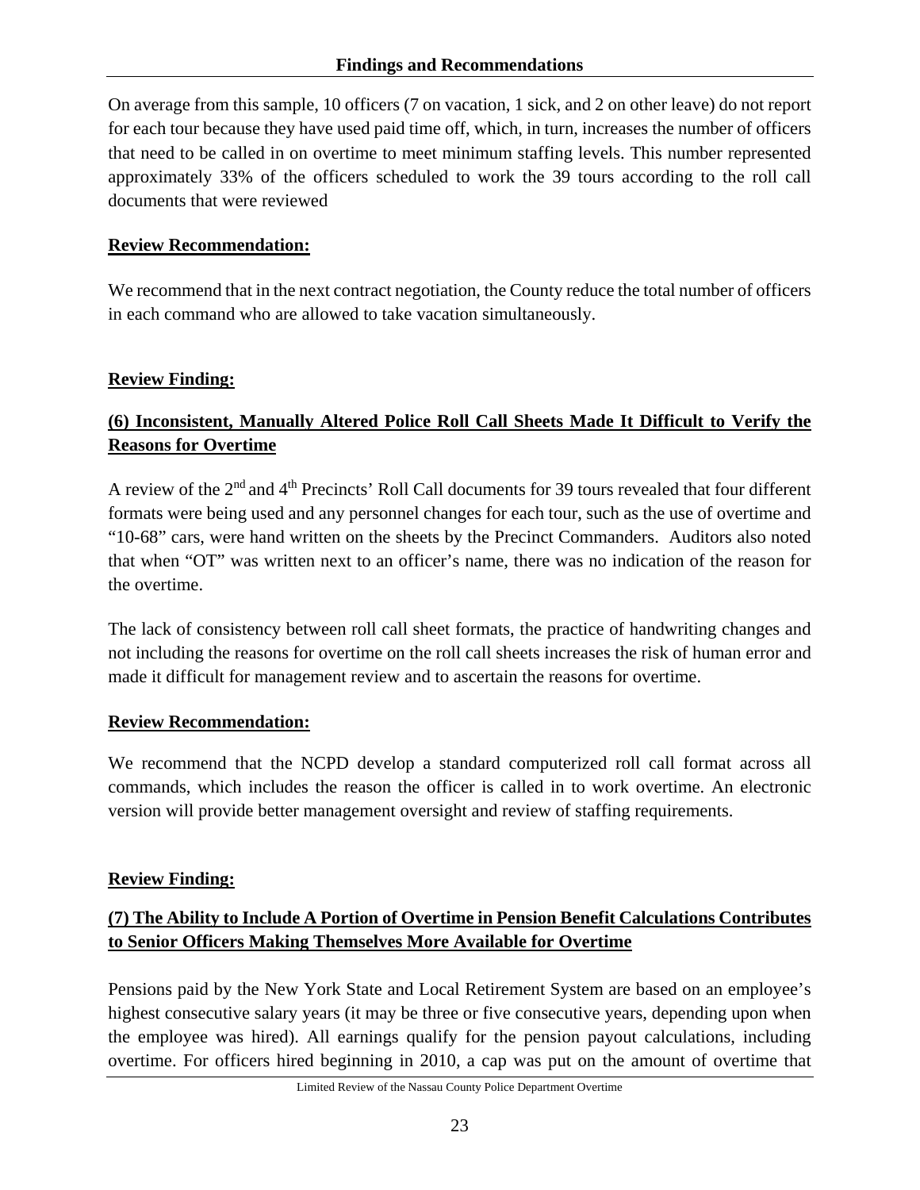On average from this sample, 10 officers (7 on vacation, 1 sick, and 2 on other leave) do not report for each tour because they have used paid time off, which, in turn, increases the number of officers that need to be called in on overtime to meet minimum staffing levels. This number represented approximately 33% of the officers scheduled to work the 39 tours according to the roll call documents that were reviewed

**Review Recommendation:**

We recommend that in the next contract negotiation, the County reduce the total number of officers in each command who are allowed to take vacation simultaneously.

**Review Finding:**

**(6) Inconsistent, Manually Altered Police Roll Call Sheets Made It Difficult to Verify the Reasons for Overtime**

A review of the 2nd and 4th Precincts' Roll Call documents for 39 tours revealed that four different formats were being used and any personnel changes for each tour, such as the use of overtime and "10-68" cars, were hand written on the sheets by the Precinct Commanders. Auditors also noted that when "OT" was written next to an officer's name, there was no indication of the reason for the overtime.

The lack of consistency between roll call sheet formats, the practice of handwriting changes and not including the reasons for overtime on the roll call sheets increases the risk of human error and made it difficult for management review and to ascertain the reasons for overtime.

**Review Recommendation:**

We recommend that the NCPD develop a standard computerized roll call format across all commands, which includes the reason the officer is called in to work overtime. An electronic version will provide better management oversight and review of staffing requirements.

**Review Finding:**

**(7) The Ability to Include A Portion of Overtime in Pension Benefit Calculations Contributes to Senior Officers Making Themselves More Available for Overtime**

Pensions paid by the New York State and Local Retirement System are based on an employee's highest consecutive salary years (it may be three or five consecutive years, depending upon when the employee was hired). All earnings qualify for the pension payout calculations, including overtime. For officers hired beginning in 2010, a cap was put on the amount of overtime that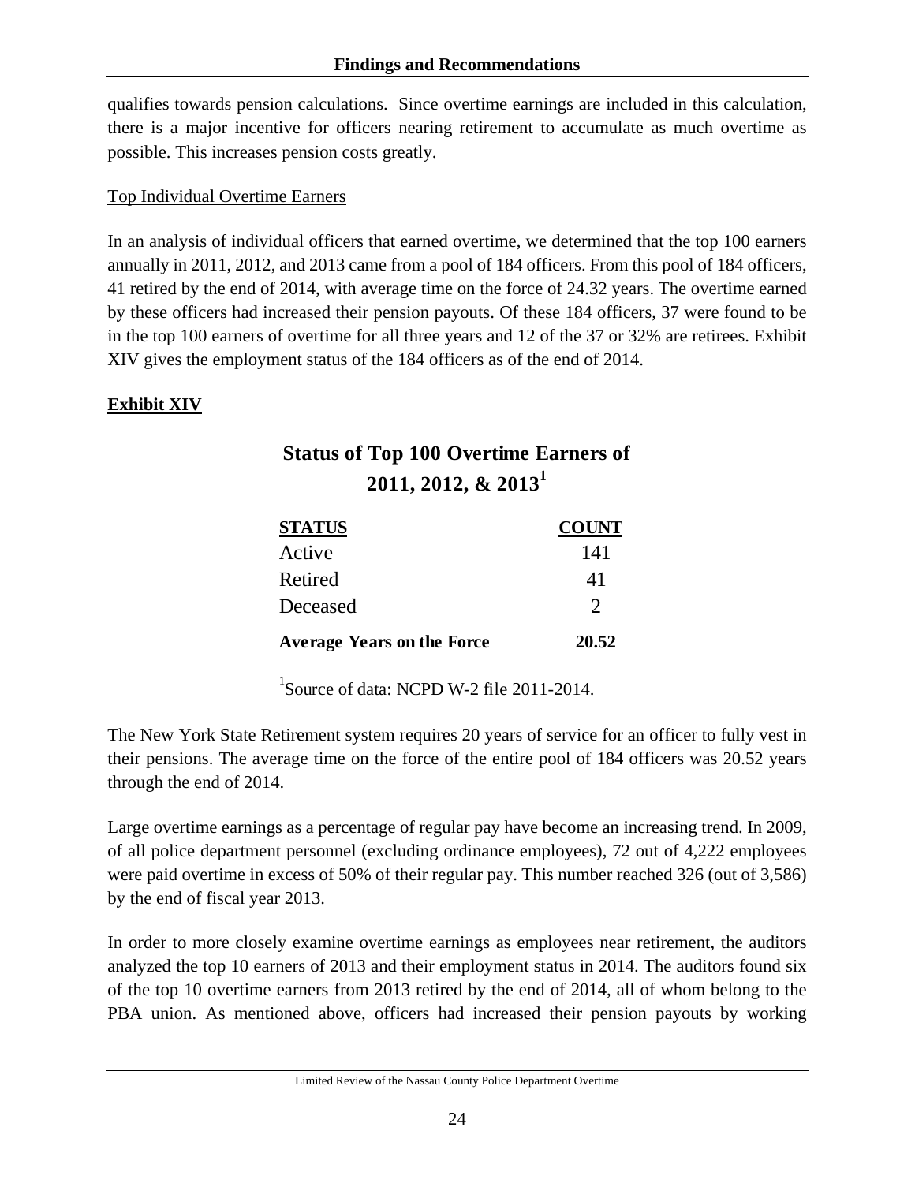qualifies towards pension calculations. Since overtime earnings are included in this calculation, there is a major incentive for officers nearing retirement to accumulate as much overtime as possible. This increases pension costs greatly.

Top Individual Overtime Earners

In an analysis of individual officers that earned overtime, we determined that the top 100 earners annually in 2011, 2012, and 2013 came from a pool of 184 officers. From this pool of 184 officers, 41 retired by the end of 2014, with average time on the force of 24.32 years. The overtime earned by these officers had increased their pension payouts. Of these 184 officers, 37 were found to be in the top 100 earners of overtime for all three years and 12 of the 37 or 32% are retirees. Exhibit XIV gives the employment status of the 184 officers as of the end of 2014.

**Exhibit XIV**

**Status of Top 100 Overtime Earners of 2011, 2012, & 2013[1]**

| STATUS | COUNT |
|---|---|
| Active | 141 |
| Retired | 41 |
| Deceased | 2 |
| **Average Years on the Force** | **20.52** |

[1]Source of data: NCPD W-2 file 2011-2014.

The New York State Retirement system requires 20 years of service for an officer to fully vest in their pensions. The average time on the force of the entire pool of 184 officers was 20.52 years through the end of 2014.

Large overtime earnings as a percentage of regular pay have become an increasing trend. In 2009, of all police department personnel (excluding ordinance employees), 72 out of 4,222 employees were paid overtime in excess of 50% of their regular pay. This number reached 326 (out of 3,586) by the end of fiscal year 2013.

In order to more closely examine overtime earnings as employees near retirement, the auditors analyzed the top 10 earners of 2013 and their employment status in 2014. The auditors found six of the top 10 overtime earners from 2013 retired by the end of 2014, all of whom belong to the PBA union. As mentioned above, officers had increased their pension payouts by working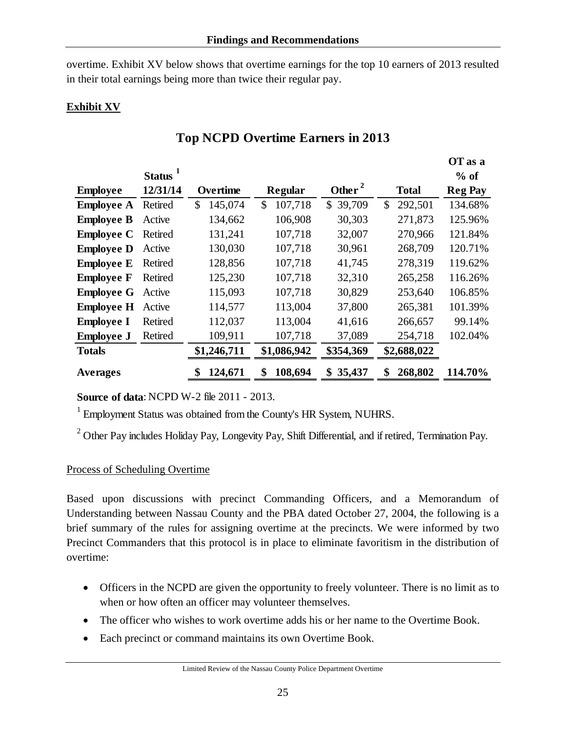overtime. Exhibit XV below shows that overtime earnings for the top 10 earners of 2013 resulted in their total earnings being more than twice their regular pay.

**Exhibit XV**

## Top NCPD Overtime Earners in 2013

| Employee | Status [1] 12/31/14 | Overtime | Regular | Other [2] | Total | OT as a % of Reg Pay |
|---|---|---|---|---|---|---|
| **Employee A** | Retired | $ 145,074 | $ 107,718 | $ 39,709 | $ 292,501 | 134.68% |
| **Employee B** | Active | 134,662 | 106,908 | 30,303 | 271,873 | 125.96% |
| **Employee C** | Retired | 131,241 | 107,718 | 32,007 | 270,966 | 121.84% |
| **Employee D** | Active | 130,030 | 107,718 | 30,961 | 268,709 | 120.71% |
| **Employee E** | Retired | 128,856 | 107,718 | 41,745 | 278,319 | 119.62% |
| **Employee F** | Retired | 125,230 | 107,718 | 32,310 | 265,258 | 116.26% |
| **Employee G** | Active | 115,093 | 107,718 | 30,829 | 253,640 | 106.85% |
| **Employee H** | Active | 114,577 | 113,004 | 37,800 | 265,381 | 101.39% |
| **Employee I** | Retired | 112,037 | 113,004 | 41,616 | 266,657 | 99.14% |
| **Employee J** | Retired | 109,911 | 107,718 | 37,089 | 254,718 | 102.04% |
| **Totals** | | **$1,246,711** | **$1,086,942** | **$354,369** | **$2,688,022** | |
| **Averages** | | **$ 124,671** | **$ 108,694** | **$ 35,437** | **$ 268,802** | **114.70%** |

**Source of data**: NCPD W-2 file 2011 - 2013.

[1] Employment Status was obtained from the County's HR System, NUHRS.

[2] Other Pay includes Holiday Pay, Longevity Pay, Shift Differential, and if retired, Termination Pay.

Process of Scheduling Overtime

Based upon discussions with precinct Commanding Officers, and a Memorandum of Understanding between Nassau County and the PBA dated October 27, 2004, the following is a brief summary of the rules for assigning overtime at the precincts. We were informed by two Precinct Commanders that this protocol is in place to eliminate favoritism in the distribution of overtime:

- Officers in the NCPD are given the opportunity to freely volunteer. There is no limit as to when or how often an officer may volunteer themselves.
- The officer who wishes to work overtime adds his or her name to the Overtime Book.
- Each precinct or command maintains its own Overtime Book.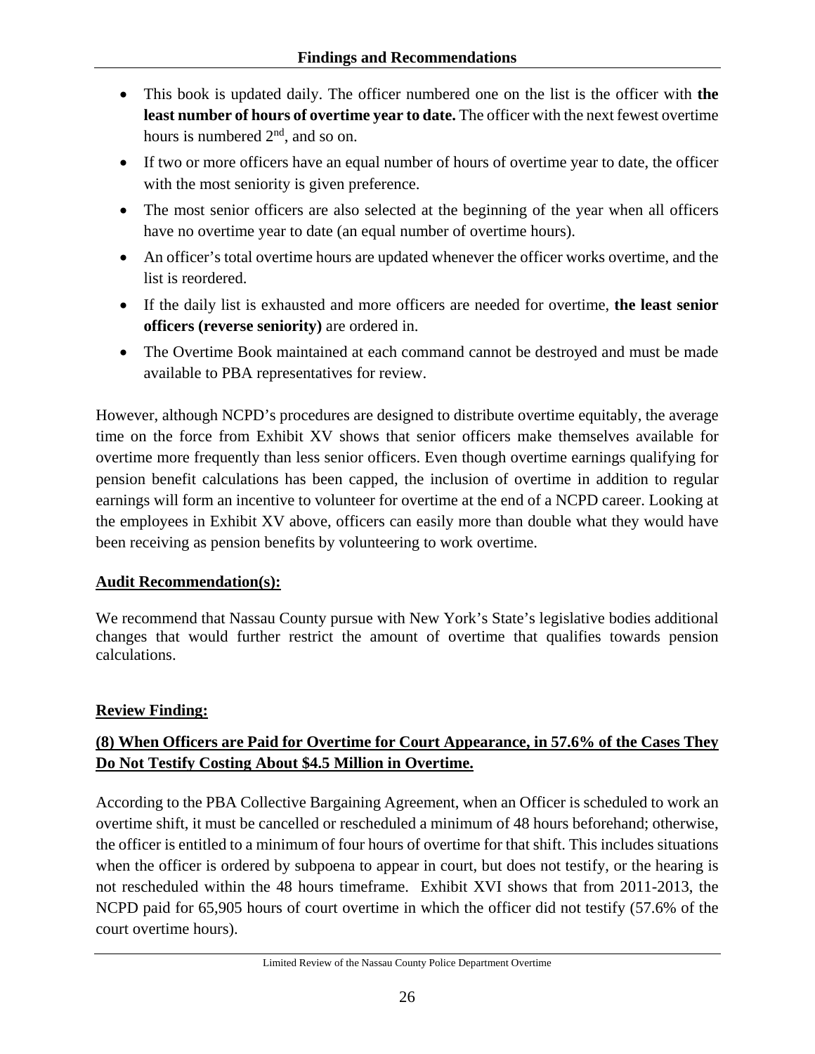- This book is updated daily. The officer numbered one on the list is the officer with **the least number of hours of overtime year to date.** The officer with the next fewest overtime hours is numbered 2nd, and so on.
- If two or more officers have an equal number of hours of overtime year to date, the officer with the most seniority is given preference.
- The most senior officers are also selected at the beginning of the year when all officers have no overtime year to date (an equal number of overtime hours).
- An officer's total overtime hours are updated whenever the officer works overtime, and the list is reordered.
- If the daily list is exhausted and more officers are needed for overtime, **the least senior officers (reverse seniority)** are ordered in.
- The Overtime Book maintained at each command cannot be destroyed and must be made available to PBA representatives for review.

However, although NCPD's procedures are designed to distribute overtime equitably, the average time on the force from Exhibit XV shows that senior officers make themselves available for overtime more frequently than less senior officers. Even though overtime earnings qualifying for pension benefit calculations has been capped, the inclusion of overtime in addition to regular earnings will form an incentive to volunteer for overtime at the end of a NCPD career. Looking at the employees in Exhibit XV above, officers can easily more than double what they would have been receiving as pension benefits by volunteering to work overtime.

**Audit Recommendation(s):**

We recommend that Nassau County pursue with New York's State's legislative bodies additional changes that would further restrict the amount of overtime that qualifies towards pension calculations.

**Review Finding:**

**(8) When Officers are Paid for Overtime for Court Appearance, in 57.6% of the Cases They Do Not Testify Costing About $4.5 Million in Overtime.**

According to the PBA Collective Bargaining Agreement, when an Officer is scheduled to work an overtime shift, it must be cancelled or rescheduled a minimum of 48 hours beforehand; otherwise, the officer is entitled to a minimum of four hours of overtime for that shift. This includes situations when the officer is ordered by subpoena to appear in court, but does not testify, or the hearing is not rescheduled within the 48 hours timeframe. Exhibit XVI shows that from 2011-2013, the NCPD paid for 65,905 hours of court overtime in which the officer did not testify (57.6% of the court overtime hours).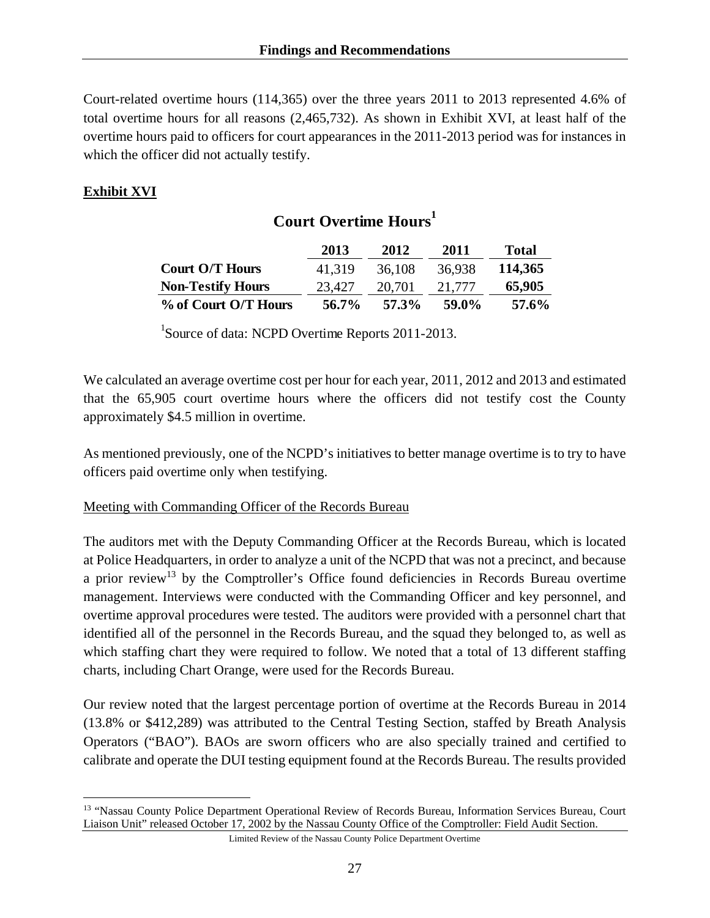Court-related overtime hours (114,365) over the three years 2011 to 2013 represented 4.6% of total overtime hours for all reasons (2,465,732). As shown in Exhibit XVI, at least half of the overtime hours paid to officers for court appearances in the 2011-2013 period was for instances in which the officer did not actually testify.

**Exhibit XVI**

**Court Overtime Hours[1]**

| | 2013 | 2012 | 2011 | Total |
|---|---|---|---|---|
| **Court O/T Hours** | 41,319 | 36,108 | 36,938 | **114,365** |
| **Non-Testify Hours** | 23,427 | 20,701 | 21,777 | **65,905** |
| **% of Court O/T Hours** | **56.7%** | **57.3%** | **59.0%** | **57.6%** |

[1]Source of data: NCPD Overtime Reports 2011-2013.

We calculated an average overtime cost per hour for each year, 2011, 2012 and 2013 and estimated that the 65,905 court overtime hours where the officers did not testify cost the County approximately $4.5 million in overtime.

As mentioned previously, one of the NCPD's initiatives to better manage overtime is to try to have officers paid overtime only when testifying.

Meeting with Commanding Officer of the Records Bureau

The auditors met with the Deputy Commanding Officer at the Records Bureau, which is located at Police Headquarters, in order to analyze a unit of the NCPD that was not a precinct, and because a prior review[13] by the Comptroller's Office found deficiencies in Records Bureau overtime management. Interviews were conducted with the Commanding Officer and key personnel, and overtime approval procedures were tested. The auditors were provided with a personnel chart that identified all of the personnel in the Records Bureau, and the squad they belonged to, as well as which staffing chart they were required to follow. We noted that a total of 13 different staffing charts, including Chart Orange, were used for the Records Bureau.

Our review noted that the largest percentage portion of overtime at the Records Bureau in 2014 (13.8% or $412,289) was attributed to the Central Testing Section, staffed by Breath Analysis Operators ("BAO"). BAOs are sworn officers who are also specially trained and certified to calibrate and operate the DUI testing equipment found at the Records Bureau. The results provided

[13] "Nassau County Police Department Operational Review of Records Bureau, Information Services Bureau, Court Liaison Unit" released October 17, 2002 by the Nassau County Office of the Comptroller: Field Audit Section.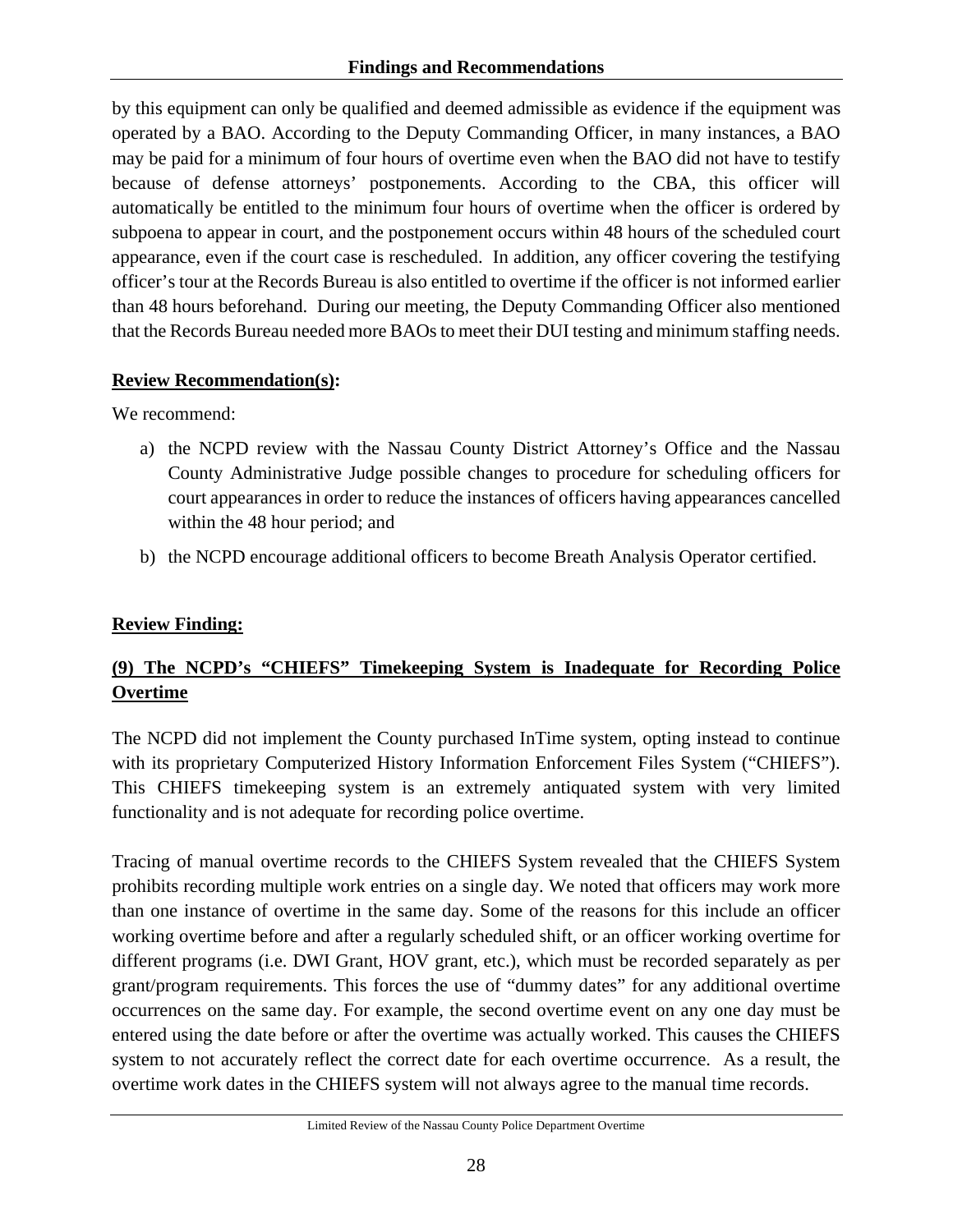by this equipment can only be qualified and deemed admissible as evidence if the equipment was operated by a BAO. According to the Deputy Commanding Officer, in many instances, a BAO may be paid for a minimum of four hours of overtime even when the BAO did not have to testify because of defense attorneys' postponements. According to the CBA, this officer will automatically be entitled to the minimum four hours of overtime when the officer is ordered by subpoena to appear in court, and the postponement occurs within 48 hours of the scheduled court appearance, even if the court case is rescheduled. In addition, any officer covering the testifying officer's tour at the Records Bureau is also entitled to overtime if the officer is not informed earlier than 48 hours beforehand. During our meeting, the Deputy Commanding Officer also mentioned that the Records Bureau needed more BAOs to meet their DUI testing and minimum staffing needs.

**Review Recommendation(s):**

We recommend:

a) the NCPD review with the Nassau County District Attorney's Office and the Nassau County Administrative Judge possible changes to procedure for scheduling officers for court appearances in order to reduce the instances of officers having appearances cancelled within the 48 hour period; and

b) the NCPD encourage additional officers to become Breath Analysis Operator certified.

**Review Finding:**

**(9) The NCPD's "CHIEFS" Timekeeping System is Inadequate for Recording Police Overtime**

The NCPD did not implement the County purchased InTime system, opting instead to continue with its proprietary Computerized History Information Enforcement Files System ("CHIEFS"). This CHIEFS timekeeping system is an extremely antiquated system with very limited functionality and is not adequate for recording police overtime.

Tracing of manual overtime records to the CHIEFS System revealed that the CHIEFS System prohibits recording multiple work entries on a single day. We noted that officers may work more than one instance of overtime in the same day. Some of the reasons for this include an officer working overtime before and after a regularly scheduled shift, or an officer working overtime for different programs (i.e. DWI Grant, HOV grant, etc.), which must be recorded separately as per grant/program requirements. This forces the use of "dummy dates" for any additional overtime occurrences on the same day. For example, the second overtime event on any one day must be entered using the date before or after the overtime was actually worked. This causes the CHIEFS system to not accurately reflect the correct date for each overtime occurrence. As a result, the overtime work dates in the CHIEFS system will not always agree to the manual time records.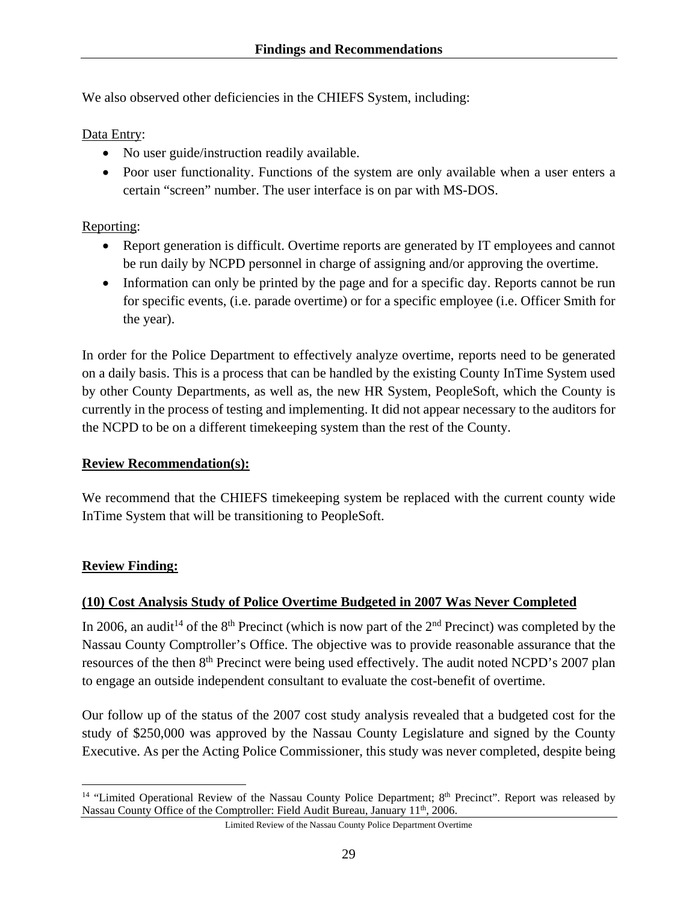We also observed other deficiencies in the CHIEFS System, including:

Data Entry:

- No user guide/instruction readily available.
- Poor user functionality. Functions of the system are only available when a user enters a certain "screen" number. The user interface is on par with MS-DOS.

Reporting:

- Report generation is difficult. Overtime reports are generated by IT employees and cannot be run daily by NCPD personnel in charge of assigning and/or approving the overtime.
- Information can only be printed by the page and for a specific day. Reports cannot be run for specific events, (i.e. parade overtime) or for a specific employee (i.e. Officer Smith for the year).

In order for the Police Department to effectively analyze overtime, reports need to be generated on a daily basis. This is a process that can be handled by the existing County InTime System used by other County Departments, as well as, the new HR System, PeopleSoft, which the County is currently in the process of testing and implementing. It did not appear necessary to the auditors for the NCPD to be on a different timekeeping system than the rest of the County.

**Review Recommendation(s):**

We recommend that the CHIEFS timekeeping system be replaced with the current county wide InTime System that will be transitioning to PeopleSoft.

**Review Finding:**

**(10) Cost Analysis Study of Police Overtime Budgeted in 2007 Was Never Completed**

In 2006, an audit[14] of the 8th Precinct (which is now part of the 2nd Precinct) was completed by the Nassau County Comptroller's Office. The objective was to provide reasonable assurance that the resources of the then 8th Precinct were being used effectively. The audit noted NCPD's 2007 plan to engage an outside independent consultant to evaluate the cost-benefit of overtime.

Our follow up of the status of the 2007 cost study analysis revealed that a budgeted cost for the study of $250,000 was approved by the Nassau County Legislature and signed by the County Executive. As per the Acting Police Commissioner, this study was never completed, despite being

[14] "Limited Operational Review of the Nassau County Police Department; 8th Precinct". Report was released by Nassau County Office of the Comptroller: Field Audit Bureau, January 11th, 2006.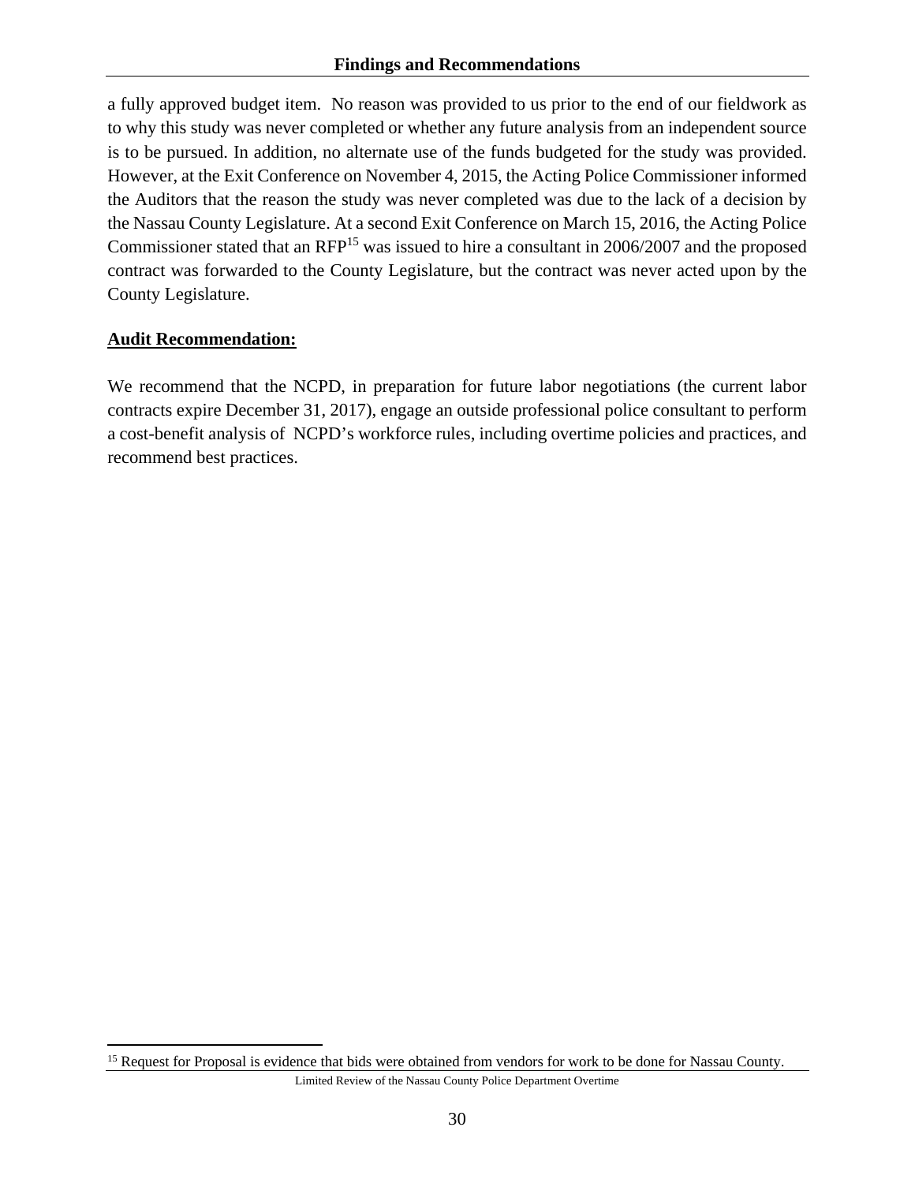a fully approved budget item. No reason was provided to us prior to the end of our fieldwork as to why this study was never completed or whether any future analysis from an independent source is to be pursued. In addition, no alternate use of the funds budgeted for the study was provided. However, at the Exit Conference on November 4, 2015, the Acting Police Commissioner informed the Auditors that the reason the study was never completed was due to the lack of a decision by the Nassau County Legislature. At a second Exit Conference on March 15, 2016, the Acting Police Commissioner stated that an RFP[15] was issued to hire a consultant in 2006/2007 and the proposed contract was forwarded to the County Legislature, but the contract was never acted upon by the County Legislature.

**Audit Recommendation:**

We recommend that the NCPD, in preparation for future labor negotiations (the current labor contracts expire December 31, 2017), engage an outside professional police consultant to perform a cost-benefit analysis of NCPD's workforce rules, including overtime policies and practices, and recommend best practices.

[15] Request for Proposal is evidence that bids were obtained from vendors for work to be done for Nassau County.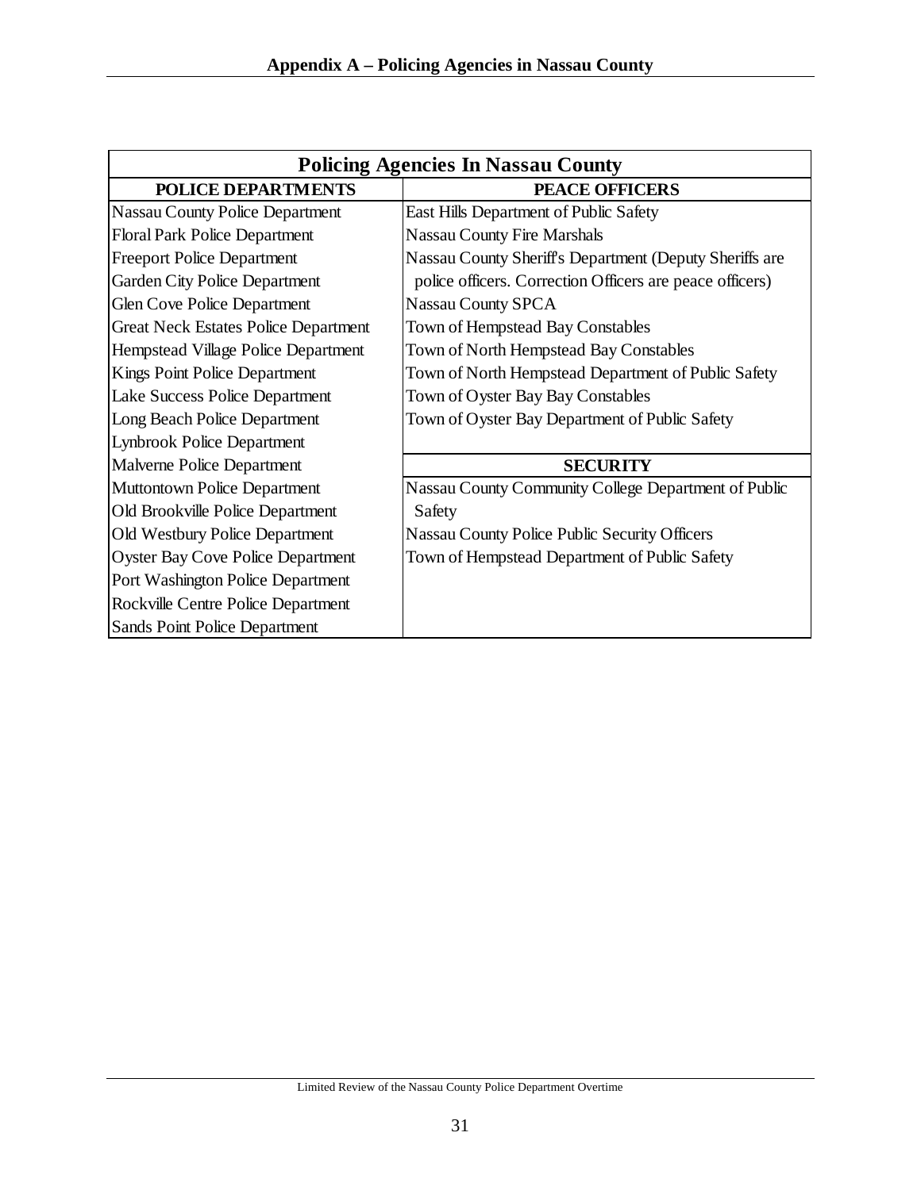## Appendix A – Policing Agencies in Nassau County

| Policing Agencies In Nassau County | |
|---|---|
| **POLICE DEPARTMENTS** | **PEACE OFFICERS** |
| Nassau County Police Department | East Hills Department of Public Safety |
| Floral Park Police Department | Nassau County Fire Marshals |
| Freeport Police Department | Nassau County Sheriff's Department (Deputy Sheriffs are police officers. Correction Officers are peace officers) |
| Garden City Police Department | Nassau County SPCA |
| Glen Cove Police Department | Town of Hempstead Bay Constables |
| Great Neck Estates Police Department | Town of North Hempstead Bay Constables |
| Hempstead Village Police Department | Town of North Hempstead Department of Public Safety |
| Kings Point Police Department | Town of Oyster Bay Bay Constables |
| Lake Success Police Department | Town of Oyster Bay Department of Public Safety |
| Long Beach Police Department | |
| Lynbrook Police Department | **SECURITY** |
| Malverne Police Department | Nassau County Community College Department of Public Safety |
| Muttontown Police Department | Nassau County Police Public Security Officers |
| Old Brookville Police Department | Town of Hempstead Department of Public Safety |
| Old Westbury Police Department | |
| Oyster Bay Cove Police Department | |
| Port Washington Police Department | |
| Rockville Centre Police Department | |
| Sands Point Police Department | |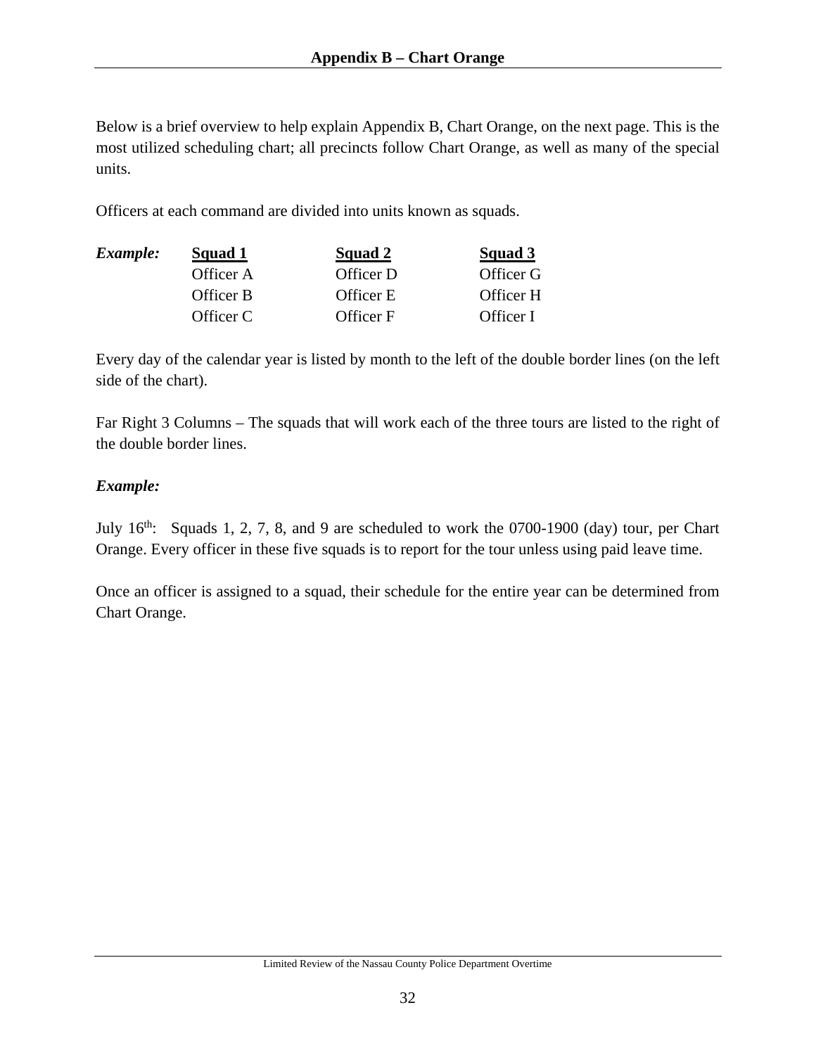## Appendix B – Chart Orange

Below is a brief overview to help explain Appendix B, Chart Orange, on the next page. This is the most utilized scheduling chart; all precincts follow Chart Orange, as well as many of the special units.

Officers at each command are divided into units known as squads.

| *Example:* | **Squad 1** | **Squad 2** | **Squad 3** |
|---|---|---|---|
| | Officer A | Officer D | Officer G |
| | Officer B | Officer E | Officer H |
| | Officer C | Officer F | Officer I |

Every day of the calendar year is listed by month to the left of the double border lines (on the left side of the chart).

Far Right 3 Columns – The squads that will work each of the three tours are listed to the right of the double border lines.

***Example:***

July 16th: Squads 1, 2, 7, 8, and 9 are scheduled to work the 0700-1900 (day) tour, per Chart Orange. Every officer in these five squads is to report for the tour unless using paid leave time.

Once an officer is assigned to a squad, their schedule for the entire year can be determined from Chart Orange.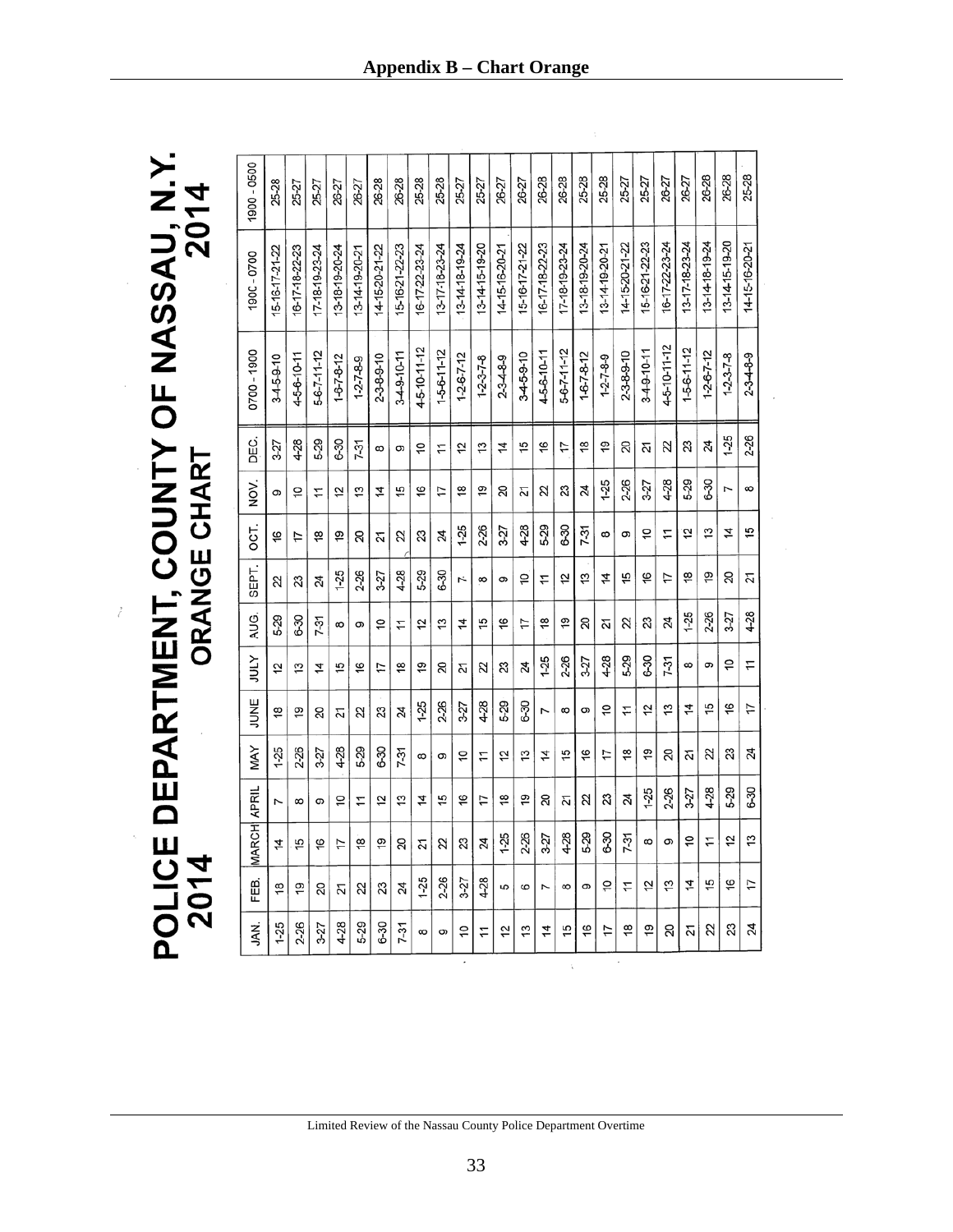# Appendix B – Chart Orange

# POLICE DEPARTMENT, COUNTY OF NASSAU, N.Y.
## 2014 ORANGE CHART 2014

| JAN. | FEB. | MARCH | APRIL | MAY | JUNE | JULY | AUG. | SEPT. | OCT. | NOV. | DEC. | 0700 - 1900 | 1900 - 0700 | 1900 - 0500 |
|---|---|---|---|---|---|---|---|---|---|---|---|---|---|---|
| 1-25 | 18 | 14 | 7 | 1-25 | 18 | 12 | 5-29 | 22 | 16 | 9 | 3-27 | 3-4-5-9-10 | 15-16-17-21-22 | 25-28 |
| 2-26 | 19 | 15 | 8 | 2-26 | 19 | 13 | 6-30 | 23 | 17 | 10 | 4-28 | 4-5-6-10-11 | 16-17-18-22-23 | 25-27 |
| 3-27 | 20 | 16 | 9 | 3-27 | 20 | 14 | 7-31 | 24 | 18 | 11 | 5-29 | 5-6-7-11-12 | 17-18-19-23-24 | 25-27 |
| 4-28 | 21 | 17 | 10 | 4-28 | 21 | 15 | 8 | 1-25 | 19 | 12 | 6-30 | 1-6-7-8-12 | 13-18-19-20-24 | 26-27 |
| 5-29 | 22 | 18 | 11 | 5-29 | 22 | 16 | 9 | 2-26 | 20 | 13 | 7-31 | 1-2-7-8-9 | 13-14-19-20-21 | 26-27 |
| 6-30 | 23 | 19 | 12 | 6-30 | 23 | 17 | 10 | 3-27 | 21 | 14 | 8 | 2-3-8-9-10 | 14-15-20-21-22 | 26-28 |
| 7-31 | 24 | 20 | 13 | 7-31 | 24 | 18 | 11 | 4-28 | 22 | 15 | 9 | 3-4-9-10-11 | 15-16-21-22-23 | 26-28 |
| 8 | 1-25 | 21 | 14 | 8 | 1-25 | 19 | 12 | 5-29 | 23 | 16 | 10 | 4-5-10-11-12 | 16-17-22-23-24 | 25-28 |
| 9 | 2-26 | 22 | 15 | 9 | 2-26 | 20 | 13 | 6-30 | 24 | 17 | 11 | 1-5-6-11-12 | 13-17-18-23-24 | 25-28 |
| 10 | 3-27 | 23 | 16 | 10 | 3-27 | 21 | 14 | 7 | 1-25 | 18 | 12 | 1-2-6-7-12 | 13-14-18-19-24 | 25-27 |
| 11 | 4-28 | 24 | 17 | 11 | 4-28 | 22 | 15 | 8 | 2-26 | 19 | 13 | 1-2-3-7-8 | 13-14-15-19-20 | 25-27 |
| 12 | 5 | 1-25 | 18 | 12 | 5-29 | 23 | 16 | 9 | 3-27 | 20 | 14 | 2-3-4-8-9 | 14-15-16-20-21 | 26-27 |
| 13 | 6 | 2-26 | 19 | 13 | 6-30 | 24 | 17 | 10 | 4-28 | 21 | 15 | 3-4-5-9-10 | 15-16-17-21-22 | 26-27 |
| 14 | 7 | 3-27 | 20 | 14 | 7 | 1-25 | 18 | 11 | 5-29 | 22 | 16 | 4-5-6-10-11 | 16-17-18-22-23 | 26-28 |
| 15 | 8 | 4-28 | 21 | 15 | 8 | 2-26 | 19 | 12 | 6-30 | 23 | 17 | 5-6-7-11-12 | 17-18-19-23-24 | 26-28 |
| 16 | 9 | 5-29 | 22 | 16 | 9 | 3-27 | 20 | 13 | 7-31 | 24 | 18 | 1-6-7-8-12 | 13-18-19-20-24 | 25-28 |
| 17 | 10 | 6-30 | 23 | 17 | 10 | 4-28 | 21 | 14 | 8 | 1-25 | 19 | 1-2-7-8-9 | 13-14-19-20-21 | 25-28 |
| 18 | 11 | 7-31 | 24 | 18 | 11 | 5-29 | 22 | 15 | 9 | 2-26 | 20 | 2-3-8-9-10 | 14-15-20-21-22 | 25-27 |
| 19 | 12 | 8 | 1-25 | 19 | 12 | 6-30 | 23 | 16 | 10 | 3-27 | 21 | 3-4-9-10-11 | 15-16-21-22-23 | 25-27 |
| 20 | 13 | 9 | 2-26 | 20 | 13 | 7-31 | 24 | 17 | 11 | 4-28 | 22 | 4-5-10-11-12 | 16-17-22-23-24 | 26-27 |
| 21 | 14 | 10 | 3-27 | 21 | 14 | 8 | 1-25 | 18 | 12 | 5-29 | 23 | 1-5-6-11-12 | 13-17-18-23-24 | 26-27 |
| 22 | 15 | 11 | 4-28 | 22 | 15 | 9 | 2-26 | 19 | 13 | 6-30 | 24 | 1-2-6-7-12 | 13-14-18-19-24 | 26-28 |
| 23 | 16 | 12 | 5-29 | 23 | 16 | 10 | 3-27 | 20 | 14 | 7 | 1-25 | 1-2-3-7-8 | 13-14-15-19-20 | 26-28 |
| 24 | 17 | 13 | 6-30 | 24 | 17 | 11 | 4-28 | 21 | 15 | 8 | 2-26 | 2-3-4-8-9 | 14-15-16-20-21 | 25-28 |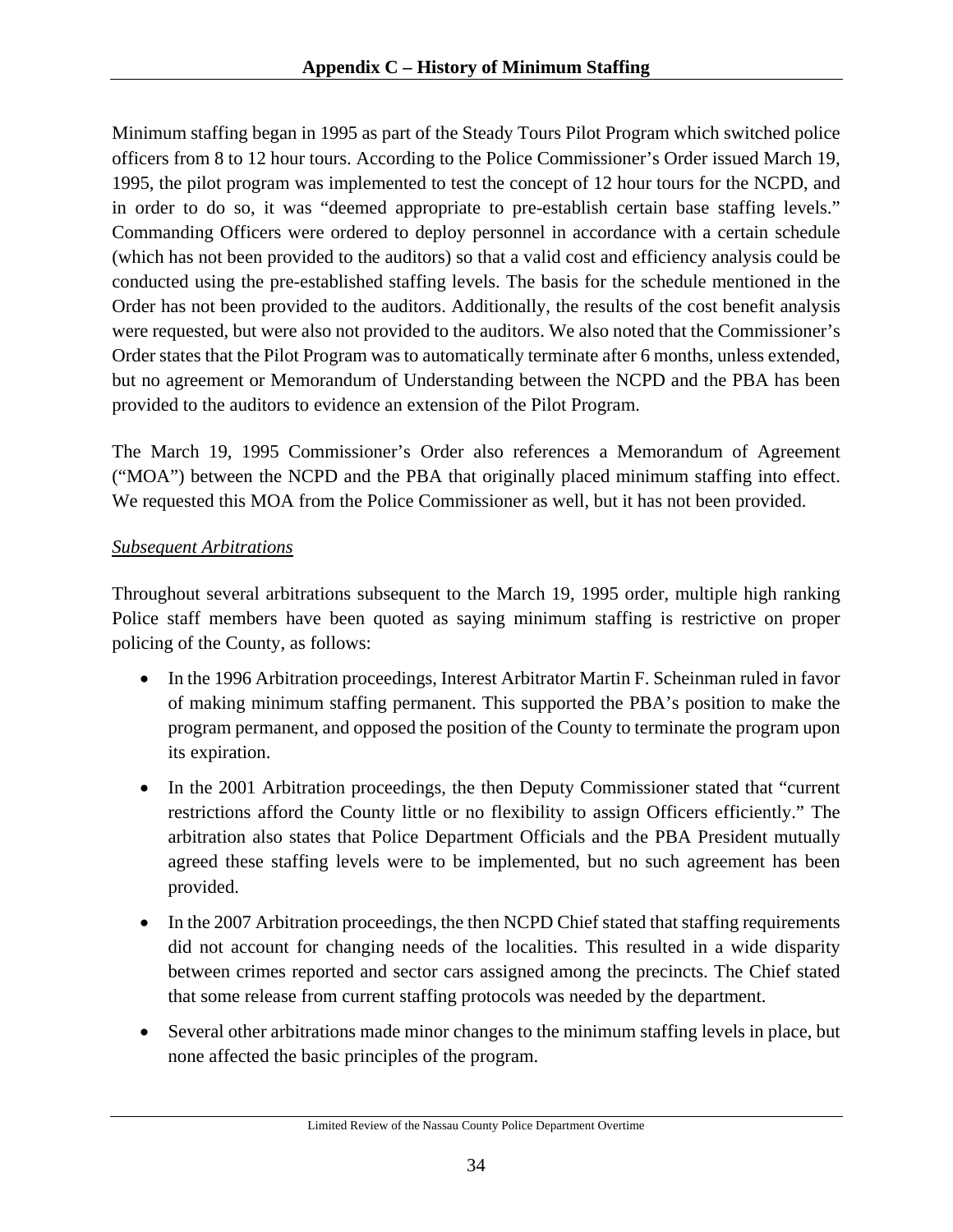## Appendix C – History of Minimum Staffing

Minimum staffing began in 1995 as part of the Steady Tours Pilot Program which switched police officers from 8 to 12 hour tours. According to the Police Commissioner's Order issued March 19, 1995, the pilot program was implemented to test the concept of 12 hour tours for the NCPD, and in order to do so, it was "deemed appropriate to pre-establish certain base staffing levels." Commanding Officers were ordered to deploy personnel in accordance with a certain schedule (which has not been provided to the auditors) so that a valid cost and efficiency analysis could be conducted using the pre-established staffing levels. The basis for the schedule mentioned in the Order has not been provided to the auditors. Additionally, the results of the cost benefit analysis were requested, but were also not provided to the auditors. We also noted that the Commissioner's Order states that the Pilot Program was to automatically terminate after 6 months, unless extended, but no agreement or Memorandum of Understanding between the NCPD and the PBA has been provided to the auditors to evidence an extension of the Pilot Program.

The March 19, 1995 Commissioner's Order also references a Memorandum of Agreement ("MOA") between the NCPD and the PBA that originally placed minimum staffing into effect. We requested this MOA from the Police Commissioner as well, but it has not been provided.

*Subsequent Arbitrations*

Throughout several arbitrations subsequent to the March 19, 1995 order, multiple high ranking Police staff members have been quoted as saying minimum staffing is restrictive on proper policing of the County, as follows:

- In the 1996 Arbitration proceedings, Interest Arbitrator Martin F. Scheinman ruled in favor of making minimum staffing permanent. This supported the PBA's position to make the program permanent, and opposed the position of the County to terminate the program upon its expiration.
- In the 2001 Arbitration proceedings, the then Deputy Commissioner stated that "current restrictions afford the County little or no flexibility to assign Officers efficiently." The arbitration also states that Police Department Officials and the PBA President mutually agreed these staffing levels were to be implemented, but no such agreement has been provided.
- In the 2007 Arbitration proceedings, the then NCPD Chief stated that staffing requirements did not account for changing needs of the localities. This resulted in a wide disparity between crimes reported and sector cars assigned among the precincts. The Chief stated that some release from current staffing protocols was needed by the department.
- Several other arbitrations made minor changes to the minimum staffing levels in place, but none affected the basic principles of the program.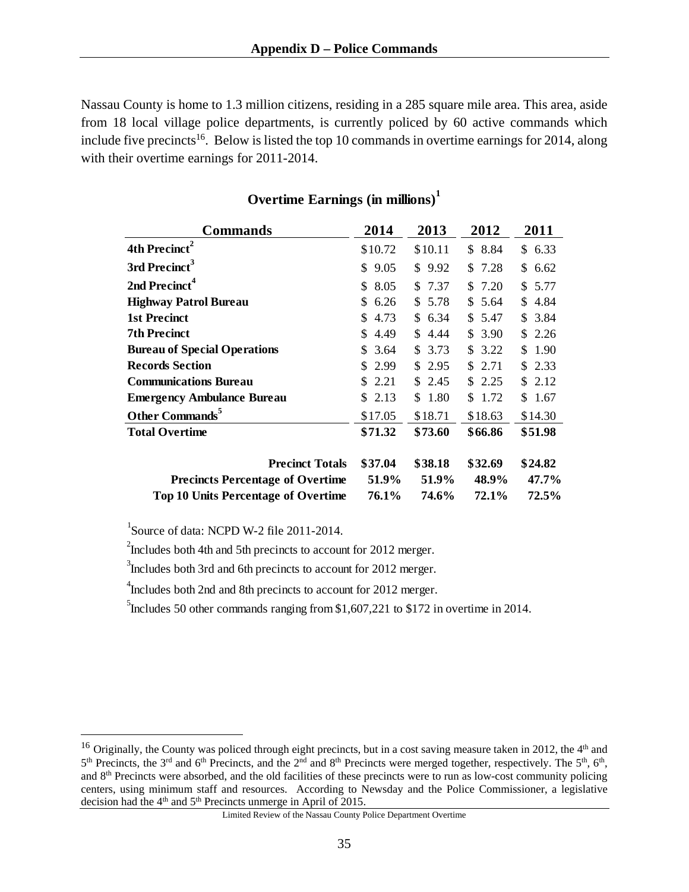## Appendix D – Police Commands

Nassau County is home to 1.3 million citizens, residing in a 285 square mile area. This area, aside from 18 local village police departments, is currently policed by 60 active commands which include five precincts[16]. Below is listed the top 10 commands in overtime earnings for 2014, along with their overtime earnings for 2011-2014.

**Overtime Earnings (in millions)[1]**

| Commands | 2014 | 2013 | 2012 | 2011 |
|---|---|---|---|---|
| **4th Precinct[2]** | $10.72 | $10.11 | $ 8.84 | $ 6.33 |
| **3rd Precinct[3]** | $ 9.05 | $ 9.92 | $ 7.28 | $ 6.62 |
| **2nd Precinct[4]** | $ 8.05 | $ 7.37 | $ 7.20 | $ 5.77 |
| **Highway Patrol Bureau** | $ 6.26 | $ 5.78 | $ 5.64 | $ 4.84 |
| **1st Precinct** | $ 4.73 | $ 6.34 | $ 5.47 | $ 3.84 |
| **7th Precinct** | $ 4.49 | $ 4.44 | $ 3.90 | $ 2.26 |
| **Bureau of Special Operations** | $ 3.64 | $ 3.73 | $ 3.22 | $ 1.90 |
| **Records Section** | $ 2.99 | $ 2.95 | $ 2.71 | $ 2.33 |
| **Communications Bureau** | $ 2.21 | $ 2.45 | $ 2.25 | $ 2.12 |
| **Emergency Ambulance Bureau** | $ 2.13 | $ 1.80 | $ 1.72 | $ 1.67 |
| **Other Commands[5]** | $17.05 | $18.71 | $18.63 | $14.30 |
| **Total Overtime** | **$71.32** | **$73.60** | **$66.86** | **$51.98** |
| **Precinct Totals** | **$37.04** | **$38.18** | **$32.69** | **$24.82** |
| **Precincts Percentage of Overtime** | **51.9%** | **51.9%** | **48.9%** | **47.7%** |
| **Top 10 Units Percentage of Overtime** | **76.1%** | **74.6%** | **72.1%** | **72.5%** |

[1]Source of data: NCPD W-2 file 2011-2014.

[2]Includes both 4th and 5th precincts to account for 2012 merger.

[3]Includes both 3rd and 6th precincts to account for 2012 merger.

[4]Includes both 2nd and 8th precincts to account for 2012 merger.

[5]Includes 50 other commands ranging from $1,607,221 to $172 in overtime in 2014.

[16] Originally, the County was policed through eight precincts, but in a cost saving measure taken in 2012, the 4th and 5th Precincts, the 3rd and 6th Precincts, and the 2nd and 8th Precincts were merged together, respectively. The 5th, 6th, and 8th Precincts were absorbed, and the old facilities of these precincts were to run as low-cost community policing centers, using minimum staff and resources. According to Newsday and the Police Commissioner, a legislative decision had the 4th and 5th Precincts unmerge in April of 2015.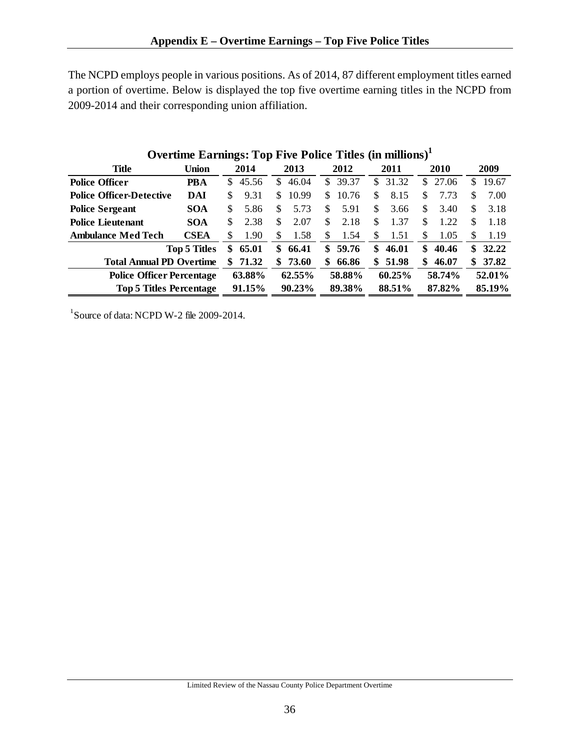## Appendix E – Overtime Earnings – Top Five Police Titles

The NCPD employs people in various positions. As of 2014, 87 different employment titles earned a portion of overtime. Below is displayed the top five overtime earning titles in the NCPD from 2009-2014 and their corresponding union affiliation.

**Overtime Earnings: Top Five Police Titles (in millions)[1]**

| Title | Union | 2014 | 2013 | 2012 | 2011 | 2010 | 2009 |
|---|---|---|---|---|---|---|---|
| **Police Officer** | **PBA** | $ 45.56 | $ 46.04 | $ 39.37 | $ 31.32 | $ 27.06 | $ 19.67 |
| **Police Officer-Detective** | **DAI** | $ 9.31 | $ 10.99 | $ 10.76 | $ 8.15 | $ 7.73 | $ 7.00 |
| **Police Sergeant** | **SOA** | $ 5.86 | $ 5.73 | $ 5.91 | $ 3.66 | $ 3.40 | $ 3.18 |
| **Police Lieutenant** | **SOA** | $ 2.38 | $ 2.07 | $ 2.18 | $ 1.37 | $ 1.22 | $ 1.18 |
| **Ambulance Med Tech** | **CSEA** | $ 1.90 | $ 1.58 | $ 1.54 | $ 1.51 | $ 1.05 | $ 1.19 |
| | **Top 5 Titles** | **$ 65.01** | **$ 66.41** | **$ 59.76** | **$ 46.01** | **$ 40.46** | **$ 32.22** |
| **Total Annual PD Overtime** | | **$ 71.32** | **$ 73.60** | **$ 66.86** | **$ 51.98** | **$ 46.07** | **$ 37.82** |
| **Police Officer Percentage** | | **63.88%** | **62.55%** | **58.88%** | **60.25%** | **58.74%** | **52.01%** |
| **Top 5 Titles Percentage** | | **91.15%** | **90.23%** | **89.38%** | **88.51%** | **87.82%** | **85.19%** |

[1] Source of data: NCPD W-2 file 2009-2014.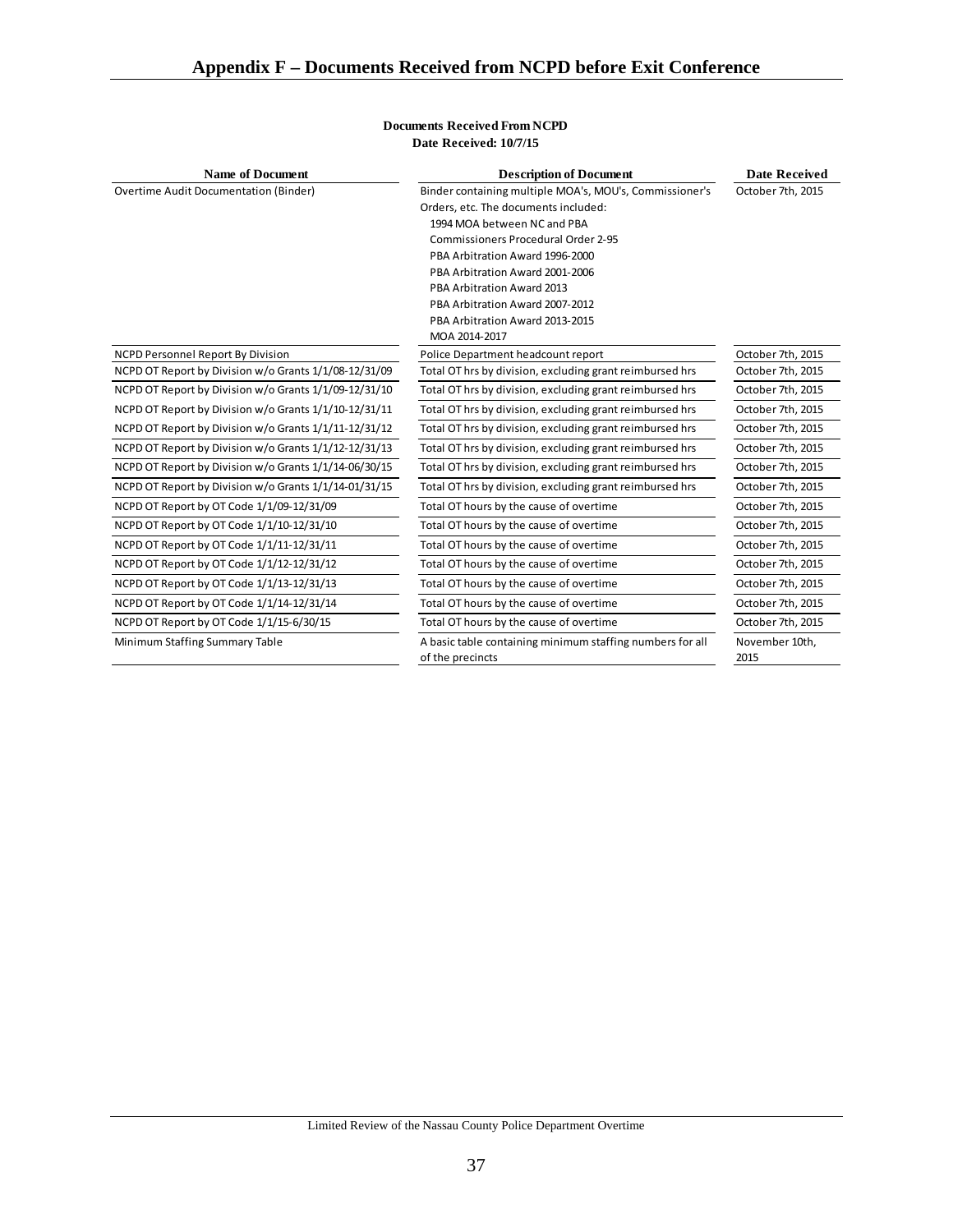# Appendix F – Documents Received from NCPD before Exit Conference

**Documents Received From NCPD**
**Date Received: 10/7/15**

| Name of Document | Description of Document | Date Received |
|---|---|---|
| Overtime Audit Documentation (Binder) | Binder containing multiple MOA's, MOU's, Commissioner's Orders, etc. The documents included:<br>1994 MOA between NC and PBA<br>Commissioners Procedural Order 2-95<br>PBA Arbitration Award 1996-2000<br>PBA Arbitration Award 2001-2006<br>PBA Arbitration Award 2013<br>PBA Arbitration Award 2007-2012<br>PBA Arbitration Award 2013-2015<br>MOA 2014-2017 | October 7th, 2015 |
| NCPD Personnel Report By Division | Police Department headcount report | October 7th, 2015 |
| NCPD OT Report by Division w/o Grants 1/1/08-12/31/09 | Total OT hrs by division, excluding grant reimbursed hrs | October 7th, 2015 |
| NCPD OT Report by Division w/o Grants 1/1/09-12/31/10 | Total OT hrs by division, excluding grant reimbursed hrs | October 7th, 2015 |
| NCPD OT Report by Division w/o Grants 1/1/10-12/31/11 | Total OT hrs by division, excluding grant reimbursed hrs | October 7th, 2015 |
| NCPD OT Report by Division w/o Grants 1/1/11-12/31/12 | Total OT hrs by division, excluding grant reimbursed hrs | October 7th, 2015 |
| NCPD OT Report by Division w/o Grants 1/1/12-12/31/13 | Total OT hrs by division, excluding grant reimbursed hrs | October 7th, 2015 |
| NCPD OT Report by Division w/o Grants 1/1/14-06/30/15 | Total OT hrs by division, excluding grant reimbursed hrs | October 7th, 2015 |
| NCPD OT Report by Division w/o Grants 1/1/14-01/31/15 | Total OT hrs by division, excluding grant reimbursed hrs | October 7th, 2015 |
| NCPD OT Report by OT Code 1/1/09-12/31/09 | Total OT hours by the cause of overtime | October 7th, 2015 |
| NCPD OT Report by OT Code 1/1/10-12/31/10 | Total OT hours by the cause of overtime | October 7th, 2015 |
| NCPD OT Report by OT Code 1/1/11-12/31/11 | Total OT hours by the cause of overtime | October 7th, 2015 |
| NCPD OT Report by OT Code 1/1/12-12/31/12 | Total OT hours by the cause of overtime | October 7th, 2015 |
| NCPD OT Report by OT Code 1/1/13-12/31/13 | Total OT hours by the cause of overtime | October 7th, 2015 |
| NCPD OT Report by OT Code 1/1/14-12/31/14 | Total OT hours by the cause of overtime | October 7th, 2015 |
| NCPD OT Report by OT Code 1/1/15-6/30/15 | Total OT hours by the cause of overtime | October 7th, 2015 |
| Minimum Staffing Summary Table | A basic table containing minimum staffing numbers for all of the precincts | November 10th, 2015 |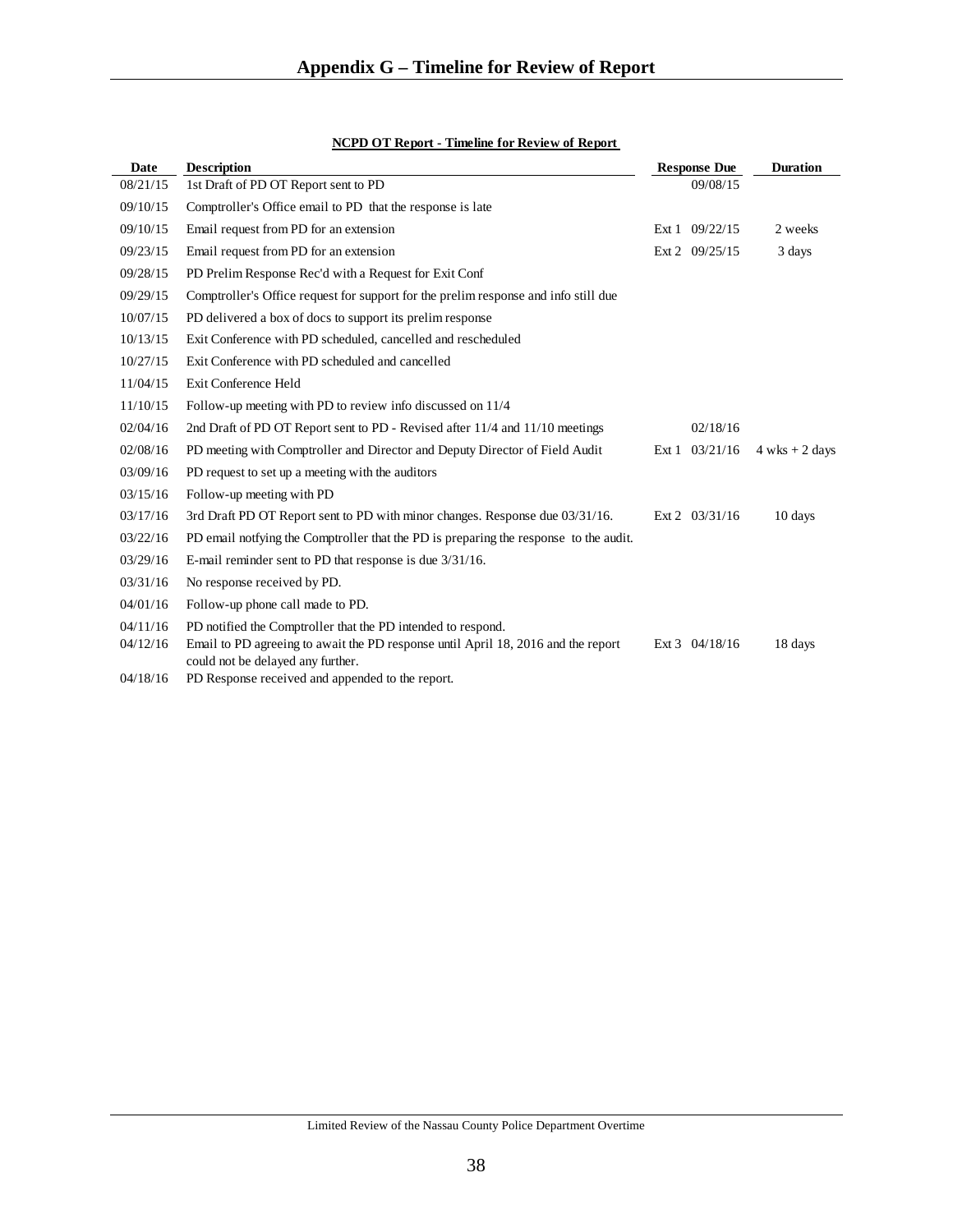# Appendix G – Timeline for Review of Report

**NCPD OT Report - Timeline for Review of Report**

| Date | Description | Response Due | Duration |
|---|---|---|---|
| 08/21/15 | 1st Draft of PD OT Report sent to PD | 09/08/15 | |
| 09/10/15 | Comptroller's Office email to PD that the response is late | | |
| 09/10/15 | Email request from PD for an extension | Ext 1 09/22/15 | 2 weeks |
| 09/23/15 | Email request from PD for an extension | Ext 2 09/25/15 | 3 days |
| 09/28/15 | PD Prelim Response Rec'd with a Request for Exit Conf | | |
| 09/29/15 | Comptroller's Office request for support for the prelim response and info still due | | |
| 10/07/15 | PD delivered a box of docs to support its prelim response | | |
| 10/13/15 | Exit Conference with PD scheduled, cancelled and rescheduled | | |
| 10/27/15 | Exit Conference with PD scheduled and cancelled | | |
| 11/04/15 | Exit Conference Held | | |
| 11/10/15 | Follow-up meeting with PD to review info discussed on 11/4 | | |
| 02/04/16 | 2nd Draft of PD OT Report sent to PD - Revised after 11/4 and 11/10 meetings | 02/18/16 | |
| 02/08/16 | PD meeting with Comptroller and Director and Deputy Director of Field Audit | Ext 1 03/21/16 | 4 wks + 2 days |
| 03/09/16 | PD request to set up a meeting with the auditors | | |
| 03/15/16 | Follow-up meeting with PD | | |
| 03/17/16 | 3rd Draft PD OT Report sent to PD with minor changes. Response due 03/31/16. | Ext 2 03/31/16 | 10 days |
| 03/22/16 | PD email notfying the Comptroller that the PD is preparing the response to the audit. | | |
| 03/29/16 | E-mail reminder sent to PD that response is due 3/31/16. | | |
| 03/31/16 | No response received by PD. | | |
| 04/01/16 | Follow-up phone call made to PD. | | |
| 04/11/16 | PD notified the Comptroller that the PD intended to respond. | | |
| 04/12/16 | Email to PD agreeing to await the PD response until April 18, 2016 and the report could not be delayed any further. | Ext 3 04/18/16 | 18 days |
| 04/18/16 | PD Response received and appended to the report. | | |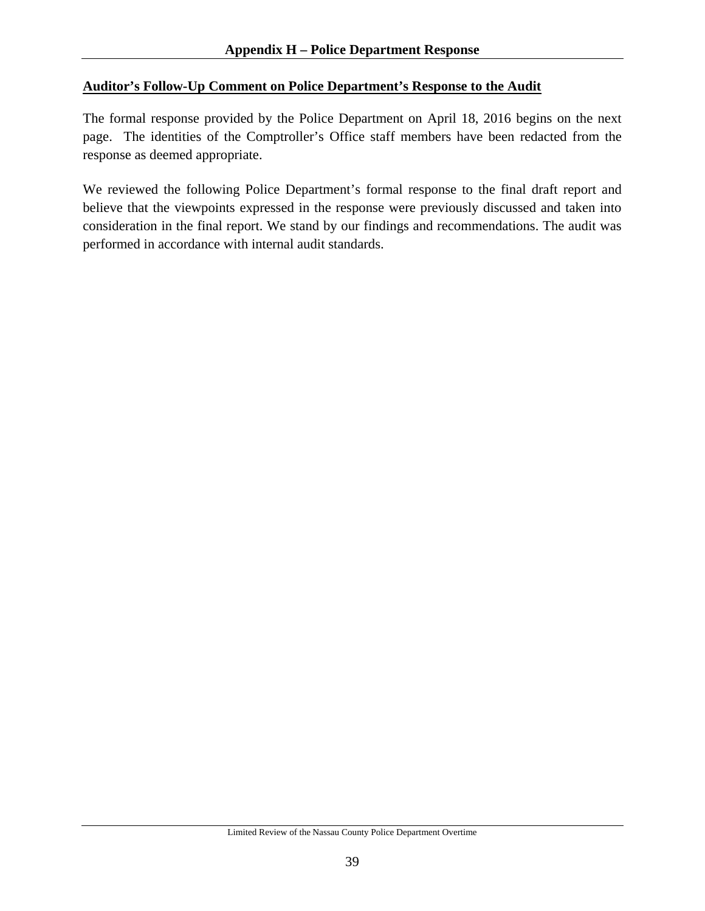## Appendix H – Police Department Response

**<u>Auditor's Follow-Up Comment on Police Department's Response to the Audit</u>**

The formal response provided by the Police Department on April 18, 2016 begins on the next page. The identities of the Comptroller's Office staff members have been redacted from the response as deemed appropriate.

We reviewed the following Police Department's formal response to the final draft report and believe that the viewpoints expressed in the response were previously discussed and taken into consideration in the final report. We stand by our findings and recommendations. The audit was performed in accordance with internal audit standards.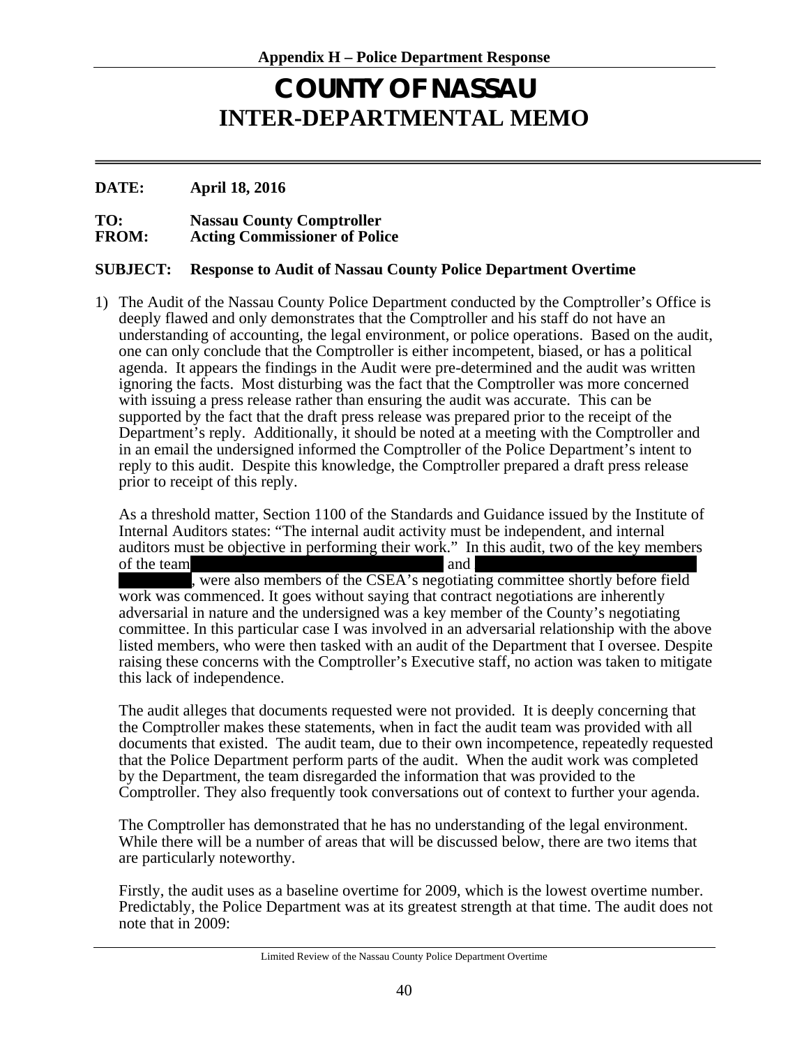## Appendix H – Police Department Response

# COUNTY OF NASSAU
# INTER-DEPARTMENTAL MEMO

**DATE:** April 18, 2016

**TO:** Nassau County Comptroller
**FROM:** Acting Commissioner of Police

**SUBJECT:** Response to Audit of Nassau County Police Department Overtime

1) The Audit of the Nassau County Police Department conducted by the Comptroller's Office is deeply flawed and only demonstrates that the Comptroller and his staff do not have an understanding of accounting, the legal environment, or police operations. Based on the audit, one can only conclude that the Comptroller is either incompetent, biased, or has a political agenda. It appears the findings in the Audit were pre-determined and the audit was written ignoring the facts. Most disturbing was the fact that the Comptroller was more concerned with issuing a press release rather than ensuring the audit was accurate. This can be supported by the fact that the draft press release was prepared prior to the receipt of the Department's reply. Additionally, it should be noted at a meeting with the Comptroller and in an email the undersigned informed the Comptroller of the Police Department's intent to reply to this audit. Despite this knowledge, the Comptroller prepared a draft press release prior to receipt of this reply.

   As a threshold matter, Section 1100 of the Standards and Guidance issued by the Institute of Internal Auditors states: "The internal audit activity must be independent, and internal auditors must be objective in performing their work." In this audit, two of the key members of the team [REDACTED] and [REDACTED], were also members of the CSEA's negotiating committee shortly before field work was commenced. It goes without saying that contract negotiations are inherently adversarial in nature and the undersigned was a key member of the County's negotiating committee. In this particular case I was involved in an adversarial relationship with the above listed members, who were then tasked with an audit of the Department that I oversee. Despite raising these concerns with the Comptroller's Executive staff, no action was taken to mitigate this lack of independence.

   The audit alleges that documents requested were not provided. It is deeply concerning that the Comptroller makes these statements, when in fact the audit team was provided with all documents that existed. The audit team, due to their own incompetence, repeatedly requested that the Police Department perform parts of the audit. When the audit work was completed by the Department, the team disregarded the information that was provided to the Comptroller. They also frequently took conversations out of context to further your agenda.

   The Comptroller has demonstrated that he has no understanding of the legal environment. While there will be a number of areas that will be discussed below, there are two items that are particularly noteworthy.

   Firstly, the audit uses as a baseline overtime for 2009, which is the lowest overtime number. Predictably, the Police Department was at its greatest strength at that time. The audit does not note that in 2009: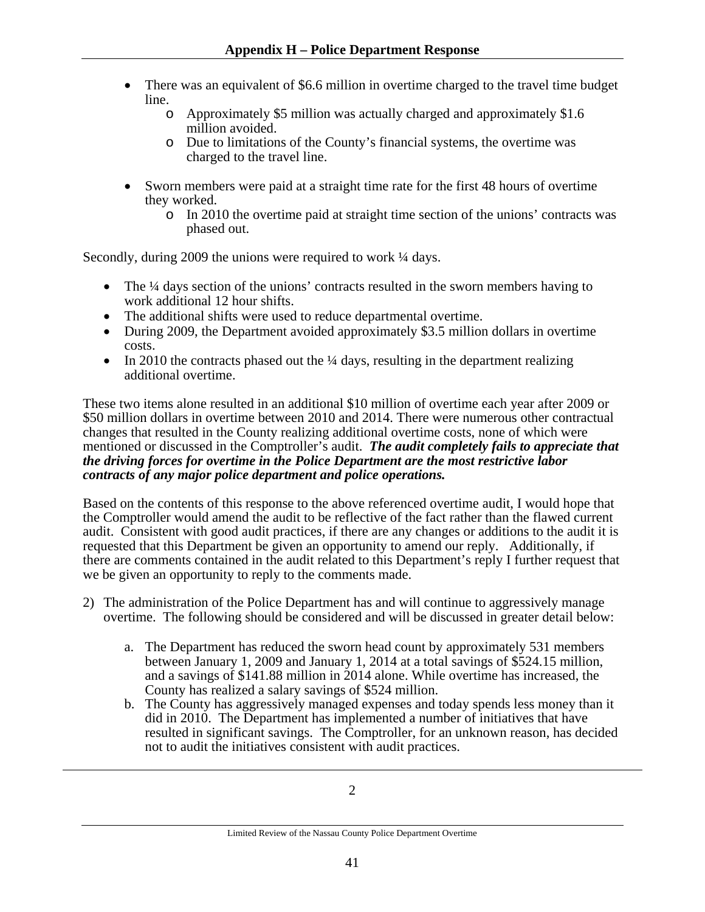- There was an equivalent of $6.6 million in overtime charged to the travel time budget line.
  - Approximately $5 million was actually charged and approximately $1.6 million avoided.
  - Due to limitations of the County's financial systems, the overtime was charged to the travel line.
- Sworn members were paid at a straight time rate for the first 48 hours of overtime they worked.
  - In 2010 the overtime paid at straight time section of the unions' contracts was phased out.

Secondly, during 2009 the unions were required to work ¼ days.

- The ¼ days section of the unions' contracts resulted in the sworn members having to work additional 12 hour shifts.
- The additional shifts were used to reduce departmental overtime.
- During 2009, the Department avoided approximately $3.5 million dollars in overtime costs.
- In 2010 the contracts phased out the ¼ days, resulting in the department realizing additional overtime.

These two items alone resulted in an additional $10 million of overtime each year after 2009 or $50 million dollars in overtime between 2010 and 2014. There were numerous other contractual changes that resulted in the County realizing additional overtime costs, none of which were mentioned or discussed in the Comptroller's audit. ***The audit completely fails to appreciate that the driving forces for overtime in the Police Department are the most restrictive labor contracts of any major police department and police operations.***

Based on the contents of this response to the above referenced overtime audit, I would hope that the Comptroller would amend the audit to be reflective of the fact rather than the flawed current audit. Consistent with good audit practices, if there are any changes or additions to the audit it is requested that this Department be given an opportunity to amend our reply. Additionally, if there are comments contained in the audit related to this Department's reply I further request that we be given an opportunity to reply to the comments made.

2) The administration of the Police Department has and will continue to aggressively manage overtime. The following should be considered and will be discussed in greater detail below:

   a. The Department has reduced the sworn head count by approximately 531 members between January 1, 2009 and January 1, 2014 at a total savings of $524.15 million, and a savings of $141.88 million in 2014 alone. While overtime has increased, the County has realized a salary savings of $524 million.
   
   b. The County has aggressively managed expenses and today spends less money than it did in 2010. The Department has implemented a number of initiatives that have resulted in significant savings. The Comptroller, for an unknown reason, has decided not to audit the initiatives consistent with audit practices.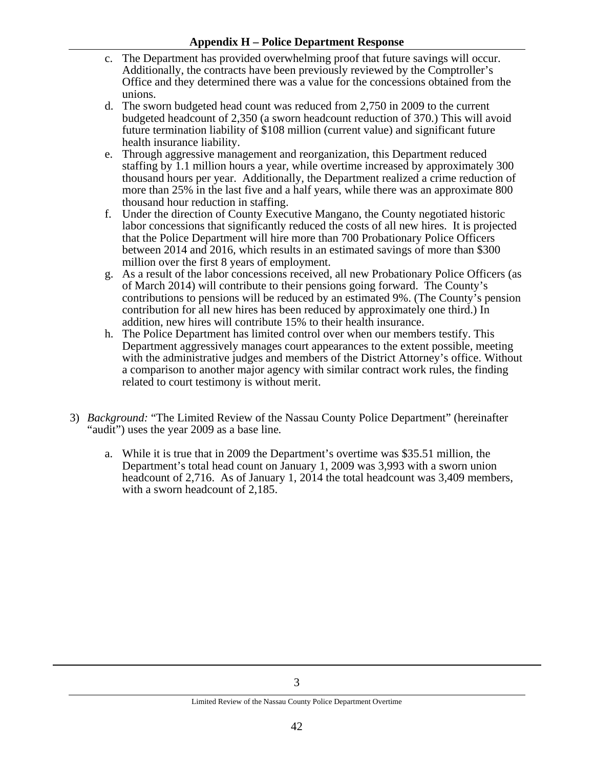c. The Department has provided overwhelming proof that future savings will occur. Additionally, the contracts have been previously reviewed by the Comptroller's Office and they determined there was a value for the concessions obtained from the unions.

d. The sworn budgeted head count was reduced from 2,750 in 2009 to the current budgeted headcount of 2,350 (a sworn headcount reduction of 370.) This will avoid future termination liability of $108 million (current value) and significant future health insurance liability.

e. Through aggressive management and reorganization, this Department reduced staffing by 1.1 million hours a year, while overtime increased by approximately 300 thousand hours per year. Additionally, the Department realized a crime reduction of more than 25% in the last five and a half years, while there was an approximate 800 thousand hour reduction in staffing.

f. Under the direction of County Executive Mangano, the County negotiated historic labor concessions that significantly reduced the costs of all new hires. It is projected that the Police Department will hire more than 700 Probationary Police Officers between 2014 and 2016, which results in an estimated savings of more than $300 million over the first 8 years of employment.

g. As a result of the labor concessions received, all new Probationary Police Officers (as of March 2014) will contribute to their pensions going forward. The County's contributions to pensions will be reduced by an estimated 9%. (The County's pension contribution for all new hires has been reduced by approximately one third.) In addition, new hires will contribute 15% to their health insurance.

h. The Police Department has limited control over when our members testify. This Department aggressively manages court appearances to the extent possible, meeting with the administrative judges and members of the District Attorney's office. Without a comparison to another major agency with similar contract work rules, the finding related to court testimony is without merit.

3) *Background:* "The Limited Review of the Nassau County Police Department" (hereinafter "audit") uses the year 2009 as a base line.

   a. While it is true that in 2009 the Department's overtime was $35.51 million, the Department's total head count on January 1, 2009 was 3,993 with a sworn union headcount of 2,716. As of January 1, 2014 the total headcount was 3,409 members, with a sworn headcount of 2,185.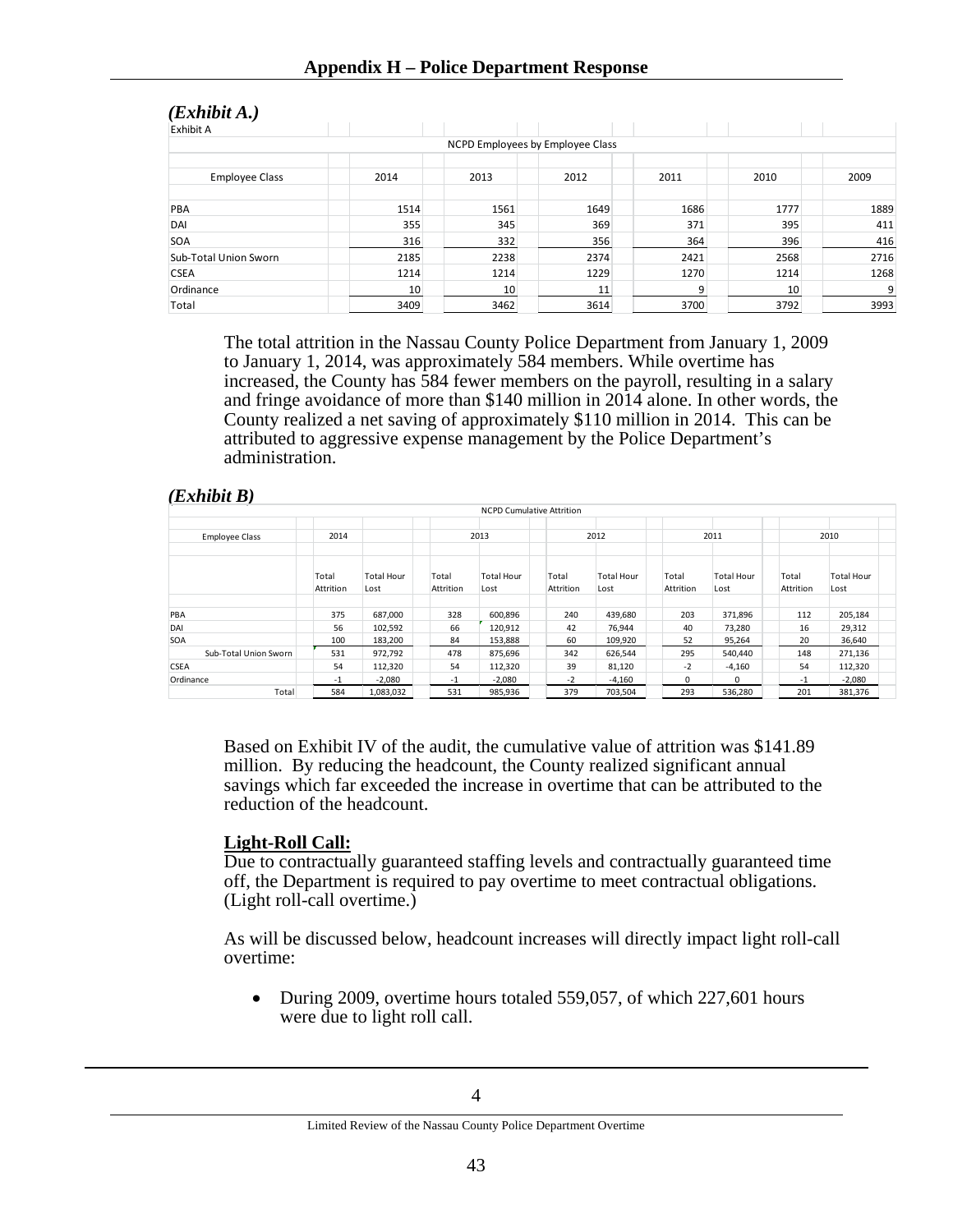## Appendix H – Police Department Response

*(Exhibit A.)*

Exhibit A

NCPD Employees by Employee Class

| Employee Class | 2014 | 2013 | 2012 | 2011 | 2010 | 2009 |
|---|---|---|---|---|---|---|
| PBA | 1514 | 1561 | 1649 | 1686 | 1777 | 1889 |
| DAI | 355 | 345 | 369 | 371 | 395 | 411 |
| SOA | 316 | 332 | 356 | 364 | 396 | 416 |
| Sub-Total Union Sworn | 2185 | 2238 | 2374 | 2421 | 2568 | 2716 |
| CSEA | 1214 | 1214 | 1229 | 1270 | 1214 | 1268 |
| Ordinance | 10 | 10 | 11 | 9 | 10 | 9 |
| Total | 3409 | 3462 | 3614 | 3700 | 3792 | 3993 |

The total attrition in the Nassau County Police Department from January 1, 2009 to January 1, 2014, was approximately 584 members. While overtime has increased, the County has 584 fewer members on the payroll, resulting in a salary and fringe avoidance of more than $140 million in 2014 alone. In other words, the County realized a net saving of approximately $110 million in 2014. This can be attributed to aggressive expense management by the Police Department's administration.

*(Exhibit B)*

NCPD Cumulative Attrition

| Employee Class | 2014 | | 2013 | | 2012 | | 2011 | | 2010 | |
|---|---|---|---|---|---|---|---|---|---|---|
| | Total Attrition | Total Hour Lost | Total Attrition | Total Hour Lost | Total Attrition | Total Hour Lost | Total Attrition | Total Hour Lost | Total Attrition | Total Hour Lost |
| PBA | 375 | 687,000 | 328 | 600,896 | 240 | 439,680 | 203 | 371,896 | 112 | 205,184 |
| DAI | 56 | 102,592 | 66 | 120,912 | 42 | 76,944 | 40 | 73,280 | 16 | 29,312 |
| SOA | 100 | 183,200 | 84 | 153,888 | 60 | 109,920 | 52 | 95,264 | 20 | 36,640 |
| Sub-Total Union Sworn | 531 | 972,792 | 478 | 875,696 | 342 | 626,544 | 295 | 540,440 | 148 | 271,136 |
| CSEA | 54 | 112,320 | 54 | 112,320 | 39 | 81,120 | -2 | -4,160 | 54 | 112,320 |
| Ordinance | -1 | -2,080 | -1 | -2,080 | -2 | -4,160 | 0 | 0 | -1 | -2,080 |
| Total | 584 | 1,083,032 | 531 | 985,936 | 379 | 703,504 | 293 | 536,280 | 201 | 381,376 |

Based on Exhibit IV of the audit, the cumulative value of attrition was $141.89 million. By reducing the headcount, the County realized significant annual savings which far exceeded the increase in overtime that can be attributed to the reduction of the headcount.

**Light-Roll Call:**

Due to contractually guaranteed staffing levels and contractually guaranteed time off, the Department is required to pay overtime to meet contractual obligations. (Light roll-call overtime.)

As will be discussed below, headcount increases will directly impact light roll-call overtime:

- During 2009, overtime hours totaled 559,057, of which 227,601 hours were due to light roll call.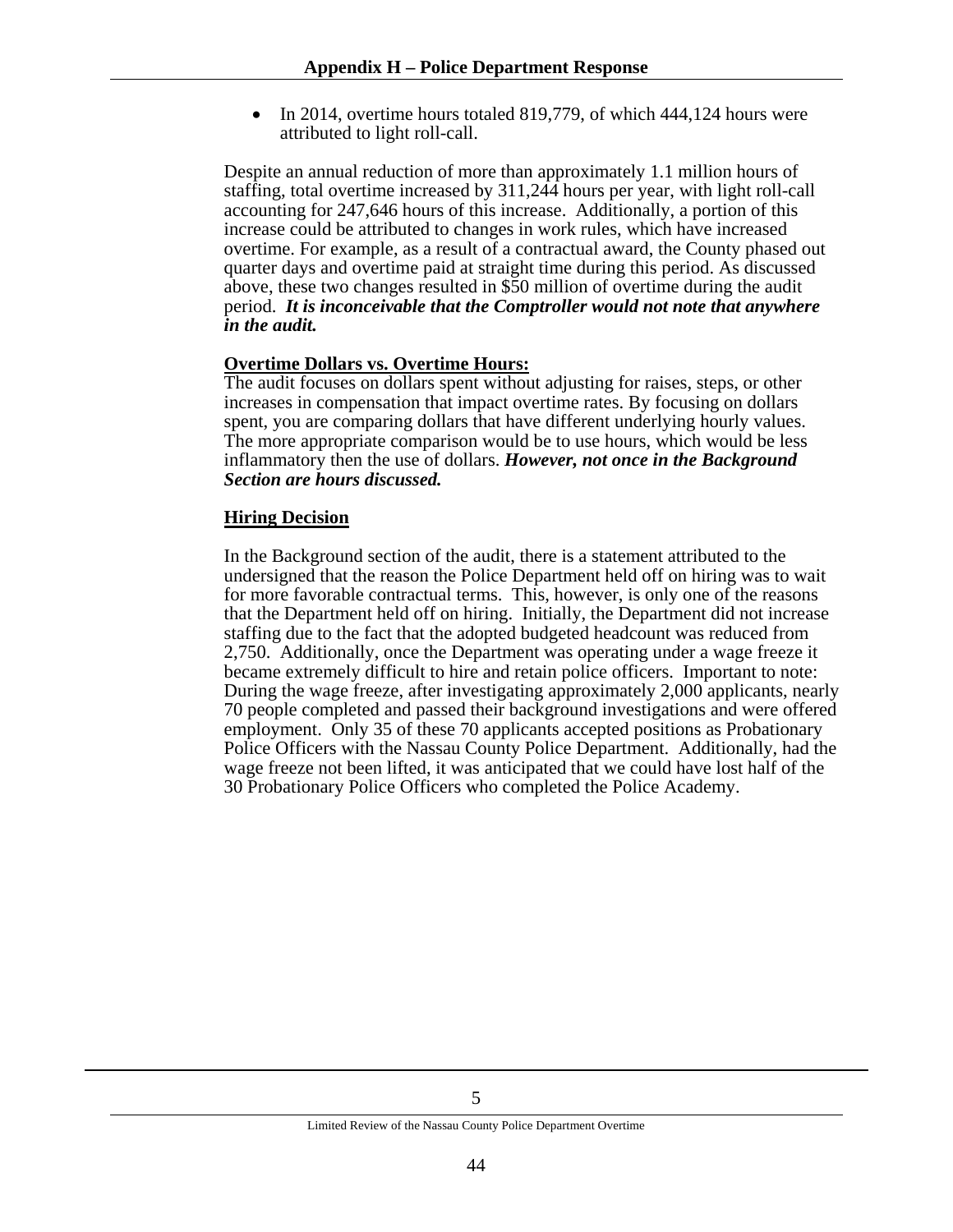- In 2014, overtime hours totaled 819,779, of which 444,124 hours were attributed to light roll-call.

Despite an annual reduction of more than approximately 1.1 million hours of staffing, total overtime increased by 311,244 hours per year, with light roll-call accounting for 247,646 hours of this increase. Additionally, a portion of this increase could be attributed to changes in work rules, which have increased overtime. For example, as a result of a contractual award, the County phased out quarter days and overtime paid at straight time during this period. As discussed above, these two changes resulted in $50 million of overtime during the audit period. ***It is inconceivable that the Comptroller would not note that anywhere in the audit.***

**Overtime Dollars vs. Overtime Hours:**

The audit focuses on dollars spent without adjusting for raises, steps, or other increases in compensation that impact overtime rates. By focusing on dollars spent, you are comparing dollars that have different underlying hourly values. The more appropriate comparison would be to use hours, which would be less inflammatory then the use of dollars. ***However, not once in the Background Section are hours discussed.***

**Hiring Decision**

In the Background section of the audit, there is a statement attributed to the undersigned that the reason the Police Department held off on hiring was to wait for more favorable contractual terms. This, however, is only one of the reasons that the Department held off on hiring. Initially, the Department did not increase staffing due to the fact that the adopted budgeted headcount was reduced from 2,750. Additionally, once the Department was operating under a wage freeze it became extremely difficult to hire and retain police officers. Important to note: During the wage freeze, after investigating approximately 2,000 applicants, nearly 70 people completed and passed their background investigations and were offered employment. Only 35 of these 70 applicants accepted positions as Probationary Police Officers with the Nassau County Police Department. Additionally, had the wage freeze not been lifted, it was anticipated that we could have lost half of the 30 Probationary Police Officers who completed the Police Academy.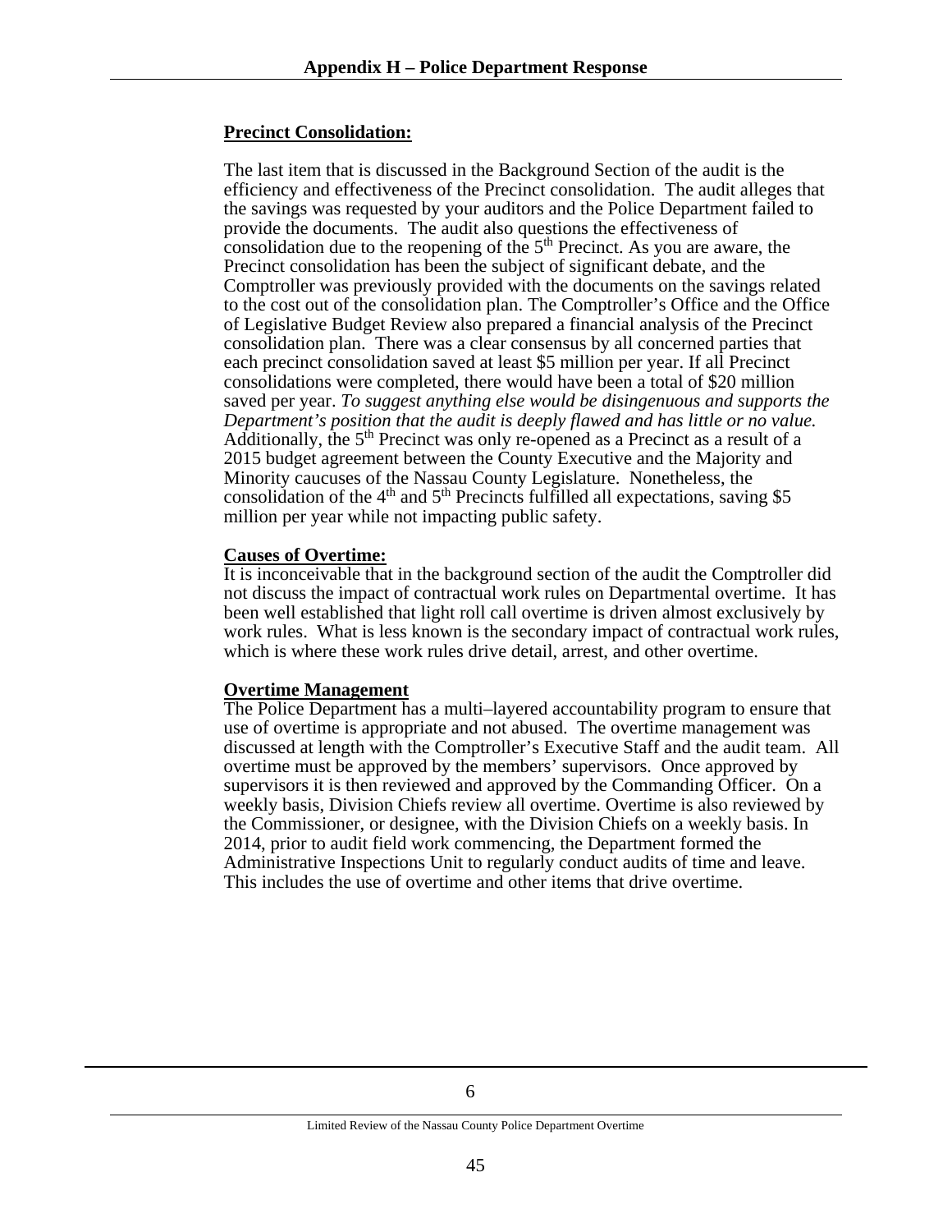## Precinct Consolidation:

The last item that is discussed in the Background Section of the audit is the efficiency and effectiveness of the Precinct consolidation. The audit alleges that the savings was requested by your auditors and the Police Department failed to provide the documents. The audit also questions the effectiveness of consolidation due to the reopening of the 5th Precinct. As you are aware, the Precinct consolidation has been the subject of significant debate, and the Comptroller was previously provided with the documents on the savings related to the cost out of the consolidation plan. The Comptroller's Office and the Office of Legislative Budget Review also prepared a financial analysis of the Precinct consolidation plan. There was a clear consensus by all concerned parties that each precinct consolidation saved at least $5 million per year. If all Precinct consolidations were completed, there would have been a total of $20 million saved per year. *To suggest anything else would be disingenuous and supports the Department's position that the audit is deeply flawed and has little or no value.* Additionally, the 5th Precinct was only re-opened as a Precinct as a result of a 2015 budget agreement between the County Executive and the Majority and Minority caucuses of the Nassau County Legislature. Nonetheless, the consolidation of the 4th and 5th Precincts fulfilled all expectations, saving $5 million per year while not impacting public safety.

## Causes of Overtime:

It is inconceivable that in the background section of the audit the Comptroller did not discuss the impact of contractual work rules on Departmental overtime. It has been well established that light roll call overtime is driven almost exclusively by work rules. What is less known is the secondary impact of contractual work rules, which is where these work rules drive detail, arrest, and other overtime.

## Overtime Management

The Police Department has a multi–layered accountability program to ensure that use of overtime is appropriate and not abused. The overtime management was discussed at length with the Comptroller's Executive Staff and the audit team. All overtime must be approved by the members' supervisors. Once approved by supervisors it is then reviewed and approved by the Commanding Officer. On a weekly basis, Division Chiefs review all overtime. Overtime is also reviewed by the Commissioner, or designee, with the Division Chiefs on a weekly basis. In 2014, prior to audit field work commencing, the Department formed the Administrative Inspections Unit to regularly conduct audits of time and leave. This includes the use of overtime and other items that drive overtime.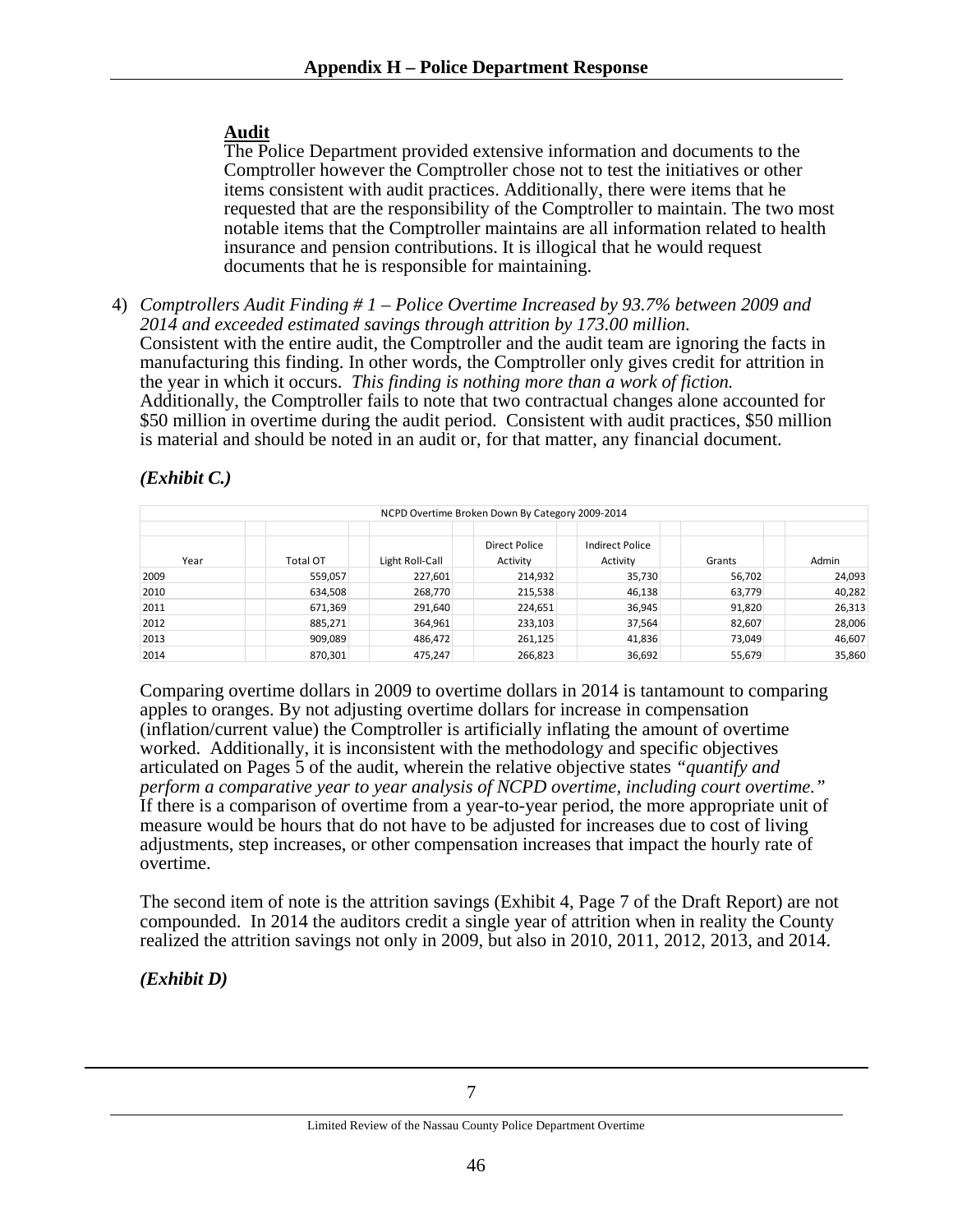**Audit**

The Police Department provided extensive information and documents to the Comptroller however the Comptroller chose not to test the initiatives or other items consistent with audit practices. Additionally, there were items that he requested that are the responsibility of the Comptroller to maintain. The two most notable items that the Comptroller maintains are all information related to health insurance and pension contributions. It is illogical that he would request documents that he is responsible for maintaining.

4) *Comptrollers Audit Finding # 1 – Police Overtime Increased by 93.7% between 2009 and 2014 and exceeded estimated savings through attrition by 173.00 million.*
Consistent with the entire audit, the Comptroller and the audit team are ignoring the facts in manufacturing this finding. In other words, the Comptroller only gives credit for attrition in the year in which it occurs. *This finding is nothing more than a work of fiction.* Additionally, the Comptroller fails to note that two contractual changes alone accounted for $50 million in overtime during the audit period. Consistent with audit practices, $50 million is material and should be noted in an audit or, for that matter, any financial document.

***(Exhibit C.)***

NCPD Overtime Broken Down By Category 2009-2014

| Year | Total OT | Light Roll-Call | Direct Police Activity | Indirect Police Activity | Grants | Admin |
|---|---|---|---|---|---|---|
| 2009 | 559,057 | 227,601 | 214,932 | 35,730 | 56,702 | 24,093 |
| 2010 | 634,508 | 268,770 | 215,538 | 46,138 | 63,779 | 40,282 |
| 2011 | 671,369 | 291,640 | 224,651 | 36,945 | 91,820 | 26,313 |
| 2012 | 885,271 | 364,961 | 233,103 | 37,564 | 82,607 | 28,006 |
| 2013 | 909,089 | 486,472 | 261,125 | 41,836 | 73,049 | 46,607 |
| 2014 | 870,301 | 475,247 | 266,823 | 36,692 | 55,679 | 35,860 |

Comparing overtime dollars in 2009 to overtime dollars in 2014 is tantamount to comparing apples to oranges. By not adjusting overtime dollars for increase in compensation (inflation/current value) the Comptroller is artificially inflating the amount of overtime worked. Additionally, it is inconsistent with the methodology and specific objectives articulated on Pages 5 of the audit, wherein the relative objective states *"quantify and perform a comparative year to year analysis of NCPD overtime, including court overtime."* If there is a comparison of overtime from a year-to-year period, the more appropriate unit of measure would be hours that do not have to be adjusted for increases due to cost of living adjustments, step increases, or other compensation increases that impact the hourly rate of overtime.

The second item of note is the attrition savings (Exhibit 4, Page 7 of the Draft Report) are not compounded. In 2014 the auditors credit a single year of attrition when in reality the County realized the attrition savings not only in 2009, but also in 2010, 2011, 2012, 2013, and 2014.

***(Exhibit D)***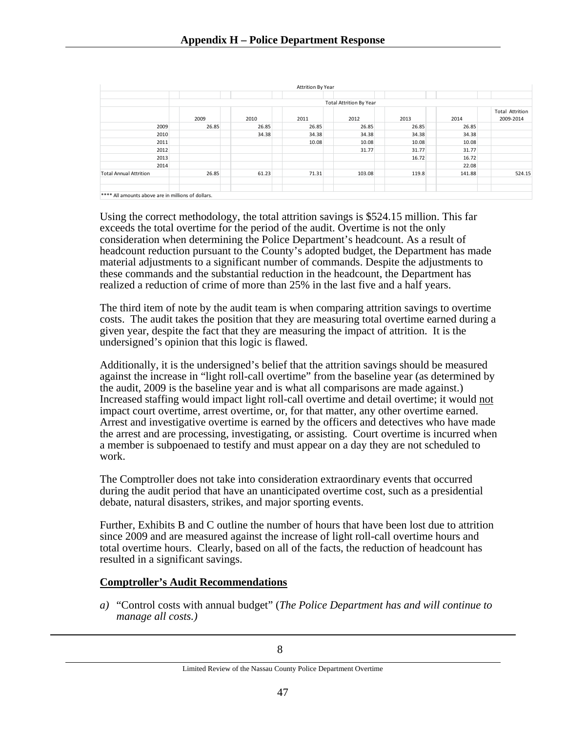# Appendix H – Police Department Response

Attrition By Year

| | Total Attrition By Year | | | | | | |
|---|---|---|---|---|---|---|---|
| | 2009 | 2010 | 2011 | 2012 | 2013 | 2014 | Total Attrition 2009-2014 |
| 2009 | 26.85 | 26.85 | 26.85 | 26.85 | 26.85 | 26.85 | |
| 2010 | | 34.38 | 34.38 | 34.38 | 34.38 | 34.38 | |
| 2011 | | | 10.08 | 10.08 | 10.08 | 10.08 | |
| 2012 | | | | 31.77 | 31.77 | 31.77 | |
| 2013 | | | | | 16.72 | 16.72 | |
| 2014 | | | | | | 22.08 | |
| Total Annual Attrition | 26.85 | 61.23 | 71.31 | 103.08 | 119.8 | 141.88 | 524.15 |

**** All amounts above are in millions of dollars.

Using the correct methodology, the total attrition savings is $524.15 million. This far exceeds the total overtime for the period of the audit. Overtime is not the only consideration when determining the Police Department's headcount. As a result of headcount reduction pursuant to the County's adopted budget, the Department has made material adjustments to a significant number of commands. Despite the adjustments to these commands and the substantial reduction in the headcount, the Department has realized a reduction of crime of more than 25% in the last five and a half years.

The third item of note by the audit team is when comparing attrition savings to overtime costs. The audit takes the position that they are measuring total overtime earned during a given year, despite the fact that they are measuring the impact of attrition. It is the undersigned's opinion that this logic is flawed.

Additionally, it is the undersigned's belief that the attrition savings should be measured against the increase in "light roll-call overtime" from the baseline year (as determined by the audit, 2009 is the baseline year and is what all comparisons are made against.) Increased staffing would impact light roll-call overtime and detail overtime; it would <u>not</u> impact court overtime, arrest overtime, or, for that matter, any other overtime earned. Arrest and investigative overtime is earned by the officers and detectives who have made the arrest and are processing, investigating, or assisting. Court overtime is incurred when a member is subpoenaed to testify and must appear on a day they are not scheduled to work.

The Comptroller does not take into consideration extraordinary events that occurred during the audit period that have an unanticipated overtime cost, such as a presidential debate, natural disasters, strikes, and major sporting events.

Further, Exhibits B and C outline the number of hours that have been lost due to attrition since 2009 and are measured against the increase of light roll-call overtime hours and total overtime hours. Clearly, based on all of the facts, the reduction of headcount has resulted in a significant savings.

## <u>Comptroller's Audit Recommendations</u>

*a)* "Control costs with annual budget" (*The Police Department has and will continue to manage all costs.)*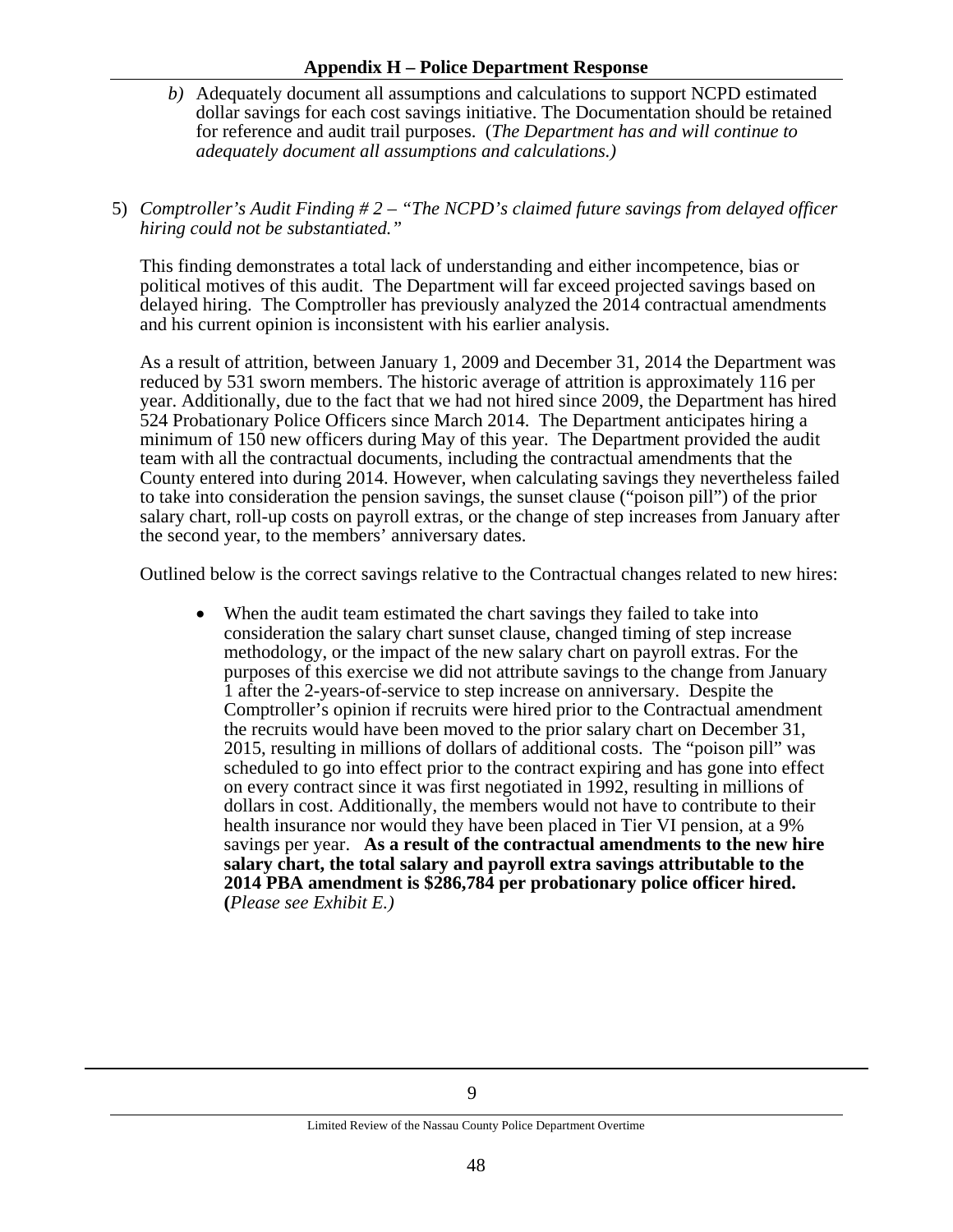*b)* Adequately document all assumptions and calculations to support NCPD estimated dollar savings for each cost savings initiative. The Documentation should be retained for reference and audit trail purposes. (*The Department has and will continue to adequately document all assumptions and calculations.)*

5) *Comptroller's Audit Finding # 2 – "The NCPD's claimed future savings from delayed officer hiring could not be substantiated."*

This finding demonstrates a total lack of understanding and either incompetence, bias or political motives of this audit. The Department will far exceed projected savings based on delayed hiring. The Comptroller has previously analyzed the 2014 contractual amendments and his current opinion is inconsistent with his earlier analysis.

As a result of attrition, between January 1, 2009 and December 31, 2014 the Department was reduced by 531 sworn members. The historic average of attrition is approximately 116 per year. Additionally, due to the fact that we had not hired since 2009, the Department has hired 524 Probationary Police Officers since March 2014. The Department anticipates hiring a minimum of 150 new officers during May of this year. The Department provided the audit team with all the contractual documents, including the contractual amendments that the County entered into during 2014. However, when calculating savings they nevertheless failed to take into consideration the pension savings, the sunset clause ("poison pill") of the prior salary chart, roll-up costs on payroll extras, or the change of step increases from January after the second year, to the members' anniversary dates.

Outlined below is the correct savings relative to the Contractual changes related to new hires:

- When the audit team estimated the chart savings they failed to take into consideration the salary chart sunset clause, changed timing of step increase methodology, or the impact of the new salary chart on payroll extras. For the purposes of this exercise we did not attribute savings to the change from January 1 after the 2-years-of-service to step increase on anniversary. Despite the Comptroller's opinion if recruits were hired prior to the Contractual amendment the recruits would have been moved to the prior salary chart on December 31, 2015, resulting in millions of dollars of additional costs. The "poison pill" was scheduled to go into effect prior to the contract expiring and has gone into effect on every contract since it was first negotiated in 1992, resulting in millions of dollars in cost. Additionally, the members would not have to contribute to their health insurance nor would they have been placed in Tier VI pension, at a 9% savings per year. **As a result of the contractual amendments to the new hire salary chart, the total salary and payroll extra savings attributable to the 2014 PBA amendment is $286,784 per probationary police officer hired. (***Please see Exhibit E.)*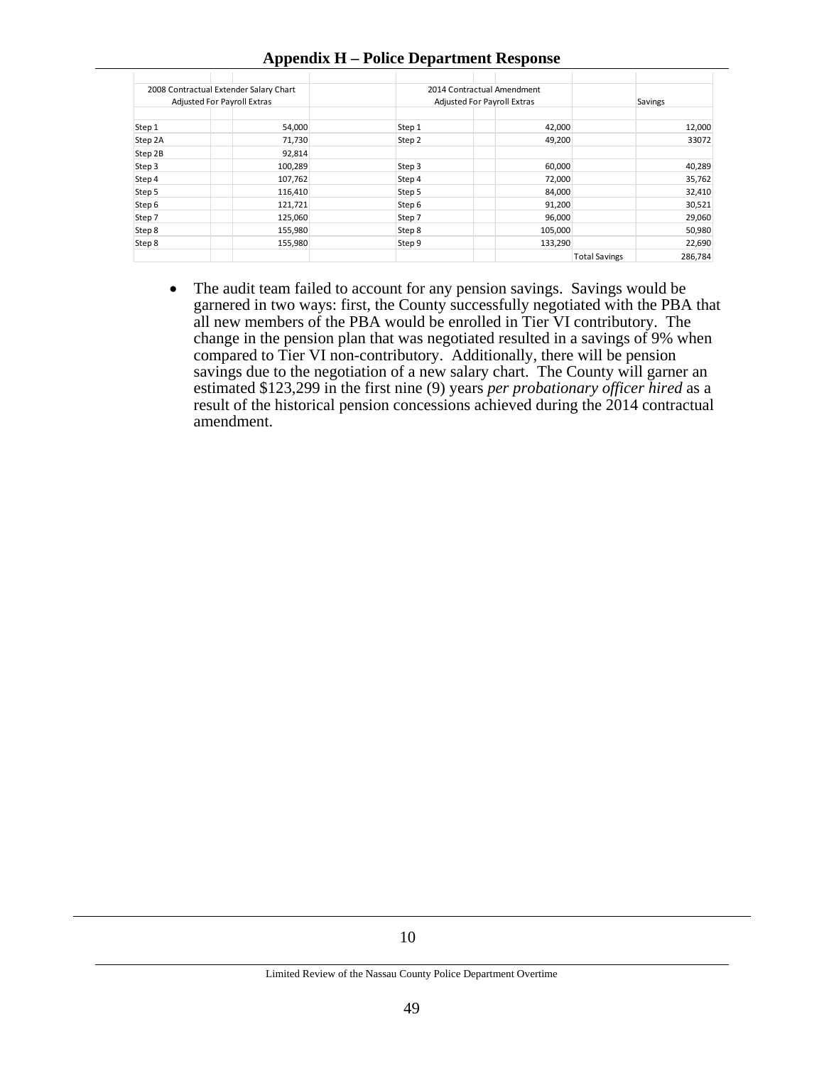## Appendix H – Police Department Response

| 2008 Contractual Extender Salary Chart Adjusted For Payroll Extras | | | 2014 Contractual Amendment Adjusted For Payroll Extras | | | | Savings |
|---|---|---|---|---|---|---|---|
| Step 1 | | 54,000 | Step 1 | | 42,000 | | 12,000 |
| Step 2A | | 71,730 | Step 2 | | 49,200 | | 33072 |
| Step 2B | | 92,814 | | | | | |
| Step 3 | | 100,289 | Step 3 | | 60,000 | | 40,289 |
| Step 4 | | 107,762 | Step 4 | | 72,000 | | 35,762 |
| Step 5 | | 116,410 | Step 5 | | 84,000 | | 32,410 |
| Step 6 | | 121,721 | Step 6 | | 91,200 | | 30,521 |
| Step 7 | | 125,060 | Step 7 | | 96,000 | | 29,060 |
| Step 8 | | 155,980 | Step 8 | | 105,000 | | 50,980 |
| Step 8 | | 155,980 | Step 9 | | 133,290 | | 22,690 |
| | | | | | | Total Savings | 286,784 |

- The audit team failed to account for any pension savings. Savings would be garnered in two ways: first, the County successfully negotiated with the PBA that all new members of the PBA would be enrolled in Tier VI contributory. The change in the pension plan that was negotiated resulted in a savings of 9% when compared to Tier VI non-contributory. Additionally, there will be pension savings due to the negotiation of a new salary chart. The County will garner an estimated $123,299 in the first nine (9) years *per probationary officer hired* as a result of the historical pension concessions achieved during the 2014 contractual amendment.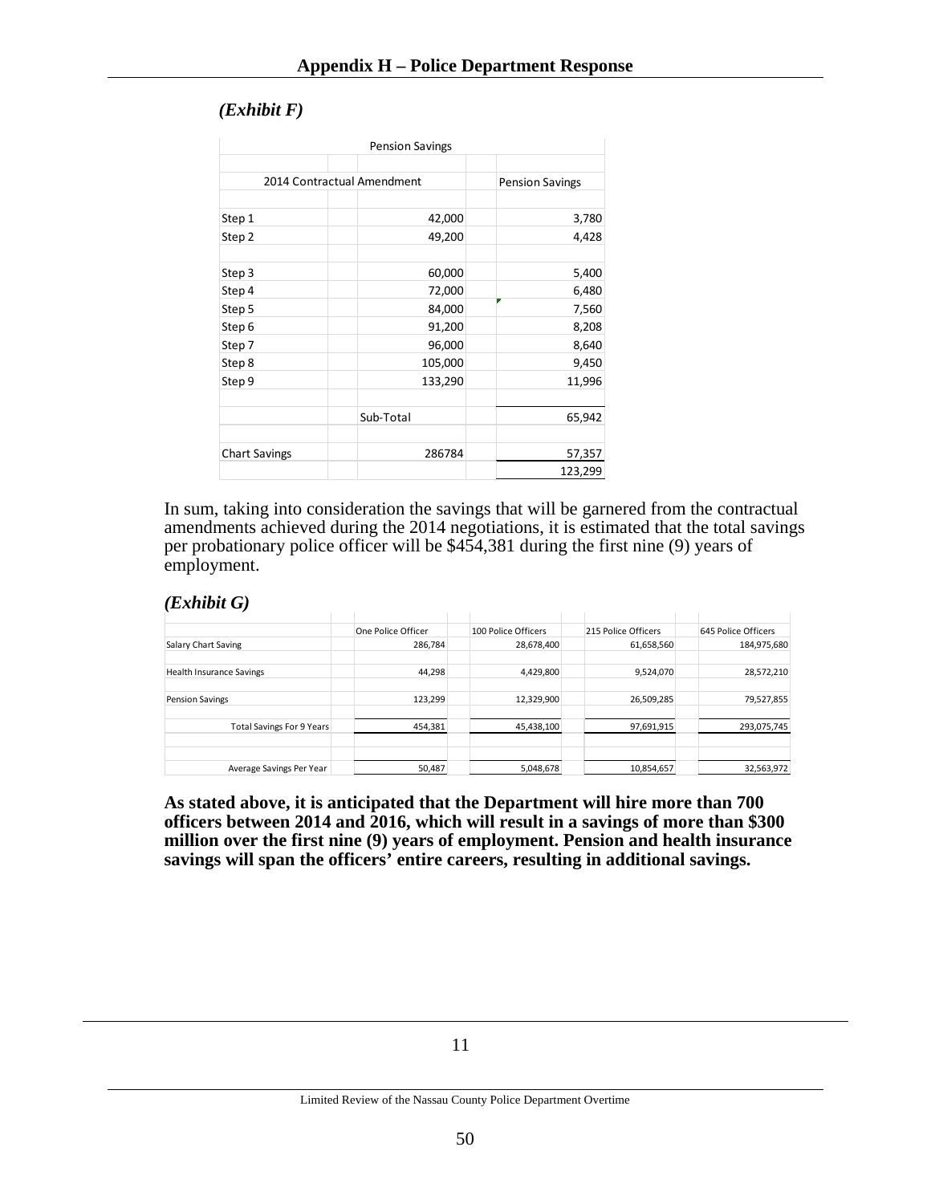*(Exhibit F)*

| Pension Savings | | |
|---|---|---|
| 2014 Contractual Amendment | | Pension Savings |
| Step 1 | 42,000 | 3,780 |
| Step 2 | 49,200 | 4,428 |
| Step 3 | 60,000 | 5,400 |
| Step 4 | 72,000 | 6,480 |
| Step 5 | 84,000 | 7,560 |
| Step 6 | 91,200 | 8,208 |
| Step 7 | 96,000 | 8,640 |
| Step 8 | 105,000 | 9,450 |
| Step 9 | 133,290 | 11,996 |
| | Sub-Total | 65,942 |
| Chart Savings | 286784 | 57,357 |
| | | 123,299 |

In sum, taking into consideration the savings that will be garnered from the contractual amendments achieved during the 2014 negotiations, it is estimated that the total savings per probationary police officer will be $454,381 during the first nine (9) years of employment.

*(Exhibit G)*

| | One Police Officer | 100 Police Officers | 215 Police Officers | 645 Police Officers |
|---|---|---|---|---|
| Salary Chart Saving | 286,784 | 28,678,400 | 61,658,560 | 184,975,680 |
| Health Insurance Savings | 44,298 | 4,429,800 | 9,524,070 | 28,572,210 |
| Pension Savings | 123,299 | 12,329,900 | 26,509,285 | 79,527,855 |
| Total Savings For 9 Years | 454,381 | 45,438,100 | 97,691,915 | 293,075,745 |
| Average Savings Per Year | 50,487 | 5,048,678 | 10,854,657 | 32,563,972 |

**As stated above, it is anticipated that the Department will hire more than 700 officers between 2014 and 2016, which will result in a savings of more than $300 million over the first nine (9) years of employment. Pension and health insurance savings will span the officers' entire careers, resulting in additional savings.**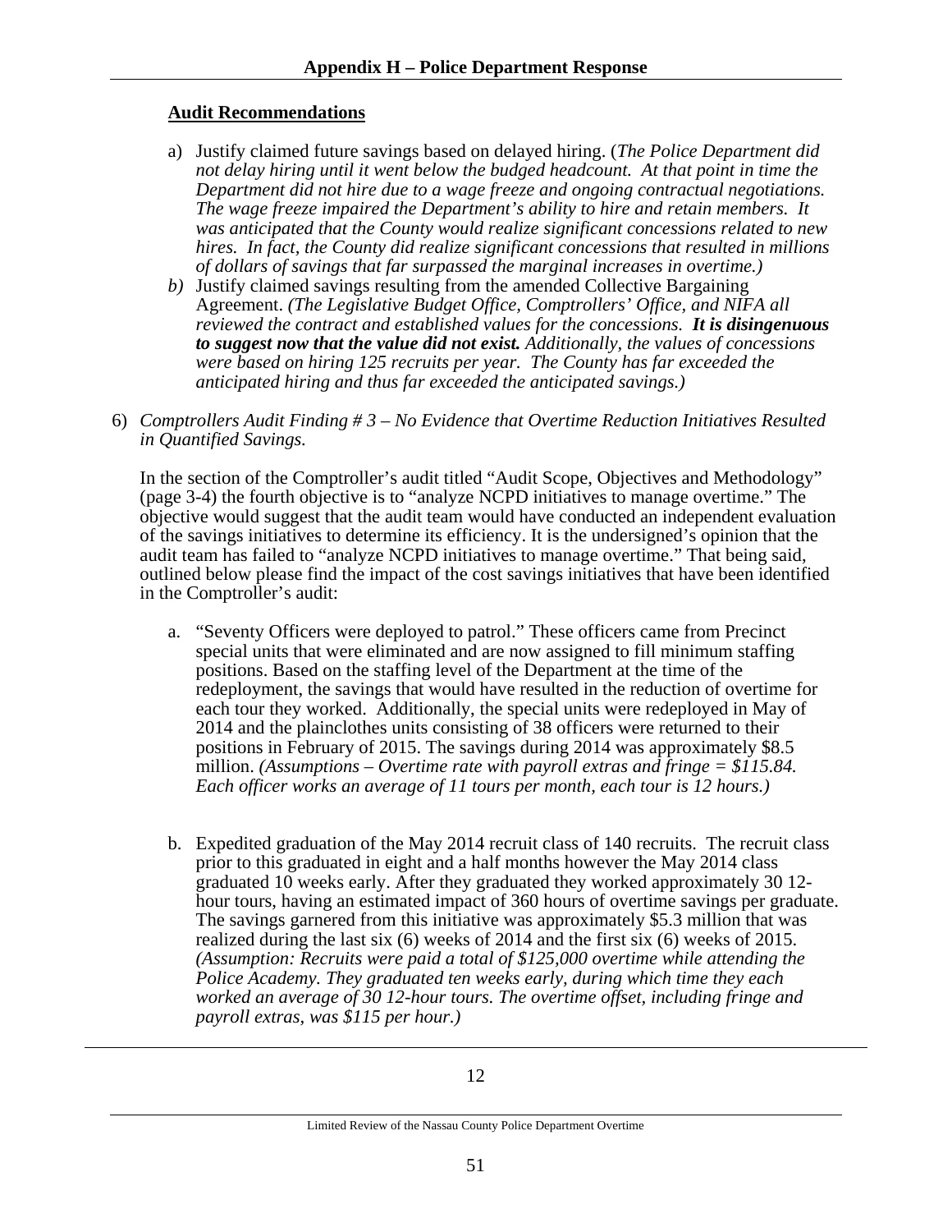## Audit Recommendations

a) Justify claimed future savings based on delayed hiring. (*The Police Department did not delay hiring until it went below the budged headcount. At that point in time the Department did not hire due to a wage freeze and ongoing contractual negotiations. The wage freeze impaired the Department's ability to hire and retain members. It was anticipated that the County would realize significant concessions related to new hires. In fact, the County did realize significant concessions that resulted in millions of dollars of savings that far surpassed the marginal increases in overtime.)*

*b)* Justify claimed savings resulting from the amended Collective Bargaining Agreement. *(The Legislative Budget Office, Comptrollers' Office, and NIFA all reviewed the contract and established values for the concessions. **It is disingenuous to suggest now that the value did not exist.** Additionally, the values of concessions were based on hiring 125 recruits per year. The County has far exceeded the anticipated hiring and thus far exceeded the anticipated savings.)*

6) *Comptrollers Audit Finding # 3 – No Evidence that Overtime Reduction Initiatives Resulted in Quantified Savings.*

In the section of the Comptroller's audit titled "Audit Scope, Objectives and Methodology" (page 3-4) the fourth objective is to "analyze NCPD initiatives to manage overtime." The objective would suggest that the audit team would have conducted an independent evaluation of the savings initiatives to determine its efficiency. It is the undersigned's opinion that the audit team has failed to "analyze NCPD initiatives to manage overtime." That being said, outlined below please find the impact of the cost savings initiatives that have been identified in the Comptroller's audit:

a. "Seventy Officers were deployed to patrol." These officers came from Precinct special units that were eliminated and are now assigned to fill minimum staffing positions. Based on the staffing level of the Department at the time of the redeployment, the savings that would have resulted in the reduction of overtime for each tour they worked. Additionally, the special units were redeployed in May of 2014 and the plainclothes units consisting of 38 officers were returned to their positions in February of 2015. The savings during 2014 was approximately $8.5 million. *(Assumptions – Overtime rate with payroll extras and fringe = $115.84. Each officer works an average of 11 tours per month, each tour is 12 hours.)*

b. Expedited graduation of the May 2014 recruit class of 140 recruits. The recruit class prior to this graduated in eight and a half months however the May 2014 class graduated 10 weeks early. After they graduated they worked approximately 30 12-hour tours, having an estimated impact of 360 hours of overtime savings per graduate. The savings garnered from this initiative was approximately $5.3 million that was realized during the last six (6) weeks of 2014 and the first six (6) weeks of 2015. *(Assumption: Recruits were paid a total of $125,000 overtime while attending the Police Academy. They graduated ten weeks early, during which time they each worked an average of 30 12-hour tours. The overtime offset, including fringe and payroll extras, was $115 per hour.)*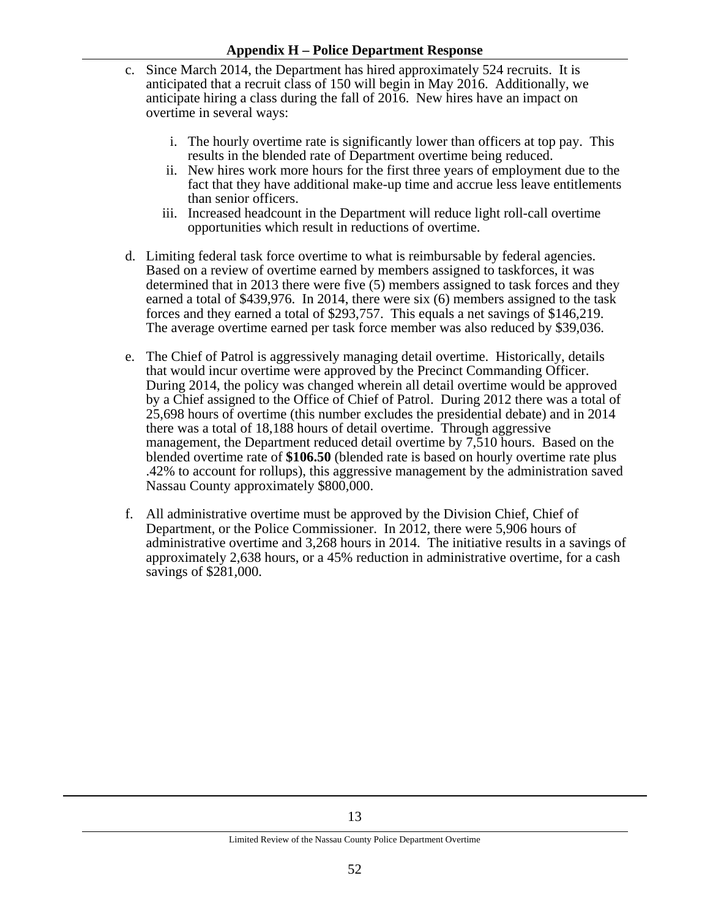c. Since March 2014, the Department has hired approximately 524 recruits. It is anticipated that a recruit class of 150 will begin in May 2016. Additionally, we anticipate hiring a class during the fall of 2016. New hires have an impact on overtime in several ways:

   i. The hourly overtime rate is significantly lower than officers at top pay. This results in the blended rate of Department overtime being reduced.
   ii. New hires work more hours for the first three years of employment due to the fact that they have additional make-up time and accrue less leave entitlements than senior officers.
   iii. Increased headcount in the Department will reduce light roll-call overtime opportunities which result in reductions of overtime.

d. Limiting federal task force overtime to what is reimbursable by federal agencies. Based on a review of overtime earned by members assigned to taskforces, it was determined that in 2013 there were five (5) members assigned to task forces and they earned a total of $439,976. In 2014, there were six (6) members assigned to the task forces and they earned a total of $293,757. This equals a net savings of $146,219. The average overtime earned per task force member was also reduced by $39,036.

e. The Chief of Patrol is aggressively managing detail overtime. Historically, details that would incur overtime were approved by the Precinct Commanding Officer. During 2014, the policy was changed wherein all detail overtime would be approved by a Chief assigned to the Office of Chief of Patrol. During 2012 there was a total of 25,698 hours of overtime (this number excludes the presidential debate) and in 2014 there was a total of 18,188 hours of detail overtime. Through aggressive management, the Department reduced detail overtime by 7,510 hours. Based on the blended overtime rate of **$106.50** (blended rate is based on hourly overtime rate plus .42% to account for rollups), this aggressive management by the administration saved Nassau County approximately $800,000.

f. All administrative overtime must be approved by the Division Chief, Chief of Department, or the Police Commissioner. In 2012, there were 5,906 hours of administrative overtime and 3,268 hours in 2014. The initiative results in a savings of approximately 2,638 hours, or a 45% reduction in administrative overtime, for a cash savings of $281,000.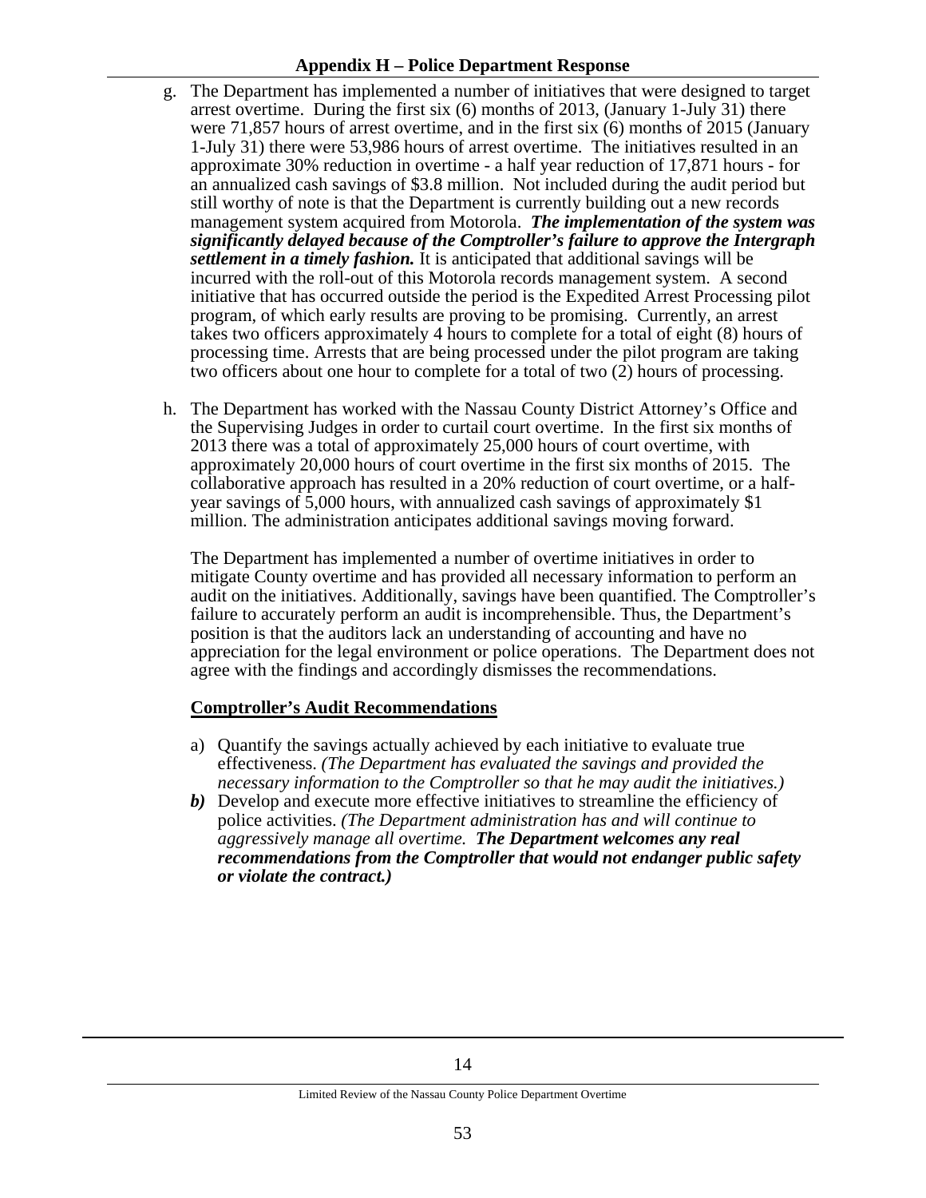g. The Department has implemented a number of initiatives that were designed to target arrest overtime. During the first six (6) months of 2013, (January 1-July 31) there were 71,857 hours of arrest overtime, and in the first six (6) months of 2015 (January 1-July 31) there were 53,986 hours of arrest overtime. The initiatives resulted in an approximate 30% reduction in overtime - a half year reduction of 17,871 hours - for an annualized cash savings of $3.8 million. Not included during the audit period but still worthy of note is that the Department is currently building out a new records management system acquired from Motorola. ***The implementation of the system was significantly delayed because of the Comptroller's failure to approve the Intergraph settlement in a timely fashion.*** It is anticipated that additional savings will be incurred with the roll-out of this Motorola records management system. A second initiative that has occurred outside the period is the Expedited Arrest Processing pilot program, of which early results are proving to be promising. Currently, an arrest takes two officers approximately 4 hours to complete for a total of eight (8) hours of processing time. Arrests that are being processed under the pilot program are taking two officers about one hour to complete for a total of two (2) hours of processing.

h. The Department has worked with the Nassau County District Attorney's Office and the Supervising Judges in order to curtail court overtime. In the first six months of 2013 there was a total of approximately 25,000 hours of court overtime, with approximately 20,000 hours of court overtime in the first six months of 2015. The collaborative approach has resulted in a 20% reduction of court overtime, or a half-year savings of 5,000 hours, with annualized cash savings of approximately $1 million. The administration anticipates additional savings moving forward.

The Department has implemented a number of overtime initiatives in order to mitigate County overtime and has provided all necessary information to perform an audit on the initiatives. Additionally, savings have been quantified. The Comptroller's failure to accurately perform an audit is incomprehensible. Thus, the Department's position is that the auditors lack an understanding of accounting and have no appreciation for the legal environment or police operations. The Department does not agree with the findings and accordingly dismisses the recommendations.

**Comptroller's Audit Recommendations**

a) Quantify the savings actually achieved by each initiative to evaluate true effectiveness. *(The Department has evaluated the savings and provided the necessary information to the Comptroller so that he may audit the initiatives.)*

***b)*** Develop and execute more effective initiatives to streamline the efficiency of police activities. *(The Department administration has and will continue to aggressively manage all overtime.* ***The Department welcomes any real recommendations from the Comptroller that would not endanger public safety or violate the contract.)***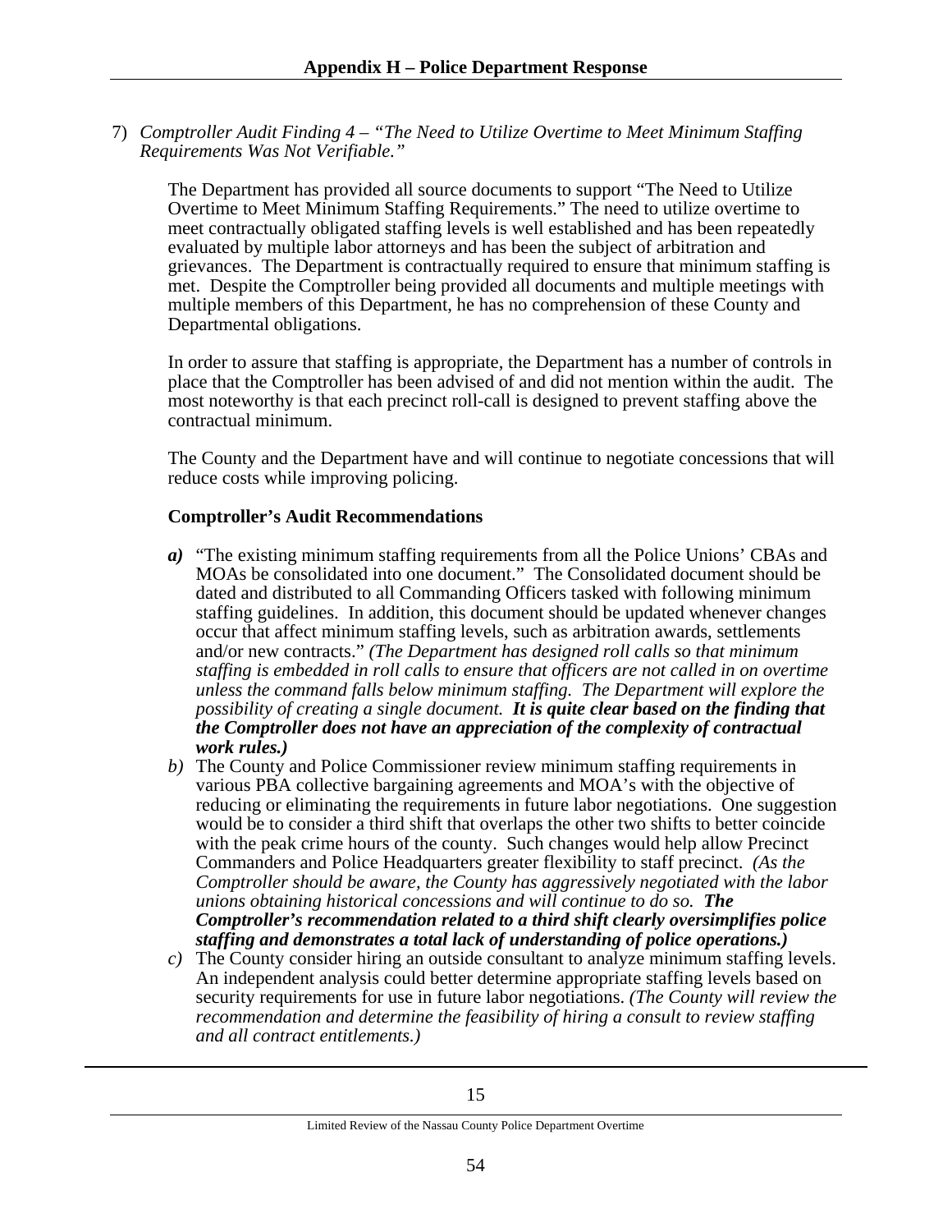7) *Comptroller Audit Finding 4 – "The Need to Utilize Overtime to Meet Minimum Staffing Requirements Was Not Verifiable."*

The Department has provided all source documents to support "The Need to Utilize Overtime to Meet Minimum Staffing Requirements." The need to utilize overtime to meet contractually obligated staffing levels is well established and has been repeatedly evaluated by multiple labor attorneys and has been the subject of arbitration and grievances. The Department is contractually required to ensure that minimum staffing is met. Despite the Comptroller being provided all documents and multiple meetings with multiple members of this Department, he has no comprehension of these County and Departmental obligations.

In order to assure that staffing is appropriate, the Department has a number of controls in place that the Comptroller has been advised of and did not mention within the audit. The most noteworthy is that each precinct roll-call is designed to prevent staffing above the contractual minimum.

The County and the Department have and will continue to negotiate concessions that will reduce costs while improving policing.

**Comptroller's Audit Recommendations**

- ***a)*** "The existing minimum staffing requirements from all the Police Unions' CBAs and MOAs be consolidated into one document." The Consolidated document should be dated and distributed to all Commanding Officers tasked with following minimum staffing guidelines. In addition, this document should be updated whenever changes occur that affect minimum staffing levels, such as arbitration awards, settlements and/or new contracts." *(The Department has designed roll calls so that minimum staffing is embedded in roll calls to ensure that officers are not called in on overtime unless the command falls below minimum staffing. The Department will explore the possibility of creating a single document.* ***It is quite clear based on the finding that the Comptroller does not have an appreciation of the complexity of contractual work rules.)***
- *b)* The County and Police Commissioner review minimum staffing requirements in various PBA collective bargaining agreements and MOA's with the objective of reducing or eliminating the requirements in future labor negotiations. One suggestion would be to consider a third shift that overlaps the other two shifts to better coincide with the peak crime hours of the county. Such changes would help allow Precinct Commanders and Police Headquarters greater flexibility to staff precinct. *(As the Comptroller should be aware, the County has aggressively negotiated with the labor unions obtaining historical concessions and will continue to do so.* ***The Comptroller's recommendation related to a third shift clearly oversimplifies police staffing and demonstrates a total lack of understanding of police operations.)***
- *c)* The County consider hiring an outside consultant to analyze minimum staffing levels. An independent analysis could better determine appropriate staffing levels based on security requirements for use in future labor negotiations. *(The County will review the recommendation and determine the feasibility of hiring a consult to review staffing and all contract entitlements.)*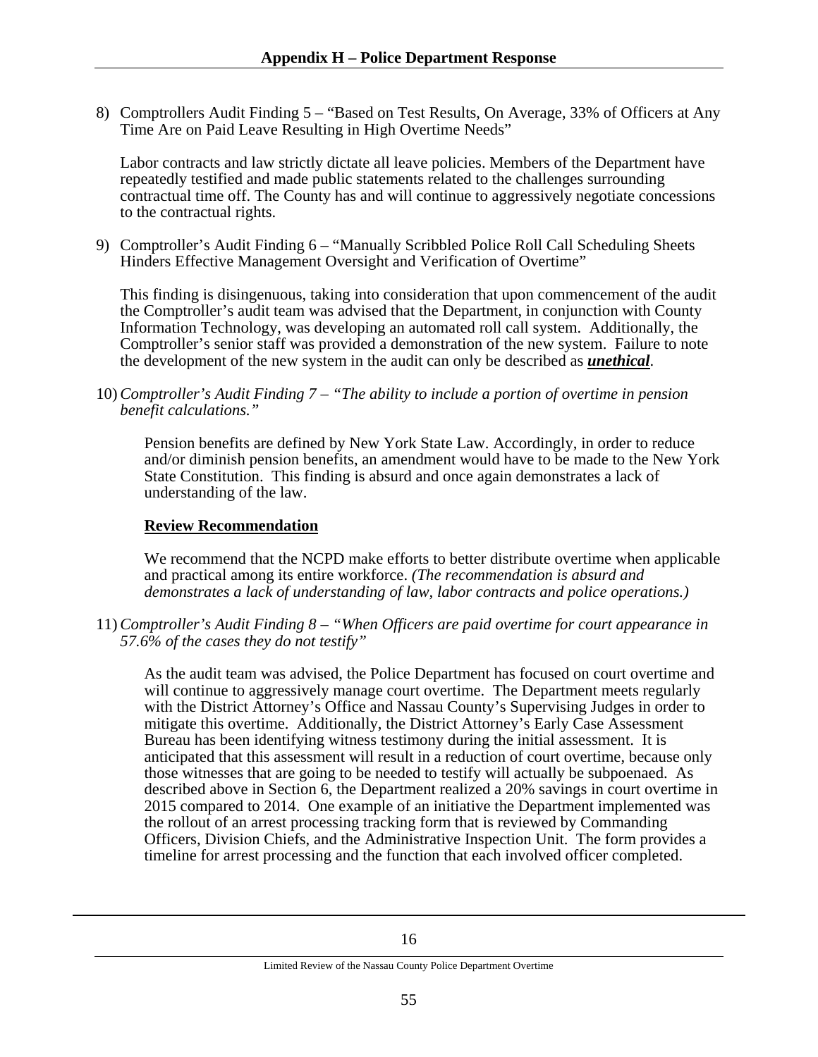## Appendix H – Police Department Response

8) Comptrollers Audit Finding 5 – "Based on Test Results, On Average, 33% of Officers at Any Time Are on Paid Leave Resulting in High Overtime Needs"

   Labor contracts and law strictly dictate all leave policies. Members of the Department have repeatedly testified and made public statements related to the challenges surrounding contractual time off. The County has and will continue to aggressively negotiate concessions to the contractual rights.

9) Comptroller's Audit Finding 6 – "Manually Scribbled Police Roll Call Scheduling Sheets Hinders Effective Management Oversight and Verification of Overtime"

   This finding is disingenuous, taking into consideration that upon commencement of the audit the Comptroller's audit team was advised that the Department, in conjunction with County Information Technology, was developing an automated roll call system. Additionally, the Comptroller's senior staff was provided a demonstration of the new system. Failure to note the development of the new system in the audit can only be described as ***unethical***.

10) *Comptroller's Audit Finding 7 – "The ability to include a portion of overtime in pension benefit calculations."*

    Pension benefits are defined by New York State Law. Accordingly, in order to reduce and/or diminish pension benefits, an amendment would have to be made to the New York State Constitution. This finding is absurd and once again demonstrates a lack of understanding of the law.

    **Review Recommendation**

    We recommend that the NCPD make efforts to better distribute overtime when applicable and practical among its entire workforce. *(The recommendation is absurd and demonstrates a lack of understanding of law, labor contracts and police operations.)*

11) *Comptroller's Audit Finding 8 – "When Officers are paid overtime for court appearance in 57.6% of the cases they do not testify"*

    As the audit team was advised, the Police Department has focused on court overtime and will continue to aggressively manage court overtime. The Department meets regularly with the District Attorney's Office and Nassau County's Supervising Judges in order to mitigate this overtime. Additionally, the District Attorney's Early Case Assessment Bureau has been identifying witness testimony during the initial assessment. It is anticipated that this assessment will result in a reduction of court overtime, because only those witnesses that are going to be needed to testify will actually be subpoenaed. As described above in Section 6, the Department realized a 20% savings in court overtime in 2015 compared to 2014. One example of an initiative the Department implemented was the rollout of an arrest processing tracking form that is reviewed by Commanding Officers, Division Chiefs, and the Administrative Inspection Unit. The form provides a timeline for arrest processing and the function that each involved officer completed.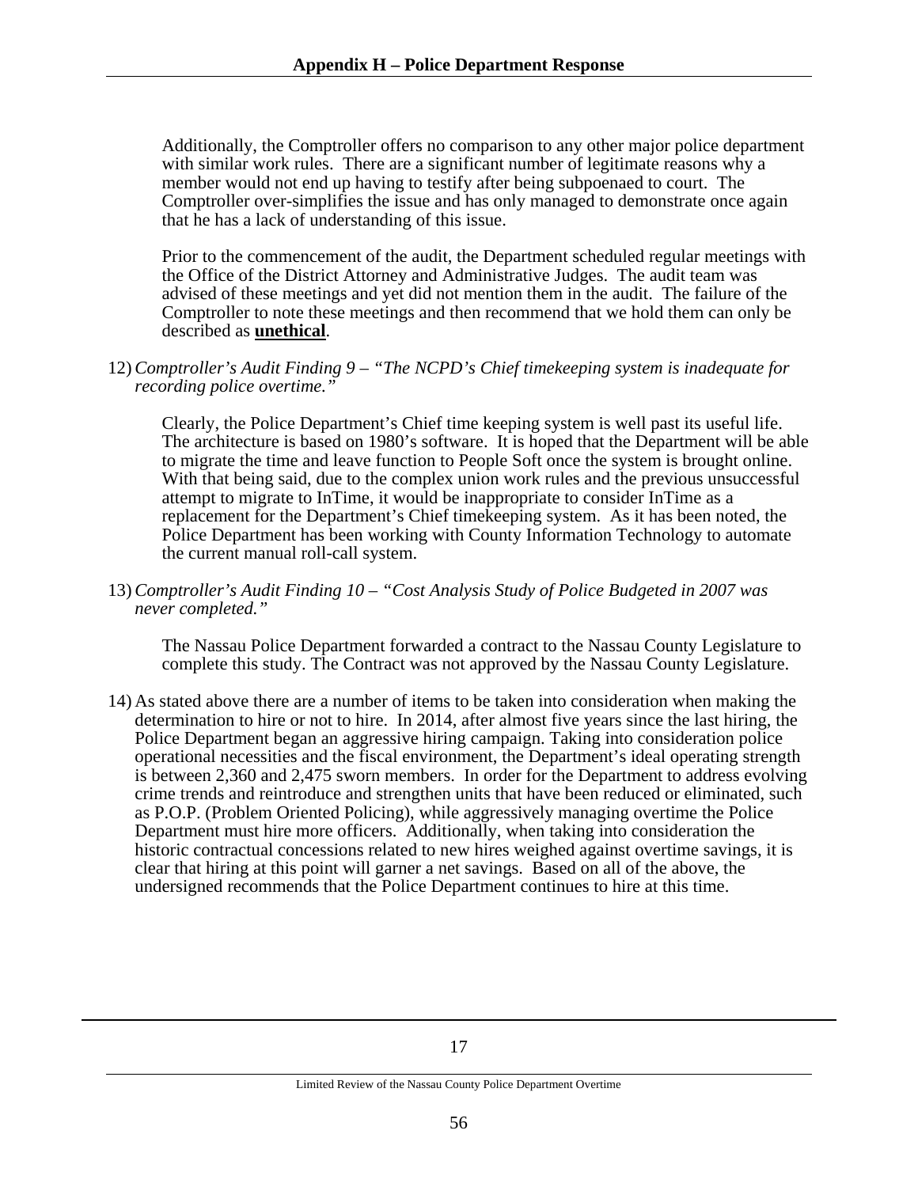Additionally, the Comptroller offers no comparison to any other major police department with similar work rules. There are a significant number of legitimate reasons why a member would not end up having to testify after being subpoenaed to court. The Comptroller over-simplifies the issue and has only managed to demonstrate once again that he has a lack of understanding of this issue.

Prior to the commencement of the audit, the Department scheduled regular meetings with the Office of the District Attorney and Administrative Judges. The audit team was advised of these meetings and yet did not mention them in the audit. The failure of the Comptroller to note these meetings and then recommend that we hold them can only be described as **unethical**.

12) *Comptroller's Audit Finding 9 – "The NCPD's Chief timekeeping system is inadequate for recording police overtime."*

    Clearly, the Police Department's Chief time keeping system is well past its useful life. The architecture is based on 1980's software. It is hoped that the Department will be able to migrate the time and leave function to People Soft once the system is brought online. With that being said, due to the complex union work rules and the previous unsuccessful attempt to migrate to InTime, it would be inappropriate to consider InTime as a replacement for the Department's Chief timekeeping system. As it has been noted, the Police Department has been working with County Information Technology to automate the current manual roll-call system.

13) *Comptroller's Audit Finding 10 – "Cost Analysis Study of Police Budgeted in 2007 was never completed."*

    The Nassau Police Department forwarded a contract to the Nassau County Legislature to complete this study. The Contract was not approved by the Nassau County Legislature.

14) As stated above there are a number of items to be taken into consideration when making the determination to hire or not to hire. In 2014, after almost five years since the last hiring, the Police Department began an aggressive hiring campaign. Taking into consideration police operational necessities and the fiscal environment, the Department's ideal operating strength is between 2,360 and 2,475 sworn members. In order for the Department to address evolving crime trends and reintroduce and strengthen units that have been reduced or eliminated, such as P.O.P. (Problem Oriented Policing), while aggressively managing overtime the Police Department must hire more officers. Additionally, when taking into consideration the historic contractual concessions related to new hires weighed against overtime savings, it is clear that hiring at this point will garner a net savings. Based on all of the above, the undersigned recommends that the Police Department continues to hire at this time.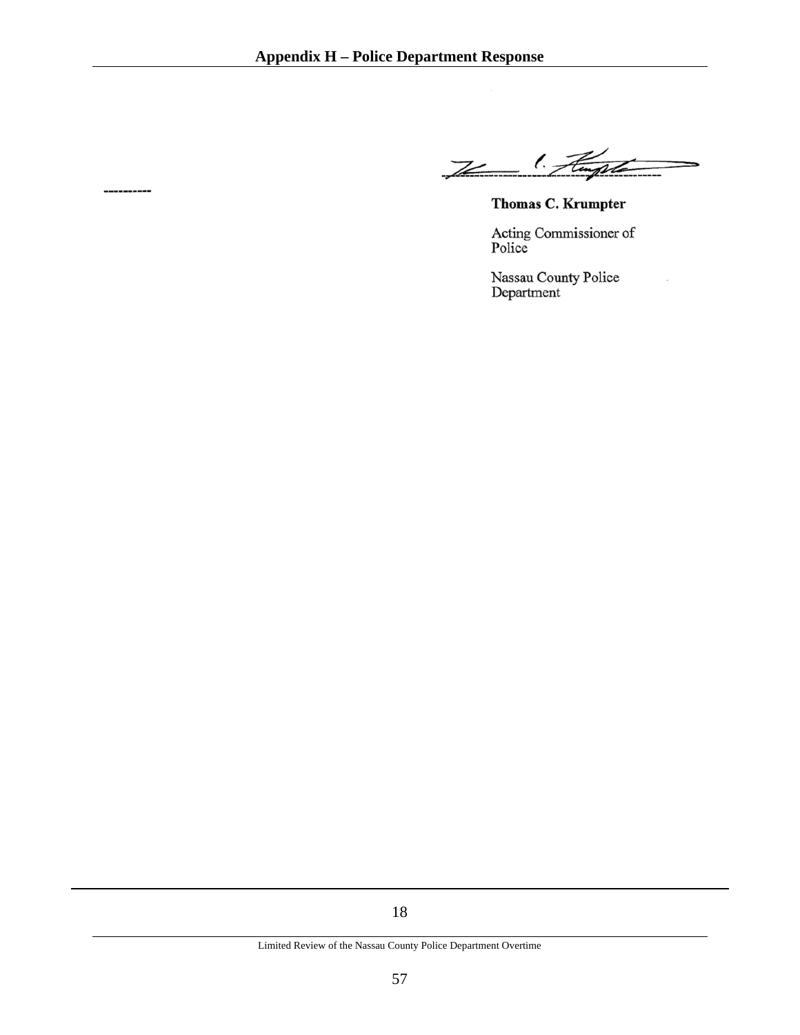Thomas C. Krumpter

Acting Commissioner of Police

Nassau County Police Department